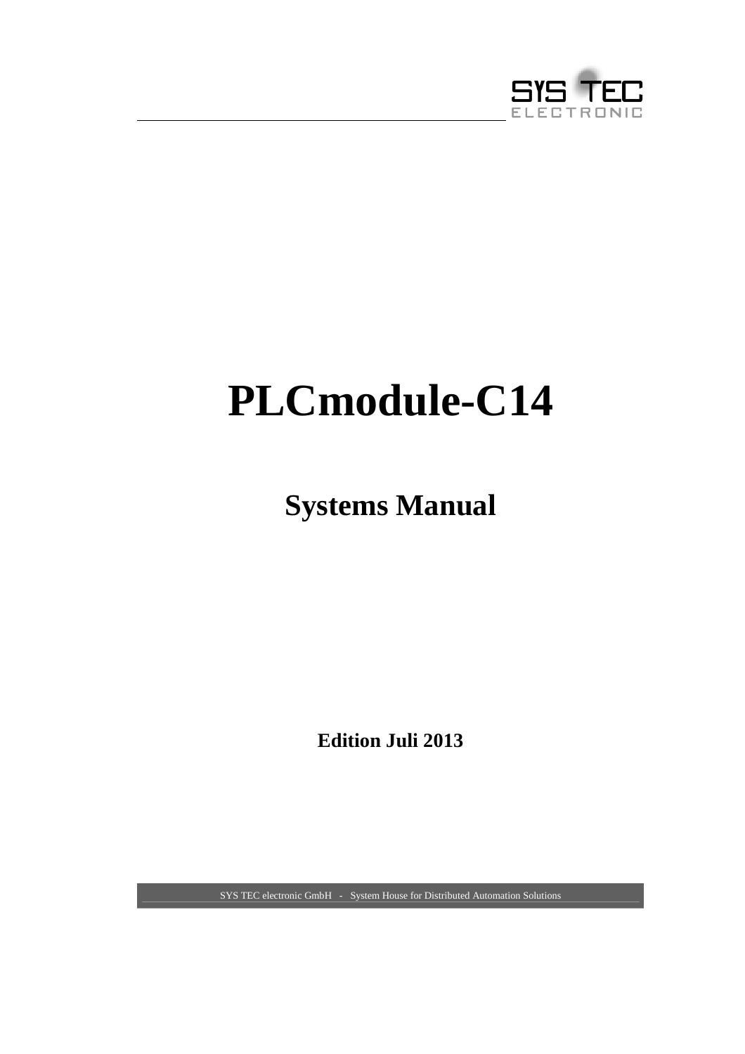SYS TEC ELECTRONIC

# PLCmodule-C14

## Systems Manual

**Edition Juli 2013**

SYS TEC electronic GmbH - System House for Distributed Automation Solutions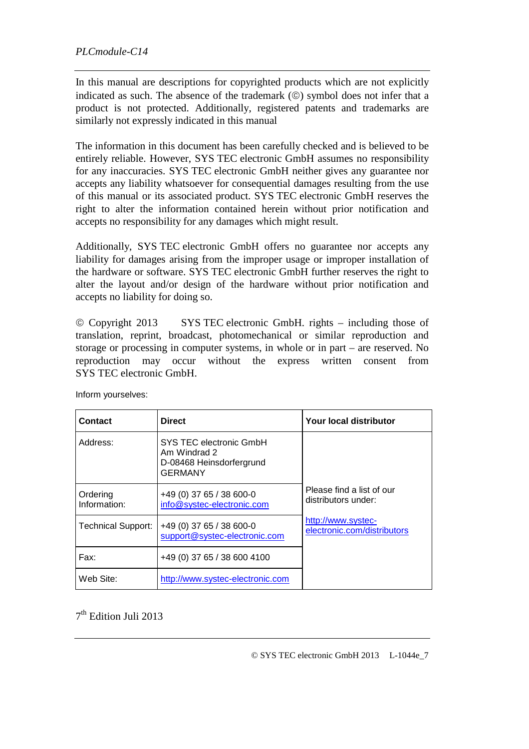In this manual are descriptions for copyrighted products which are not explicitly indicated as such. The absence of the trademark (©) symbol does not infer that a product is not protected. Additionally, registered patents and trademarks are similarly not expressly indicated in this manual

The information in this document has been carefully checked and is believed to be entirely reliable. However, SYS TEC electronic GmbH assumes no responsibility for any inaccuracies. SYS TEC electronic GmbH neither gives any guarantee nor accepts any liability whatsoever for consequential damages resulting from the use of this manual or its associated product. SYS TEC electronic GmbH reserves the right to alter the information contained herein without prior notification and accepts no responsibility for any damages which might result.

Additionally, SYS TEC electronic GmbH offers no guarantee nor accepts any liability for damages arising from the improper usage or improper installation of the hardware or software. SYS TEC electronic GmbH further reserves the right to alter the layout and/or design of the hardware without prior notification and accepts no liability for doing so.

© Copyright 2013 SYS TEC electronic GmbH. rights – including those of translation, reprint, broadcast, photomechanical or similar reproduction and storage or processing in computer systems, in whole or in part – are reserved. No reproduction may occur without the express written consent from SYS TEC electronic GmbH.

Inform yourselves:

| Contact | Direct | Your local distributor |
|---|---|---|
| Address: | SYS TEC electronic GmbH<br>Am Windrad 2<br>D-08468 Heinsdorfergrund<br>GERMANY | Please find a list of our distributors under:<br><br>http://www.systec-electronic.com/distributors |
| Ordering Information: | +49 (0) 37 65 / 38 600-0<br>info@systec-electronic.com | |
| Technical Support: | +49 (0) 37 65 / 38 600-0<br>support@systec-electronic.com | |
| Fax: | +49 (0) 37 65 / 38 600 4100 | |
| Web Site: | http://www.systec-electronic.com | |

7th Edition Juli 2013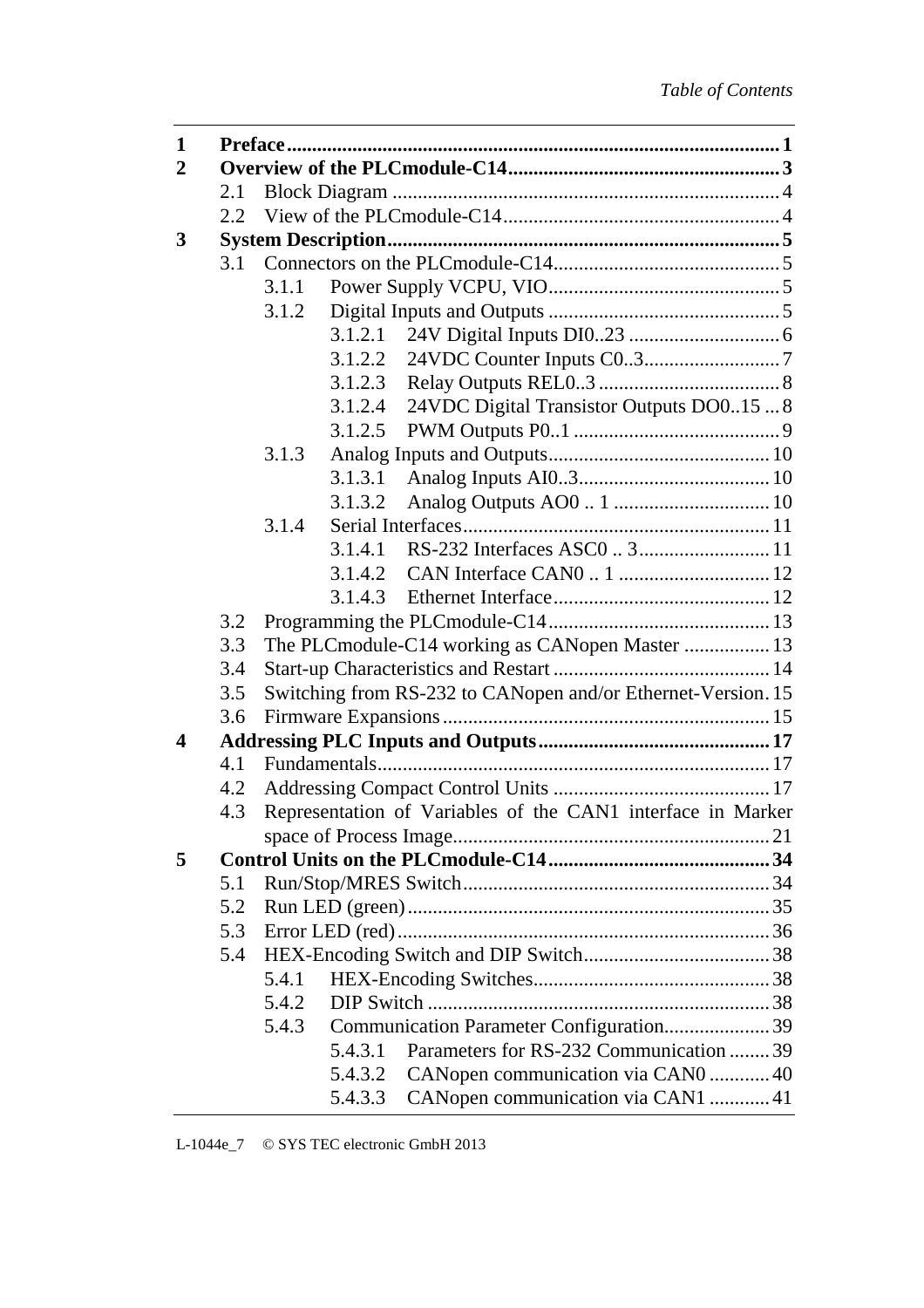| | | | | |
|---|---|---|---|---|
| **1** | **Preface** | | | **1** |
| **2** | **Overview of the PLCmodule-C14** | | | **3** |
| | 2.1 | Block Diagram | | 4 |
| | 2.2 | View of the PLCmodule-C14 | | 4 |
| **3** | **System Description** | | | **5** |
| | 3.1 | Connectors on the PLCmodule-C14 | | 5 |
| | | 3.1.1 | Power Supply VCPU, VIO | 5 |
| | | 3.1.2 | Digital Inputs and Outputs | 5 |
| | | | 3.1.2.1 24V Digital Inputs DI0..23 | 6 |
| | | | 3.1.2.2 24VDC Counter Inputs C0..3 | 7 |
| | | | 3.1.2.3 Relay Outputs REL0..3 | 8 |
| | | | 3.1.2.4 24VDC Digital Transistor Outputs DO0..15 | 8 |
| | | | 3.1.2.5 PWM Outputs P0..1 | 9 |
| | | 3.1.3 | Analog Inputs and Outputs | 10 |
| | | | 3.1.3.1 Analog Inputs AI0..3 | 10 |
| | | | 3.1.3.2 Analog Outputs AO0 .. 1 | 10 |
| | | 3.1.4 | Serial Interfaces | 11 |
| | | | 3.1.4.1 RS-232 Interfaces ASC0 .. 3 | 11 |
| | | | 3.1.4.2 CAN Interface CAN0 .. 1 | 12 |
| | | | 3.1.4.3 Ethernet Interface | 12 |
| | 3.2 | Programming the PLCmodule-C14 | | 13 |
| | 3.3 | The PLCmodule-C14 working as CANopen Master | | 13 |
| | 3.4 | Start-up Characteristics and Restart | | 14 |
| | 3.5 | Switching from RS-232 to CANopen and/or Ethernet-Version | | 15 |
| | 3.6 | Firmware Expansions | | 15 |
| **4** | **Addressing PLC Inputs and Outputs** | | | **17** |
| | 4.1 | Fundamentals | | 17 |
| | 4.2 | Addressing Compact Control Units | | 17 |
| | 4.3 | Representation of Variables of the CAN1 interface in Marker space of Process Image | | 21 |
| **5** | **Control Units on the PLCmodule-C14** | | | **34** |
| | 5.1 | Run/Stop/MRES Switch | | 34 |
| | 5.2 | Run LED (green) | | 35 |
| | 5.3 | Error LED (red) | | 36 |
| | 5.4 | HEX-Encoding Switch and DIP Switch | | 38 |
| | | 5.4.1 | HEX-Encoding Switches | 38 |
| | | 5.4.2 | DIP Switch | 38 |
| | | 5.4.3 | Communication Parameter Configuration | 39 |
| | | | 5.4.3.1 Parameters for RS-232 Communication | 39 |
| | | | 5.4.3.2 CANopen communication via CAN0 | 40 |
| | | | 5.4.3.3 CANopen communication via CAN1 | 41 |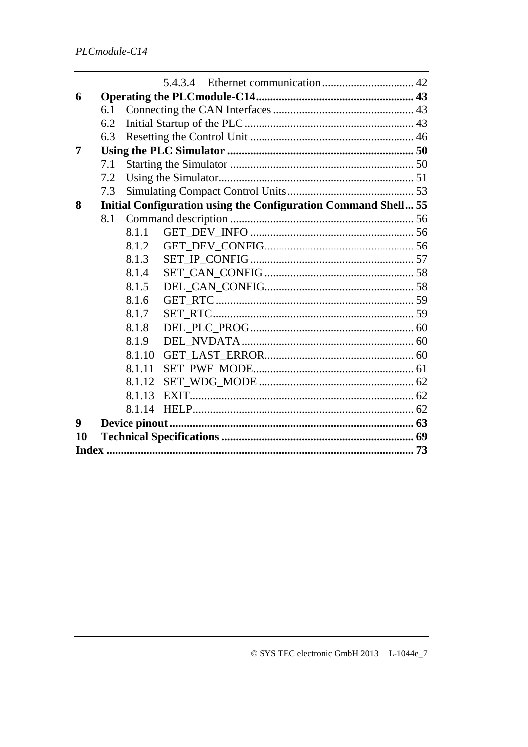5.4.3.4 Ethernet communication ... 42

**6 Operating the PLCmodule-C14 ... 43**

6.1 Connecting the CAN Interfaces ... 43

6.2 Initial Startup of the PLC ... 43

6.3 Resetting the Control Unit ... 46

**7 Using the PLC Simulator ... 50**

7.1 Starting the Simulator ... 50

7.2 Using the Simulator ... 51

7.3 Simulating Compact Control Units ... 53

**8 Initial Configuration using the Configuration Command Shell ... 55**

8.1 Command description ... 56

8.1.1 GET_DEV_INFO ... 56

8.1.2 GET_DEV_CONFIG ... 56

8.1.3 SET_IP_CONFIG ... 57

8.1.4 SET_CAN_CONFIG ... 58

8.1.5 DEL_CAN_CONFIG ... 58

8.1.6 GET_RTC ... 59

8.1.7 SET_RTC ... 59

8.1.8 DEL_PLC_PROG ... 60

8.1.9 DEL_NVDATA ... 60

8.1.10 GET_LAST_ERROR ... 60

8.1.11 SET_PWF_MODE ... 61

8.1.12 SET_WDG_MODE ... 62

8.1.13 EXIT ... 62

8.1.14 HELP ... 62

**9 Device pinout ... 63**

**10 Technical Specifications ... 69**

**Index ... 73**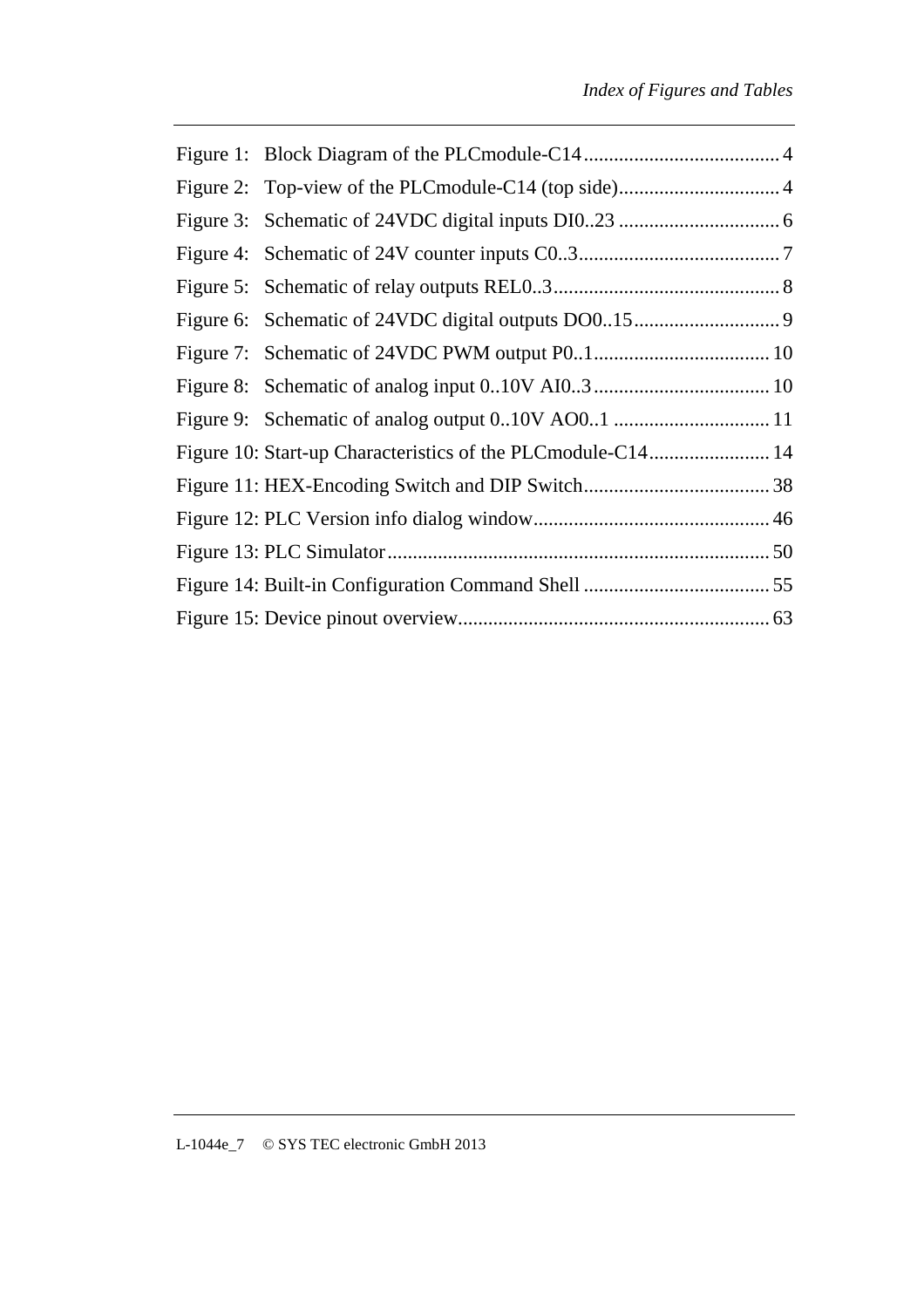Figure 1: Block Diagram of the PLCmodule-C14 ....................................... 4

Figure 2: Top-view of the PLCmodule-C14 (top side)................................ 4

Figure 3: Schematic of 24VDC digital inputs DI0..23 ................................ 6

Figure 4: Schematic of 24V counter inputs C0..3........................................ 7

Figure 5: Schematic of relay outputs REL0..3............................................. 8

Figure 6: Schematic of 24VDC digital outputs DO0..15............................. 9

Figure 7: Schematic of 24VDC PWM output P0..1................................... 10

Figure 8: Schematic of analog input 0..10V AI0..3................................... 10

Figure 9: Schematic of analog output 0..10V AO0..1 ............................... 11

Figure 10: Start-up Characteristics of the PLCmodule-C14........................ 14

Figure 11: HEX-Encoding Switch and DIP Switch..................................... 38

Figure 12: PLC Version info dialog window............................................... 46

Figure 13: PLC Simulator............................................................................ 50

Figure 14: Built-in Configuration Command Shell ..................................... 55

Figure 15: Device pinout overview............................................................. 63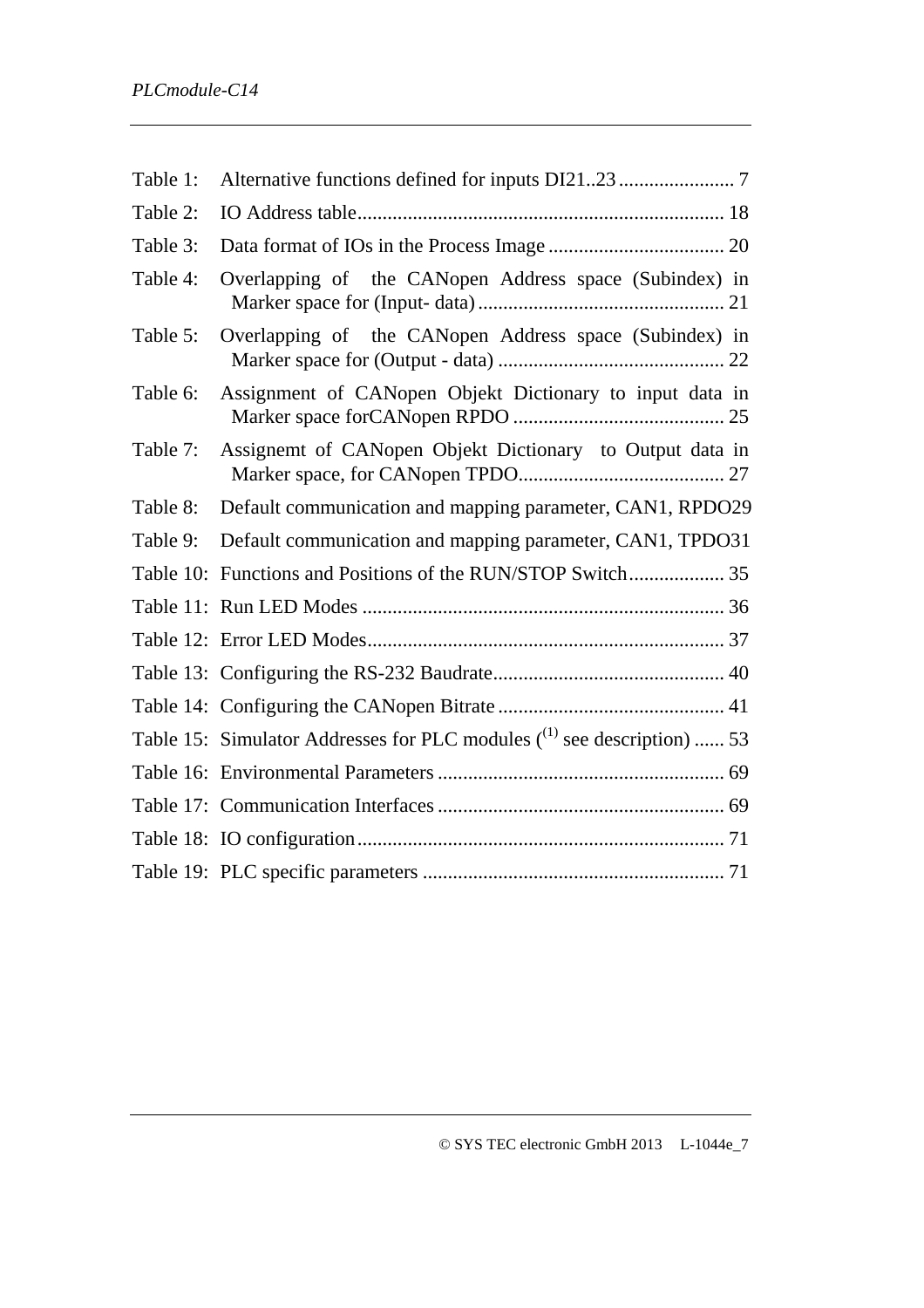Table 1: Alternative functions defined for inputs DI21..23 ....................... 7

Table 2: IO Address table........................................................................ 18

Table 3: Data format of IOs in the Process Image .................................. 20

Table 4: Overlapping of the CANopen Address space (Subindex) in Marker space for (Input- data) ................................................ 21

Table 5: Overlapping of the CANopen Address space (Subindex) in Marker space for (Output - data) ............................................ 22

Table 6: Assignment of CANopen Objekt Dictionary to input data in Marker space forCANopen RPDO .......................................... 25

Table 7: Assignemt of CANopen Objekt Dictionary to Output data in Marker space, for CANopen TPDO......................................... 27

Table 8: Default communication and mapping parameter, CAN1, RPDO29

Table 9: Default communication and mapping parameter, CAN1, TPDO31

Table 10: Functions and Positions of the RUN/STOP Switch................... 35

Table 11: Run LED Modes ....................................................................... 36

Table 12: Error LED Modes...................................................................... 37

Table 13: Configuring the RS-232 Baudrate............................................. 40

Table 14: Configuring the CANopen Bitrate ............................................ 41

Table 15: Simulator Addresses for PLC modules ((1) see description) ...... 53

Table 16: Environmental Parameters ........................................................ 69

Table 17: Communication Interfaces ........................................................ 69

Table 18: IO configuration........................................................................ 71

Table 19: PLC specific parameters ........................................................... 71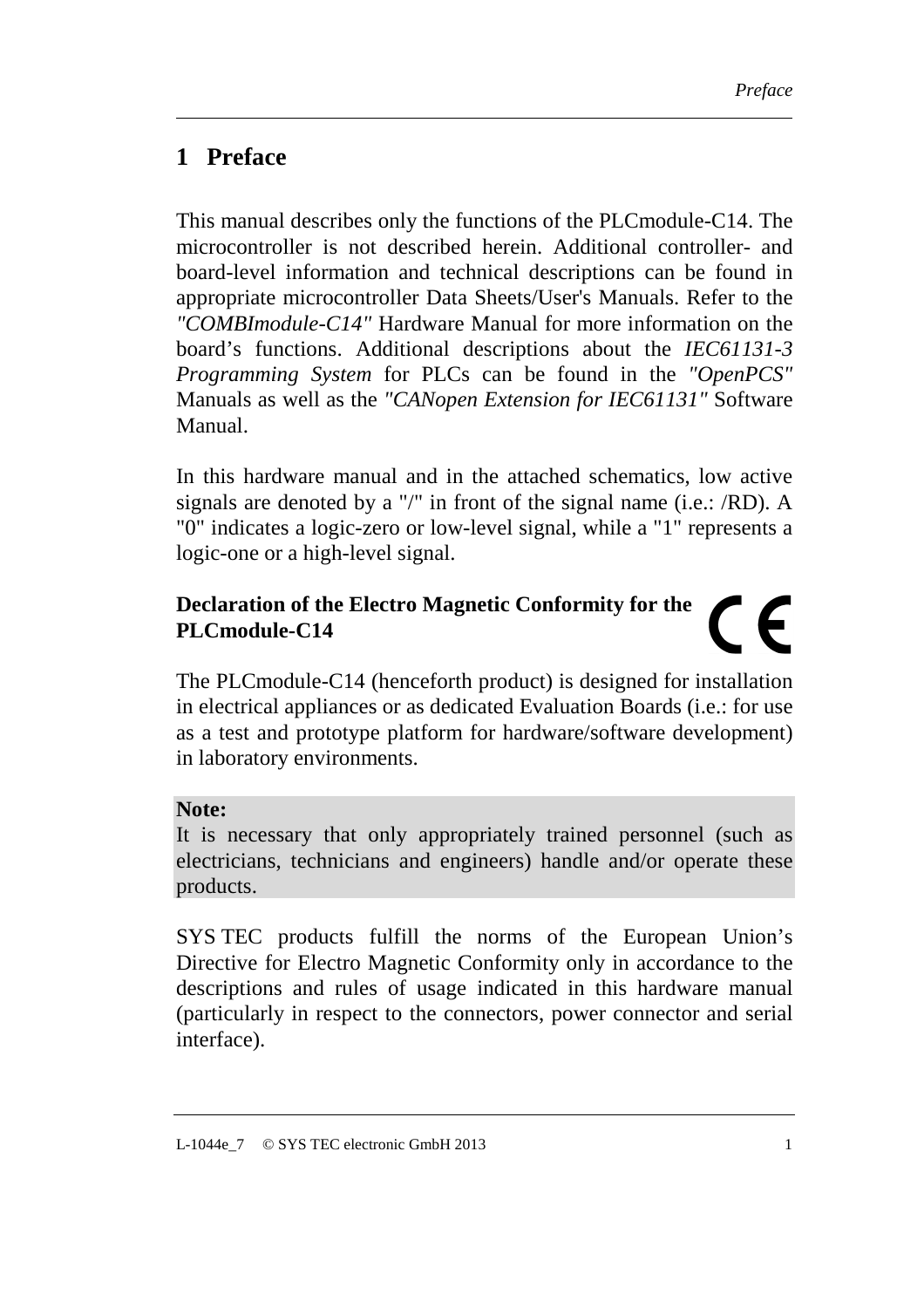# 1 Preface

This manual describes only the functions of the PLCmodule-C14. The microcontroller is not described herein. Additional controller- and board-level information and technical descriptions can be found in appropriate microcontroller Data Sheets/User's Manuals. Refer to the *"COMBImodule-C14"* Hardware Manual for more information on the board's functions. Additional descriptions about the *IEC61131-3 Programming System* for PLCs can be found in the *"OpenPCS"* Manuals as well as the *"CANopen Extension for IEC61131"* Software Manual.

In this hardware manual and in the attached schematics, low active signals are denoted by a "/" in front of the signal name (i.e.: /RD). A "0" indicates a logic-zero or low-level signal, while a "1" represents a logic-one or a high-level signal.

**Declaration of the Electro Magnetic Conformity for the PLCmodule-C14**

The PLCmodule-C14 (henceforth product) is designed for installation in electrical appliances or as dedicated Evaluation Boards (i.e.: for use as a test and prototype platform for hardware/software development) in laboratory environments.

**Note:**
It is necessary that only appropriately trained personnel (such as electricians, technicians and engineers) handle and/or operate these products.

SYS TEC products fulfill the norms of the European Union's Directive for Electro Magnetic Conformity only in accordance to the descriptions and rules of usage indicated in this hardware manual (particularly in respect to the connectors, power connector and serial interface).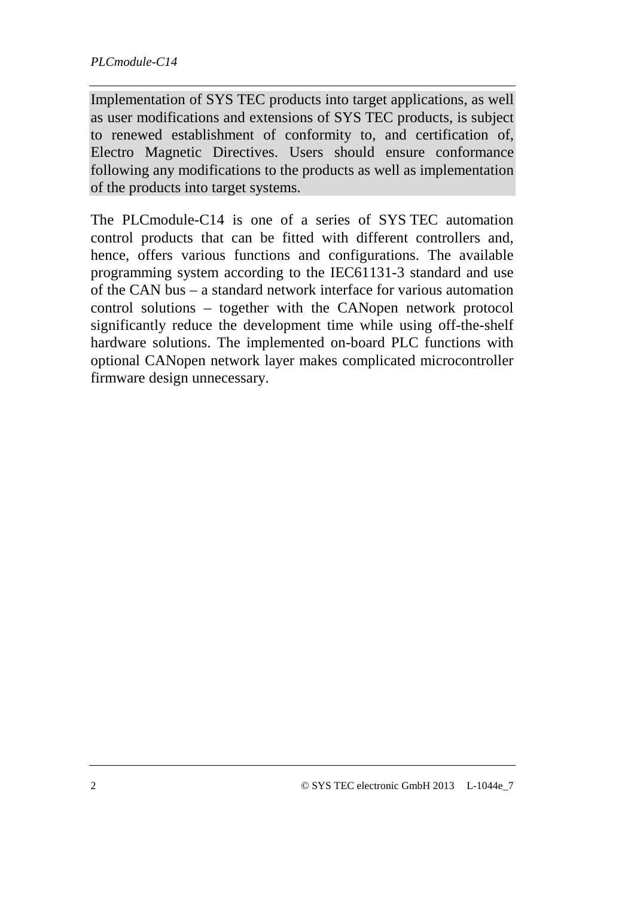Implementation of SYS TEC products into target applications, as well as user modifications and extensions of SYS TEC products, is subject to renewed establishment of conformity to, and certification of, Electro Magnetic Directives. Users should ensure conformance following any modifications to the products as well as implementation of the products into target systems.

The PLCmodule-C14 is one of a series of SYS TEC automation control products that can be fitted with different controllers and, hence, offers various functions and configurations. The available programming system according to the IEC61131-3 standard and use of the CAN bus – a standard network interface for various automation control solutions – together with the CANopen network protocol significantly reduce the development time while using off-the-shelf hardware solutions. The implemented on-board PLC functions with optional CANopen network layer makes complicated microcontroller firmware design unnecessary.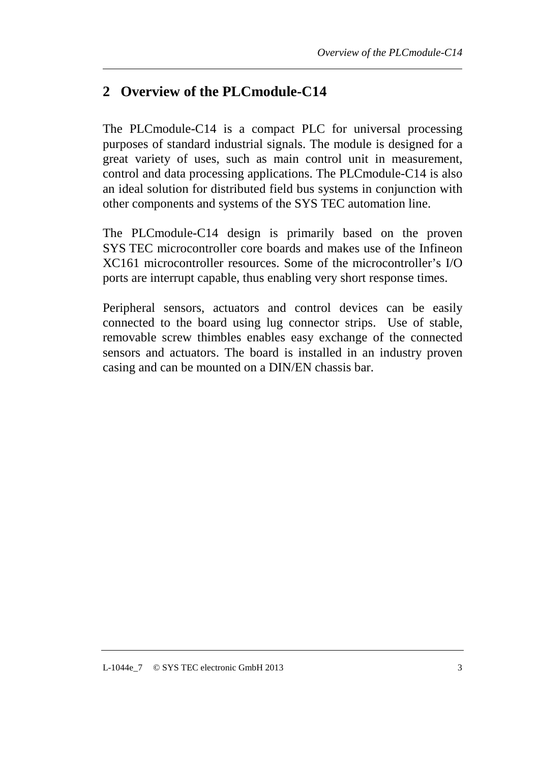# 2 Overview of the PLCmodule-C14

The PLCmodule-C14 is a compact PLC for universal processing purposes of standard industrial signals. The module is designed for a great variety of uses, such as main control unit in measurement, control and data processing applications. The PLCmodule-C14 is also an ideal solution for distributed field bus systems in conjunction with other components and systems of the SYS TEC automation line.

The PLCmodule-C14 design is primarily based on the proven SYS TEC microcontroller core boards and makes use of the Infineon XC161 microcontroller resources. Some of the microcontroller's I/O ports are interrupt capable, thus enabling very short response times.

Peripheral sensors, actuators and control devices can be easily connected to the board using lug connector strips. Use of stable, removable screw thimbles enables easy exchange of the connected sensors and actuators. The board is installed in an industry proven casing and can be mounted on a DIN/EN chassis bar.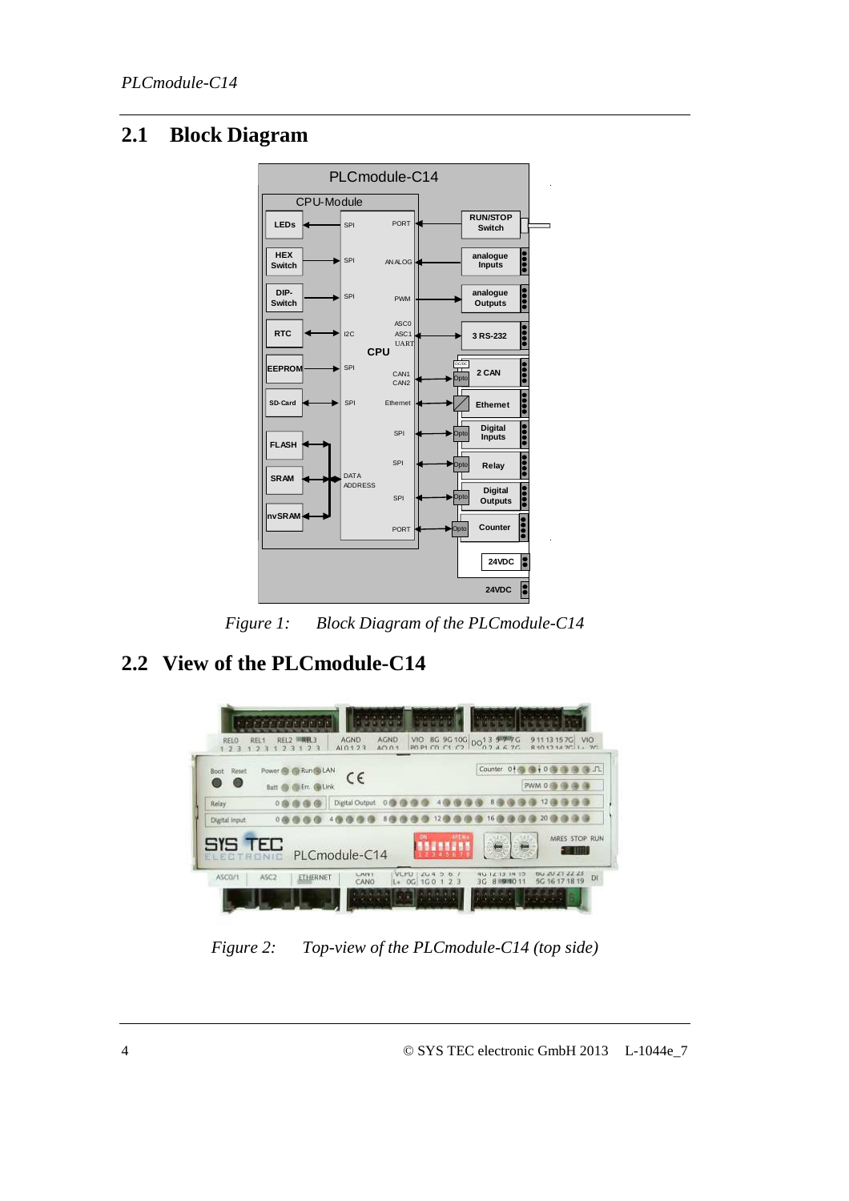## 2.1 Block Diagram

*Figure 1: Block Diagram of the PLCmodule-C14*

## 2.2 View of the PLCmodule-C14

*Figure 2: Top-view of the PLCmodule-C14 (top side)*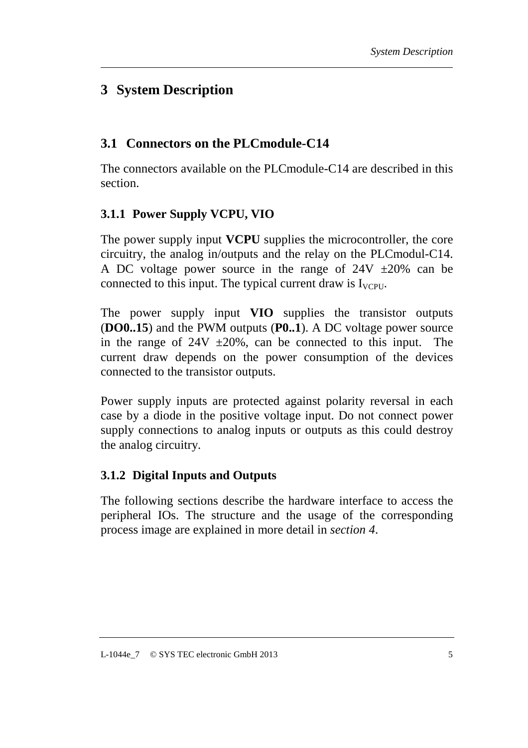# 3 System Description

## 3.1 Connectors on the PLCmodule-C14

The connectors available on the PLCmodule-C14 are described in this section.

### 3.1.1 Power Supply VCPU, VIO

The power supply input **VCPU** supplies the microcontroller, the core circuitry, the analog in/outputs and the relay on the PLCmodul-C14. A DC voltage power source in the range of 24V ±20% can be connected to this input. The typical current draw is $I_{VCPU}$.

The power supply input **VIO** supplies the transistor outputs (**DO0..15**) and the PWM outputs (**P0..1**). A DC voltage power source in the range of 24V ±20%, can be connected to this input. The current draw depends on the power consumption of the devices connected to the transistor outputs.

Power supply inputs are protected against polarity reversal in each case by a diode in the positive voltage input. Do not connect power supply connections to analog inputs or outputs as this could destroy the analog circuitry.

### 3.1.2 Digital Inputs and Outputs

The following sections describe the hardware interface to access the peripheral IOs. The structure and the usage of the corresponding process image are explained in more detail in *section 4*.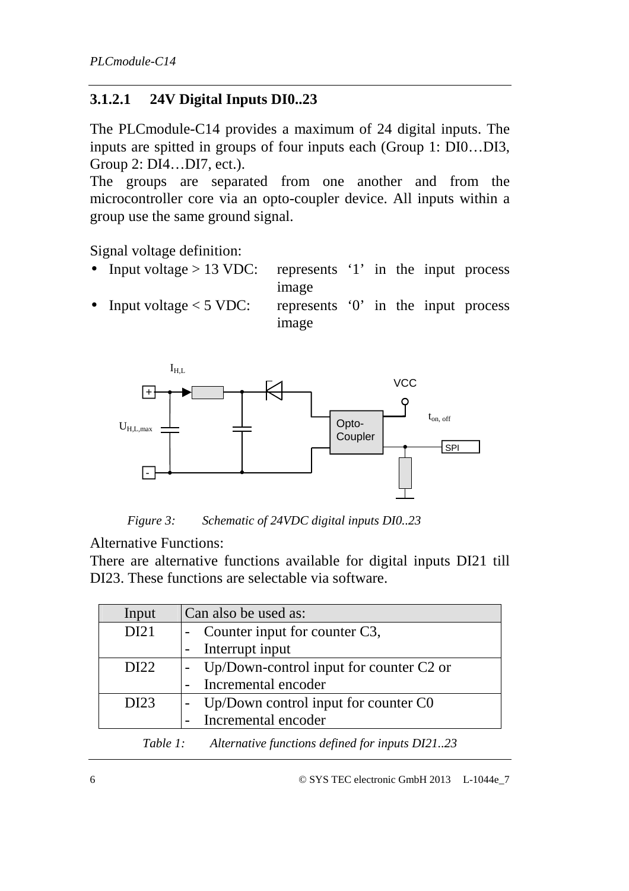### 3.1.2.1 24V Digital Inputs DI0..23

The PLCmodule-C14 provides a maximum of 24 digital inputs. The inputs are spitted in groups of four inputs each (Group 1: DI0…DI3, Group 2: DI4…DI7, ect.).
The groups are separated from one another and from the microcontroller core via an opto-coupler device. All inputs within a group use the same ground signal.

Signal voltage definition:

- Input voltage > 13 VDC: represents ‘1’ in the input process image
- Input voltage < 5 VDC: represents ‘0’ in the input process image

*Figure 3: Schematic of 24VDC digital inputs DI0..23*

Alternative Functions:
There are alternative functions available for digital inputs DI21 till DI23. These functions are selectable via software.

| Input | Can also be used as: |
|---|---|
| DI21 | - Counter input for counter C3,<br>- Interrupt input |
| DI22 | - Up/Down-control input for counter C2 or<br>- Incremental encoder |
| DI23 | - Up/Down control input for counter C0<br>- Incremental encoder |

*Table 1: Alternative functions defined for inputs DI21..23*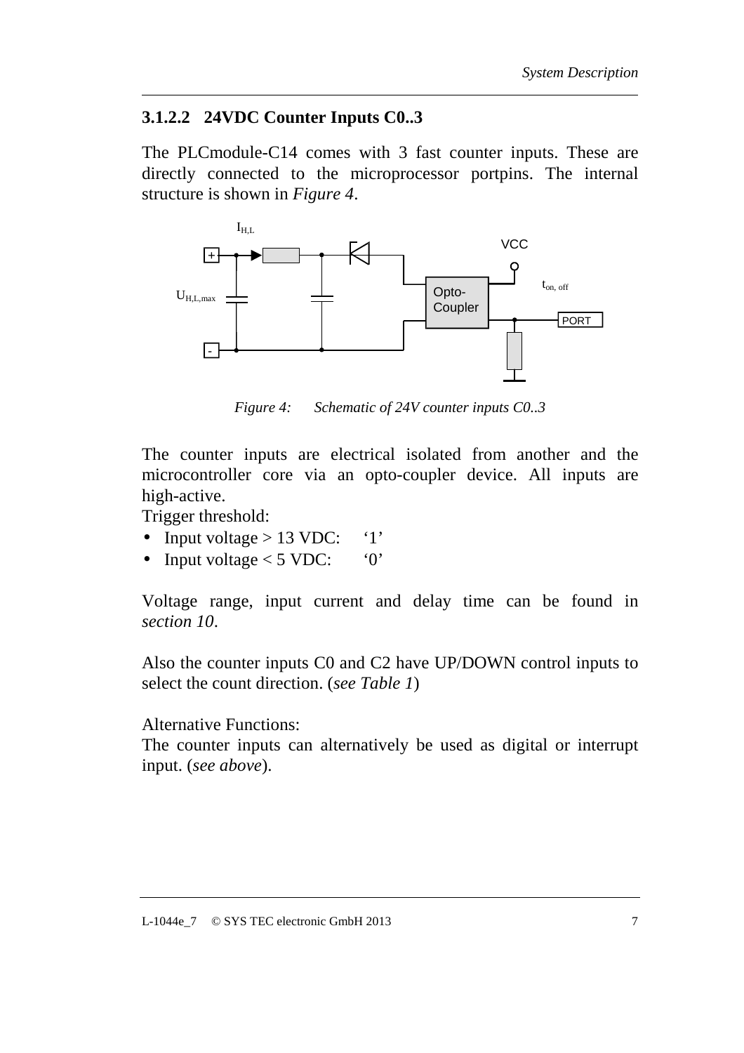### 3.1.2.2 24VDC Counter Inputs C0..3

The PLCmodule-C14 comes with 3 fast counter inputs. These are directly connected to the microprocessor portpins. The internal structure is shown in *Figure 4*.

*Figure 4: Schematic of 24V counter inputs C0..3*

The counter inputs are electrical isolated from another and the microcontroller core via an opto-coupler device. All inputs are high-active.
Trigger threshold:

- Input voltage > 13 VDC: ‘1’
- Input voltage < 5 VDC: ‘0’

Voltage range, input current and delay time can be found in *section 10*.

Also the counter inputs C0 and C2 have UP/DOWN control inputs to select the count direction. (*see Table 1*)

Alternative Functions:
The counter inputs can alternatively be used as digital or interrupt input. (*see above*).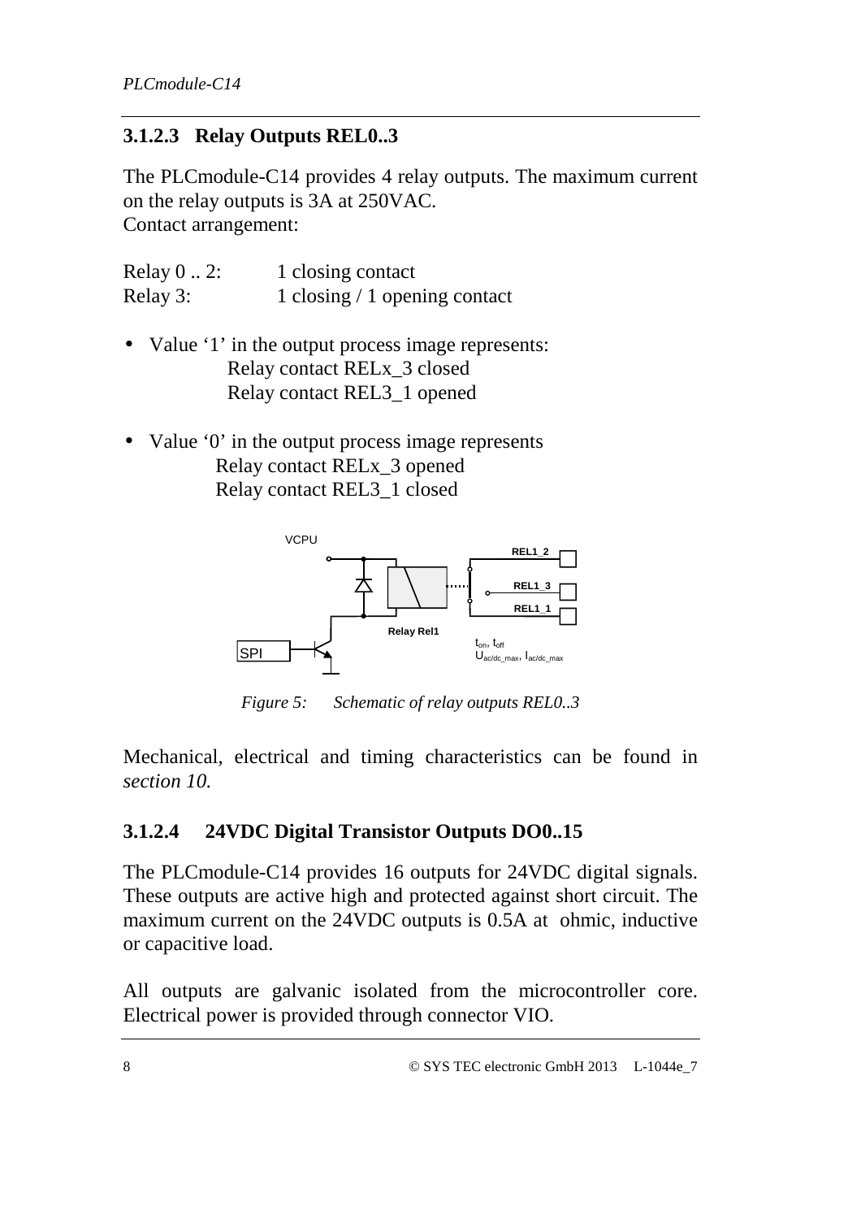### 3.1.2.3 Relay Outputs REL0..3

The PLCmodule-C14 provides 4 relay outputs. The maximum current on the relay outputs is 3A at 250VAC.
Contact arrangement:

Relay 0 .. 2: 1 closing contact
Relay 3: 1 closing / 1 opening contact

- Value '1' in the output process image represents:
  Relay contact RELx_3 closed
  Relay contact REL3_1 opened

- Value '0' in the output process image represents
  Relay contact RELx_3 opened
  Relay contact REL3_1 closed

*Figure 5: Schematic of relay outputs REL0..3*

Mechanical, electrical and timing characteristics can be found in *section 10.*

### 3.1.2.4 24VDC Digital Transistor Outputs DO0..15

The PLCmodule-C14 provides 16 outputs for 24VDC digital signals. These outputs are active high and protected against short circuit. The maximum current on the 24VDC outputs is 0.5A at ohmic, inductive or capacitive load.

All outputs are galvanic isolated from the microcontroller core. Electrical power is provided through connector VIO.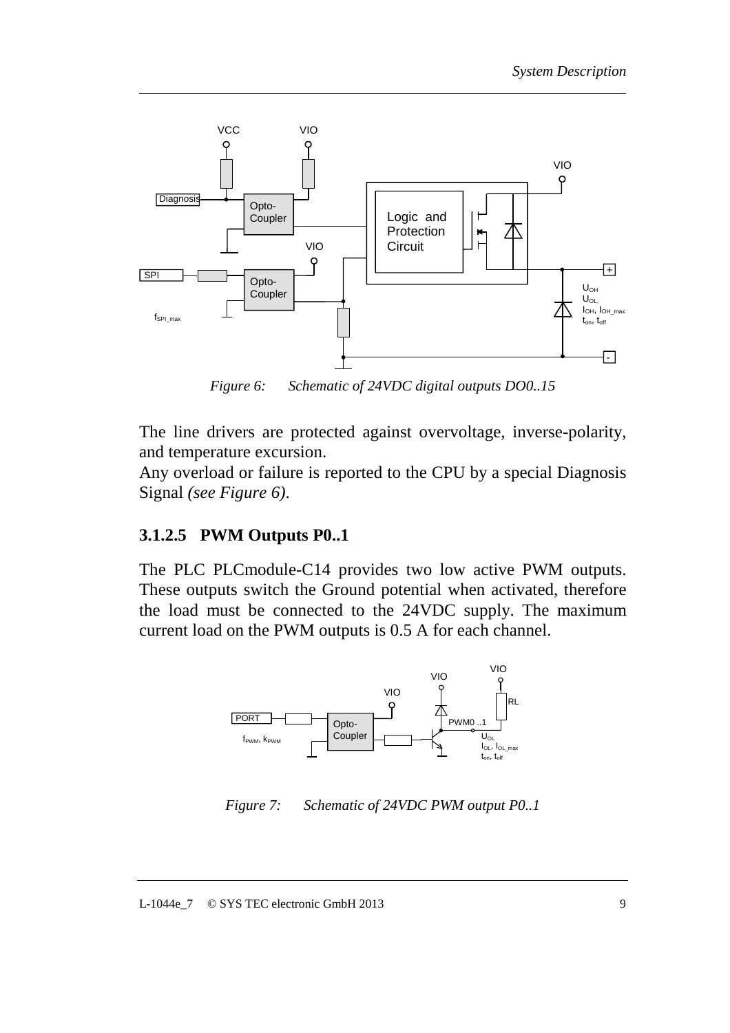*Figure 6: Schematic of 24VDC digital outputs DO0..15*

The line drivers are protected against overvoltage, inverse-polarity, and temperature excursion.

Any overload or failure is reported to the CPU by a special Diagnosis Signal *(see Figure 6)*.

### 3.1.2.5 PWM Outputs P0..1

The PLC PLCmodule-C14 provides two low active PWM outputs. These outputs switch the Ground potential when activated, therefore the load must be connected to the 24VDC supply. The maximum current load on the PWM outputs is 0.5 A for each channel.

*Figure 7: Schematic of 24VDC PWM output P0..1*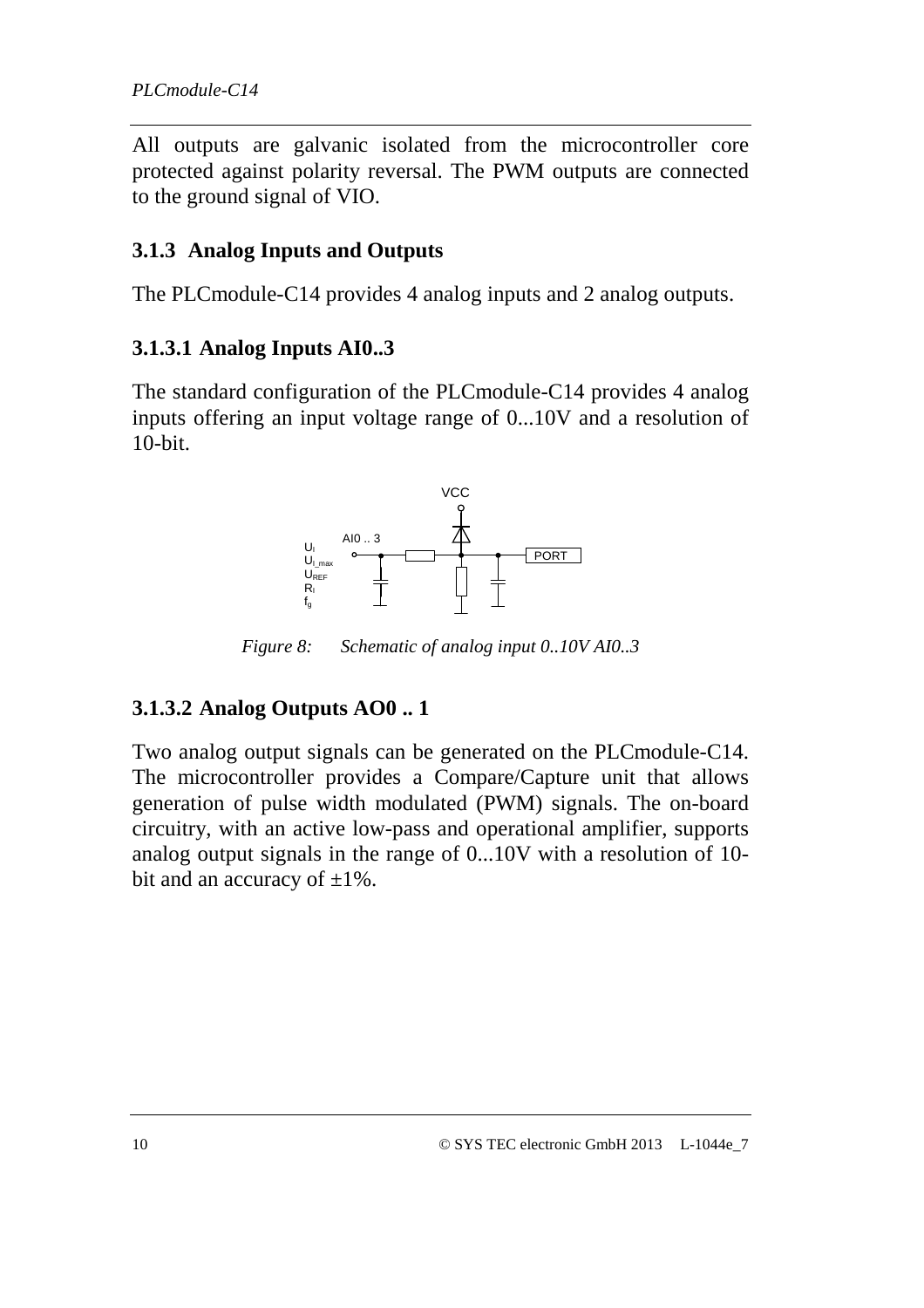All outputs are galvanic isolated from the microcontroller core protected against polarity reversal. The PWM outputs are connected to the ground signal of VIO.

### 3.1.3 Analog Inputs and Outputs

The PLCmodule-C14 provides 4 analog inputs and 2 analog outputs.

#### 3.1.3.1 Analog Inputs AI0..3

The standard configuration of the PLCmodule-C14 provides 4 analog inputs offering an input voltage range of 0...10V and a resolution of 10-bit.

*Figure 8: Schematic of analog input 0..10V AI0..3*

#### 3.1.3.2 Analog Outputs AO0 .. 1

Two analog output signals can be generated on the PLCmodule-C14. The microcontroller provides a Compare/Capture unit that allows generation of pulse width modulated (PWM) signals. The on-board circuitry, with an active low-pass and operational amplifier, supports analog output signals in the range of 0...10V with a resolution of 10-bit and an accuracy of ±1%.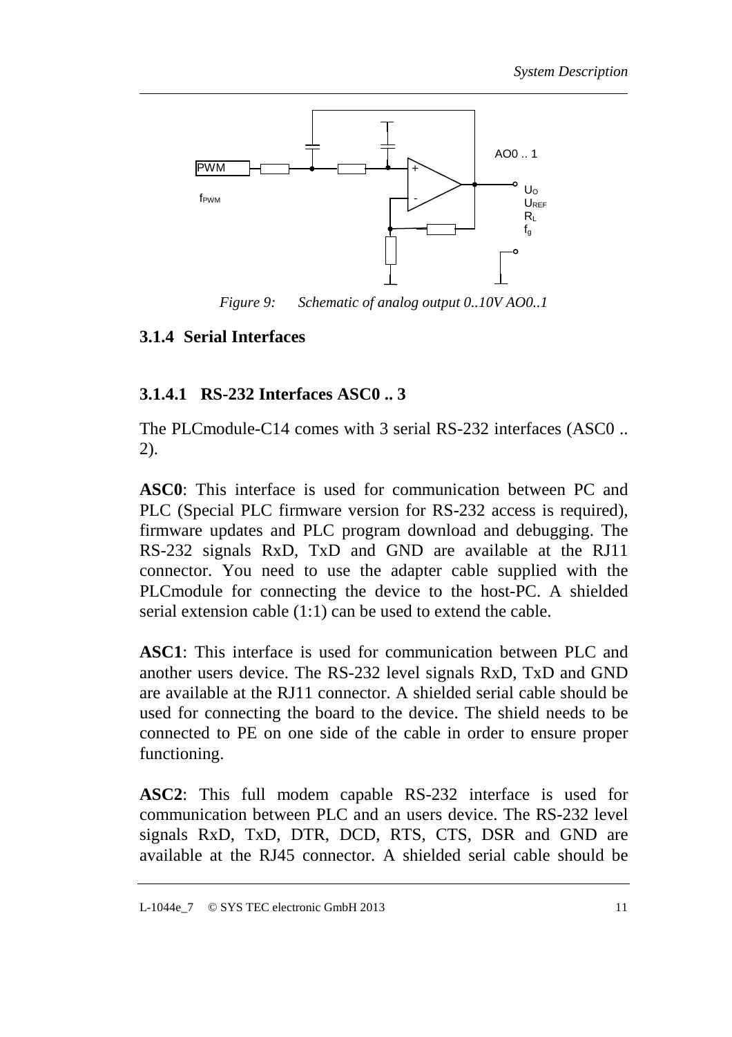Figure 9: Schematic of analog output 0..10V AO0..1

### 3.1.4 Serial Interfaces

#### 3.1.4.1 RS-232 Interfaces ASC0 .. 3

The PLCmodule-C14 comes with 3 serial RS-232 interfaces (ASC0 .. 2).

**ASC0**: This interface is used for communication between PC and PLC (Special PLC firmware version for RS-232 access is required), firmware updates and PLC program download and debugging. The RS-232 signals RxD, TxD and GND are available at the RJ11 connector. You need to use the adapter cable supplied with the PLCmodule for connecting the device to the host-PC. A shielded serial extension cable (1:1) can be used to extend the cable.

**ASC1**: This interface is used for communication between PLC and another users device. The RS-232 level signals RxD, TxD and GND are available at the RJ11 connector. A shielded serial cable should be used for connecting the board to the device. The shield needs to be connected to PE on one side of the cable in order to ensure proper functioning.

**ASC2**: This full modem capable RS-232 interface is used for communication between PLC and an users device. The RS-232 level signals RxD, TxD, DTR, DCD, RTS, CTS, DSR and GND are available at the RJ45 connector. A shielded serial cable should be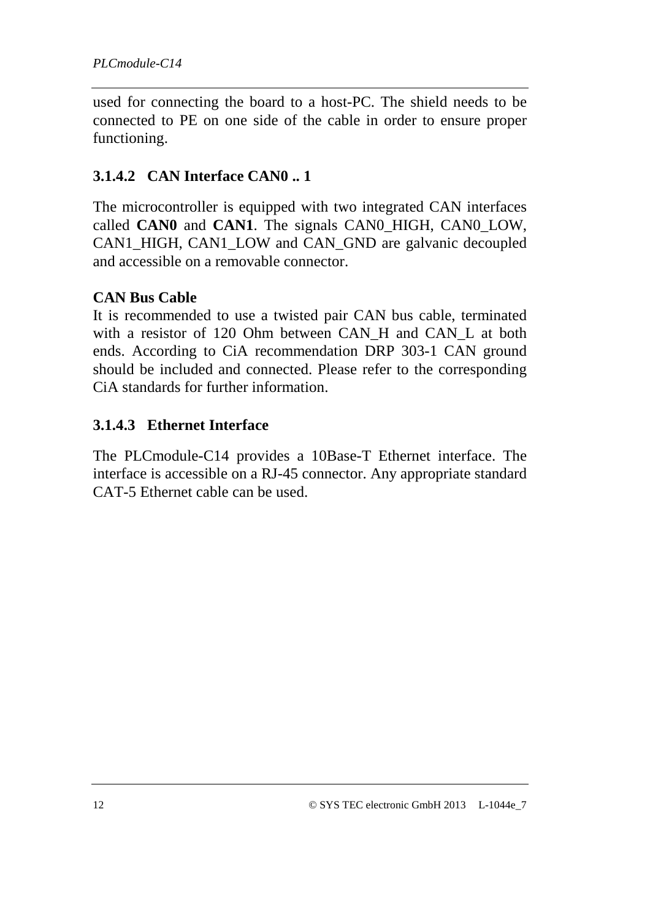used for connecting the board to a host-PC. The shield needs to be connected to PE on one side of the cable in order to ensure proper functioning.

#### 3.1.4.2 CAN Interface CAN0 .. 1

The microcontroller is equipped with two integrated CAN interfaces called **CAN0** and **CAN1**. The signals CAN0_HIGH, CAN0_LOW, CAN1_HIGH, CAN1_LOW and CAN_GND are galvanic decoupled and accessible on a removable connector.

**CAN Bus Cable**
It is recommended to use a twisted pair CAN bus cable, terminated with a resistor of 120 Ohm between CAN_H and CAN_L at both ends. According to CiA recommendation DRP 303-1 CAN ground should be included and connected. Please refer to the corresponding CiA standards for further information.

#### 3.1.4.3 Ethernet Interface

The PLCmodule-C14 provides a 10Base-T Ethernet interface. The interface is accessible on a RJ-45 connector. Any appropriate standard CAT-5 Ethernet cable can be used.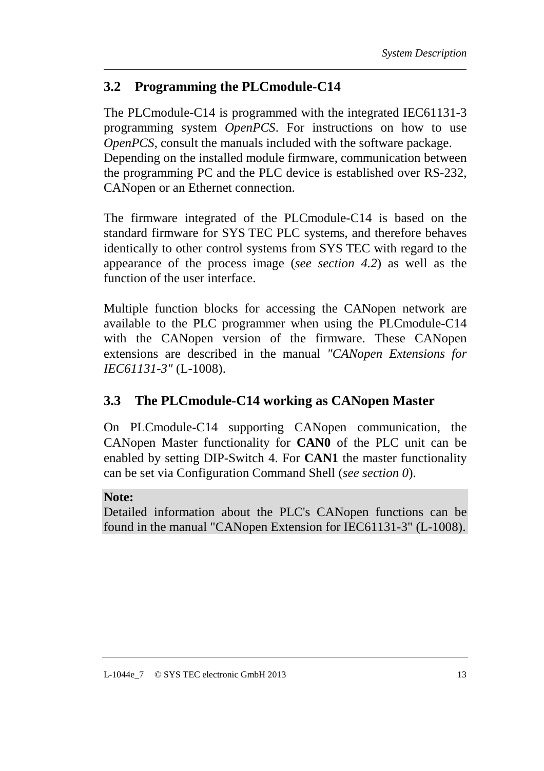## 3.2 Programming the PLCmodule-C14

The PLCmodule-C14 is programmed with the integrated IEC61131-3 programming system *OpenPCS*. For instructions on how to use *OpenPCS*, consult the manuals included with the software package.
Depending on the installed module firmware, communication between the programming PC and the PLC device is established over RS-232, CANopen or an Ethernet connection.

The firmware integrated of the PLCmodule-C14 is based on the standard firmware for SYS TEC PLC systems, and therefore behaves identically to other control systems from SYS TEC with regard to the appearance of the process image (*see section 4.2*) as well as the function of the user interface.

Multiple function blocks for accessing the CANopen network are available to the PLC programmer when using the PLCmodule-C14 with the CANopen version of the firmware. These CANopen extensions are described in the manual *"CANopen Extensions for IEC61131-3"* (L-1008).

## 3.3 The PLCmodule-C14 working as CANopen Master

On PLCmodule-C14 supporting CANopen communication, the CANopen Master functionality for **CAN0** of the PLC unit can be enabled by setting DIP-Switch 4. For **CAN1** the master functionality can be set via Configuration Command Shell (*see section 0*).

**Note:**
Detailed information about the PLC's CANopen functions can be found in the manual "CANopen Extension for IEC61131-3" (L-1008).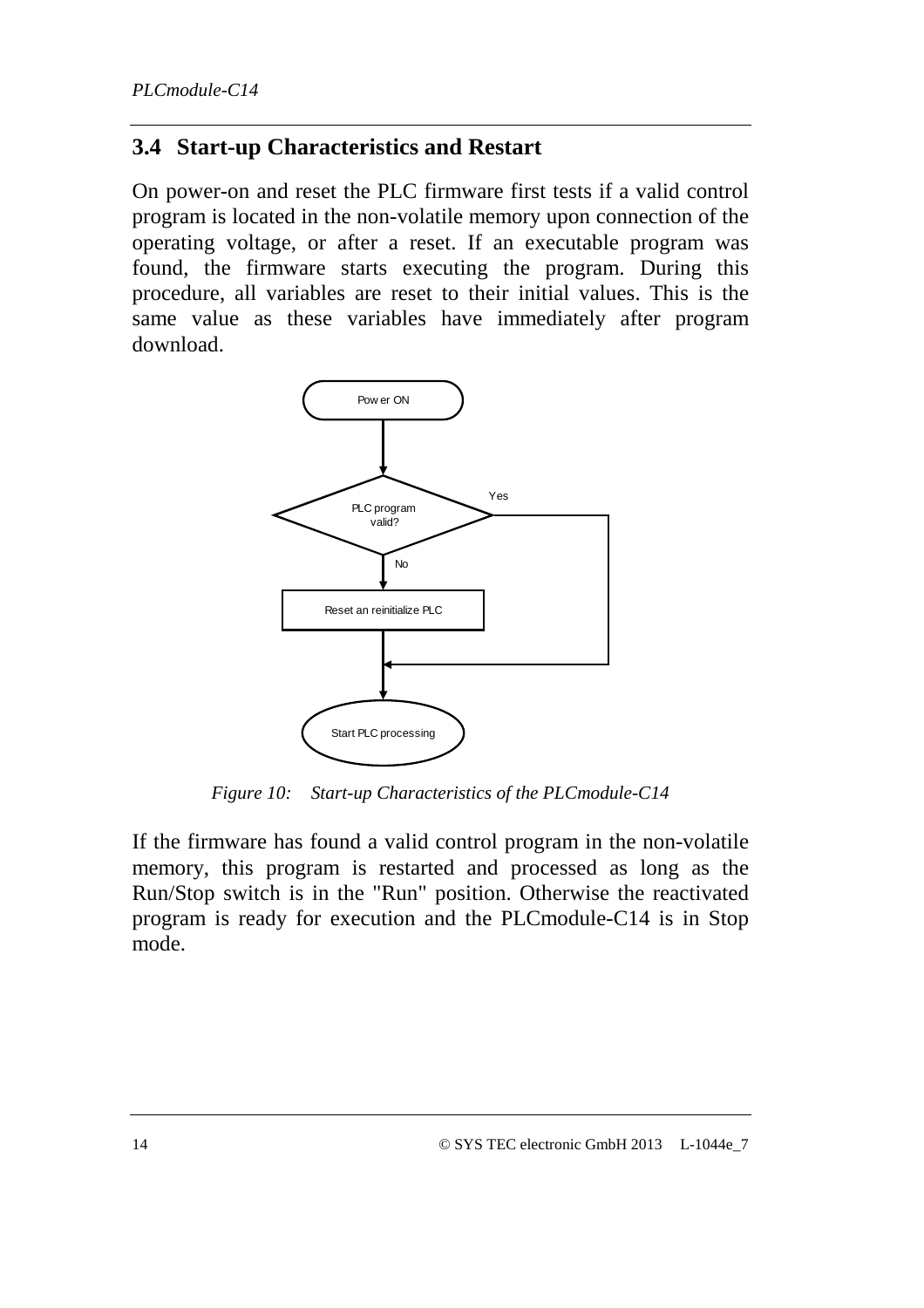## 3.4 Start-up Characteristics and Restart

On power-on and reset the PLC firmware first tests if a valid control program is located in the non-volatile memory upon connection of the operating voltage, or after a reset. If an executable program was found, the firmware starts executing the program. During this procedure, all variables are reset to their initial values. This is the same value as these variables have immediately after program download.

*Figure 10: Start-up Characteristics of the PLCmodule-C14*

If the firmware has found a valid control program in the non-volatile memory, this program is restarted and processed as long as the Run/Stop switch is in the "Run" position. Otherwise the reactivated program is ready for execution and the PLCmodule-C14 is in Stop mode.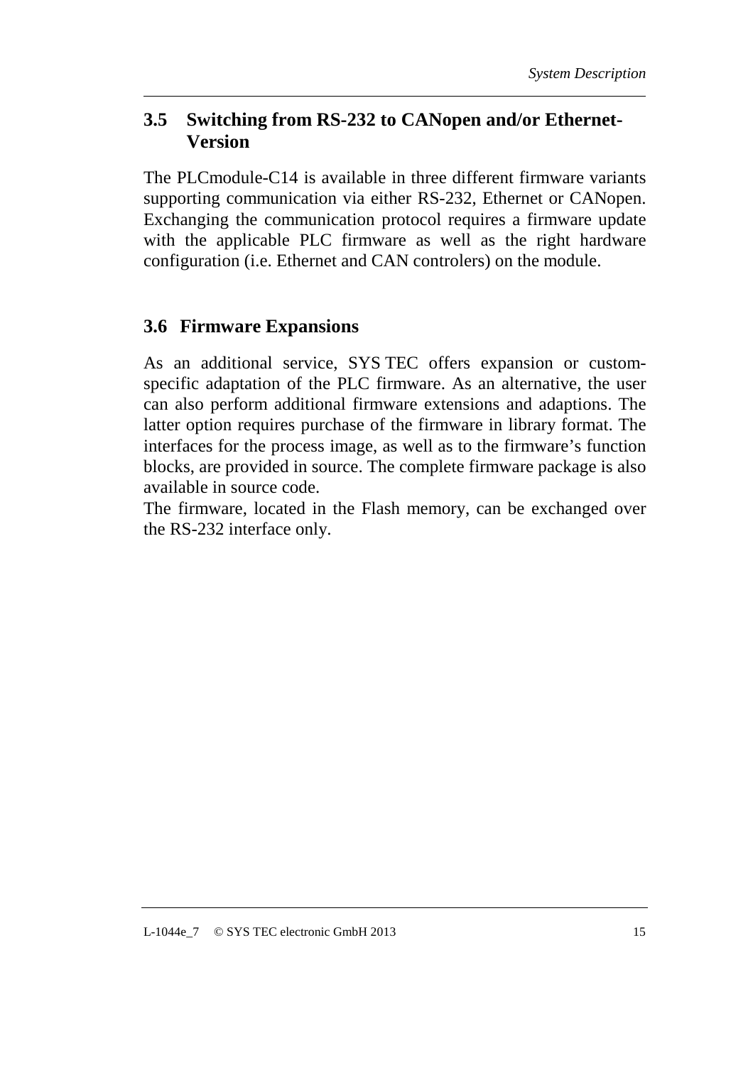## 3.5 Switching from RS-232 to CANopen and/or Ethernet-Version

The PLCmodule-C14 is available in three different firmware variants supporting communication via either RS-232, Ethernet or CANopen. Exchanging the communication protocol requires a firmware update with the applicable PLC firmware as well as the right hardware configuration (i.e. Ethernet and CAN controlers) on the module.

## 3.6 Firmware Expansions

As an additional service, SYS TEC offers expansion or custom-specific adaptation of the PLC firmware. As an alternative, the user can also perform additional firmware extensions and adaptions. The latter option requires purchase of the firmware in library format. The interfaces for the process image, as well as to the firmware's function blocks, are provided in source. The complete firmware package is also available in source code.

The firmware, located in the Flash memory, can be exchanged over the RS-232 interface only.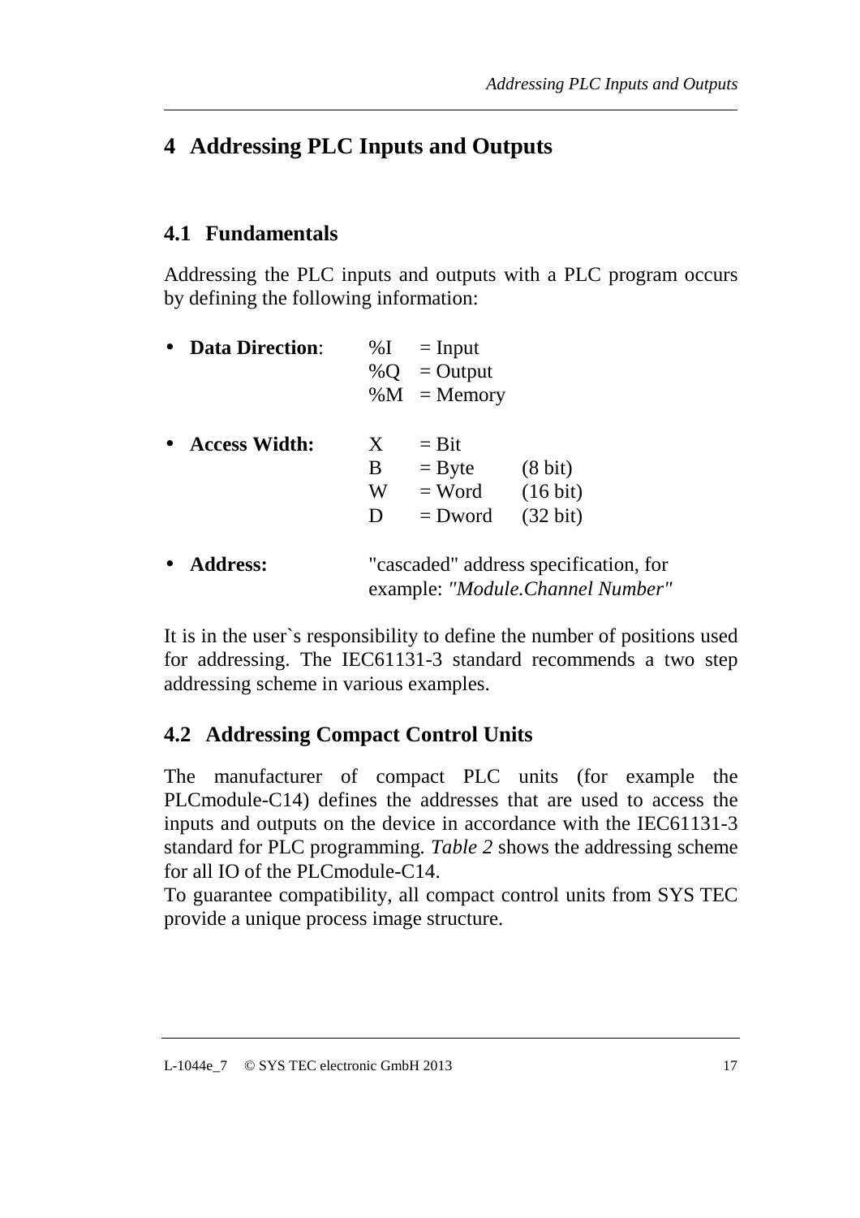# 4 Addressing PLC Inputs and Outputs

## 4.1 Fundamentals

Addressing the PLC inputs and outputs with a PLC program occurs by defining the following information:

- **Data Direction**:

  | | | |
  |---|---|---|
  | %I | = Input | |
  | %Q | = Output | |
  | %M | = Memory | |

- **Access Width:**

  | | | |
  |---|---|---|
  | X | = Bit | |
  | B | = Byte | (8 bit) |
  | W | = Word | (16 bit) |
  | D | = Dword | (32 bit) |

- **Address:** "cascaded" address specification, for example: *"Module.Channel Number"*

It is in the user`s responsibility to define the number of positions used for addressing. The IEC61131-3 standard recommends a two step addressing scheme in various examples.

## 4.2 Addressing Compact Control Units

The manufacturer of compact PLC units (for example the PLCmodule-C14) defines the addresses that are used to access the inputs and outputs on the device in accordance with the IEC61131-3 standard for PLC programming. *Table 2* shows the addressing scheme for all IO of the PLCmodule-C14.
To guarantee compatibility, all compact control units from SYS TEC provide a unique process image structure.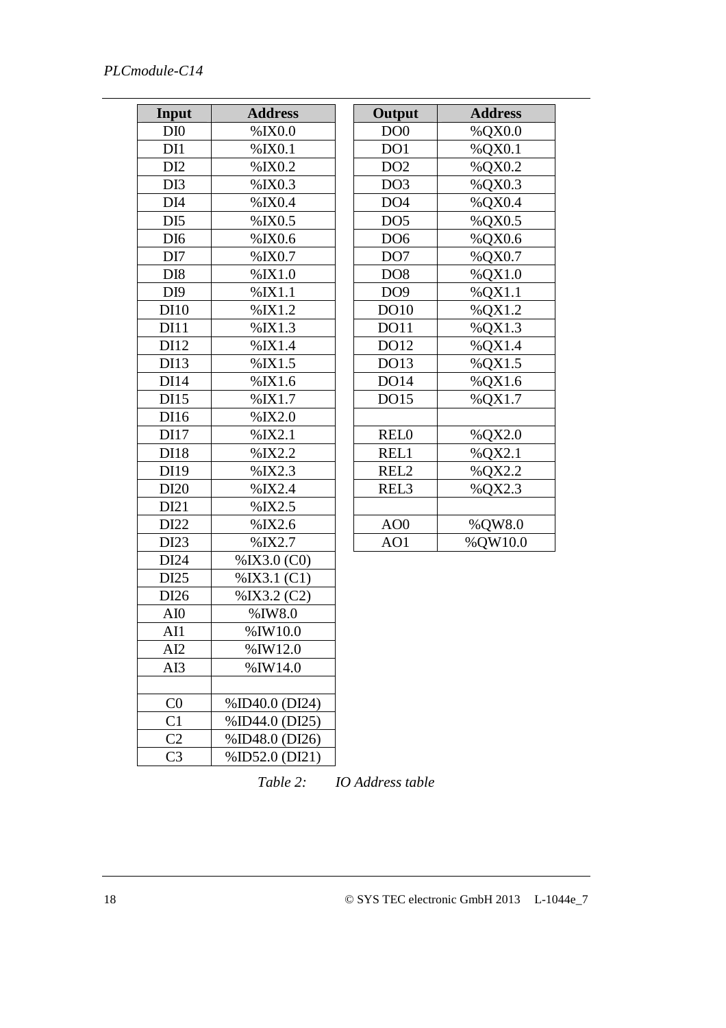| Input | Address |
|---|---|
| DI0 | %IX0.0 |
| DI1 | %IX0.1 |
| DI2 | %IX0.2 |
| DI3 | %IX0.3 |
| DI4 | %IX0.4 |
| DI5 | %IX0.5 |
| DI6 | %IX0.6 |
| DI7 | %IX0.7 |
| DI8 | %IX1.0 |
| DI9 | %IX1.1 |
| DI10 | %IX1.2 |
| DI11 | %IX1.3 |
| DI12 | %IX1.4 |
| DI13 | %IX1.5 |
| DI14 | %IX1.6 |
| DI15 | %IX1.7 |
| DI16 | %IX2.0 |
| DI17 | %IX2.1 |
| DI18 | %IX2.2 |
| DI19 | %IX2.3 |
| DI20 | %IX2.4 |
| DI21 | %IX2.5 |
| DI22 | %IX2.6 |
| DI23 | %IX2.7 |
| DI24 | %IX3.0 (C0) |
| DI25 | %IX3.1 (C1) |
| DI26 | %IX3.2 (C2) |
| AI0 | %IW8.0 |
| AI1 | %IW10.0 |
| AI2 | %IW12.0 |
| AI3 | %IW14.0 |
| | |
| C0 | %ID40.0 (DI24) |
| C1 | %ID44.0 (DI25) |
| C2 | %ID48.0 (DI26) |
| C3 | %ID52.0 (DI21) |

| Output | Address |
|---|---|
| DO0 | %QX0.0 |
| DO1 | %QX0.1 |
| DO2 | %QX0.2 |
| DO3 | %QX0.3 |
| DO4 | %QX0.4 |
| DO5 | %QX0.5 |
| DO6 | %QX0.6 |
| DO7 | %QX0.7 |
| DO8 | %QX1.0 |
| DO9 | %QX1.1 |
| DO10 | %QX1.2 |
| DO11 | %QX1.3 |
| DO12 | %QX1.4 |
| DO13 | %QX1.5 |
| DO14 | %QX1.6 |
| DO15 | %QX1.7 |
| | |
| REL0 | %QX2.0 |
| REL1 | %QX2.1 |
| REL2 | %QX2.2 |
| REL3 | %QX2.3 |
| | |
| AO0 | %QW8.0 |
| AO1 | %QW10.0 |

*Table 2: IO Address table*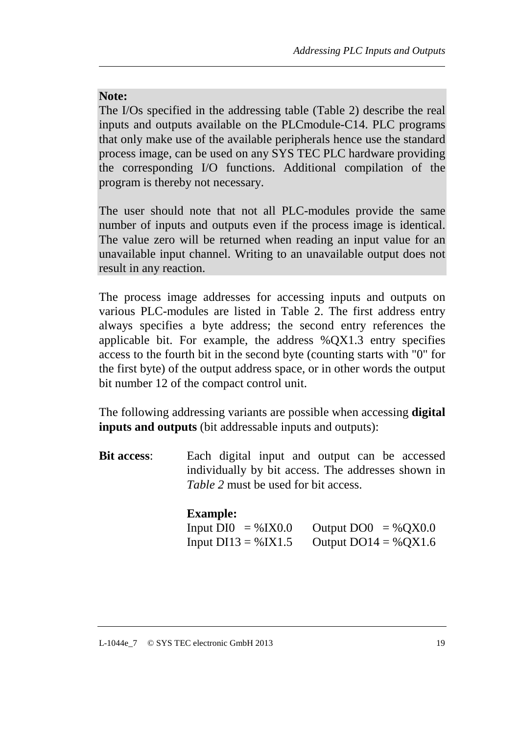**Note:**
The I/Os specified in the addressing table (Table 2) describe the real inputs and outputs available on the PLCmodule-C14. PLC programs that only make use of the available peripherals hence use the standard process image, can be used on any SYS TEC PLC hardware providing the corresponding I/O functions. Additional compilation of the program is thereby not necessary.

The user should note that not all PLC-modules provide the same number of inputs and outputs even if the process image is identical. The value zero will be returned when reading an input value for an unavailable input channel. Writing to an unavailable output does not result in any reaction.

The process image addresses for accessing inputs and outputs on various PLC-modules are listed in Table 2. The first address entry always specifies a byte address; the second entry references the applicable bit. For example, the address %QX1.3 entry specifies access to the fourth bit in the second byte (counting starts with "0" for the first byte) of the output address space, or in other words the output bit number 12 of the compact control unit.

The following addressing variants are possible when accessing **digital inputs and outputs** (bit addressable inputs and outputs):

**Bit access**: Each digital input and output can be accessed individually by bit access. The addresses shown in *Table 2* must be used for bit access.

**Example:**

Input DI0 = %IX0.0 Output DO0 = %QX0.0
Input DI13 = %IX1.5 Output DO14 = %QX1.6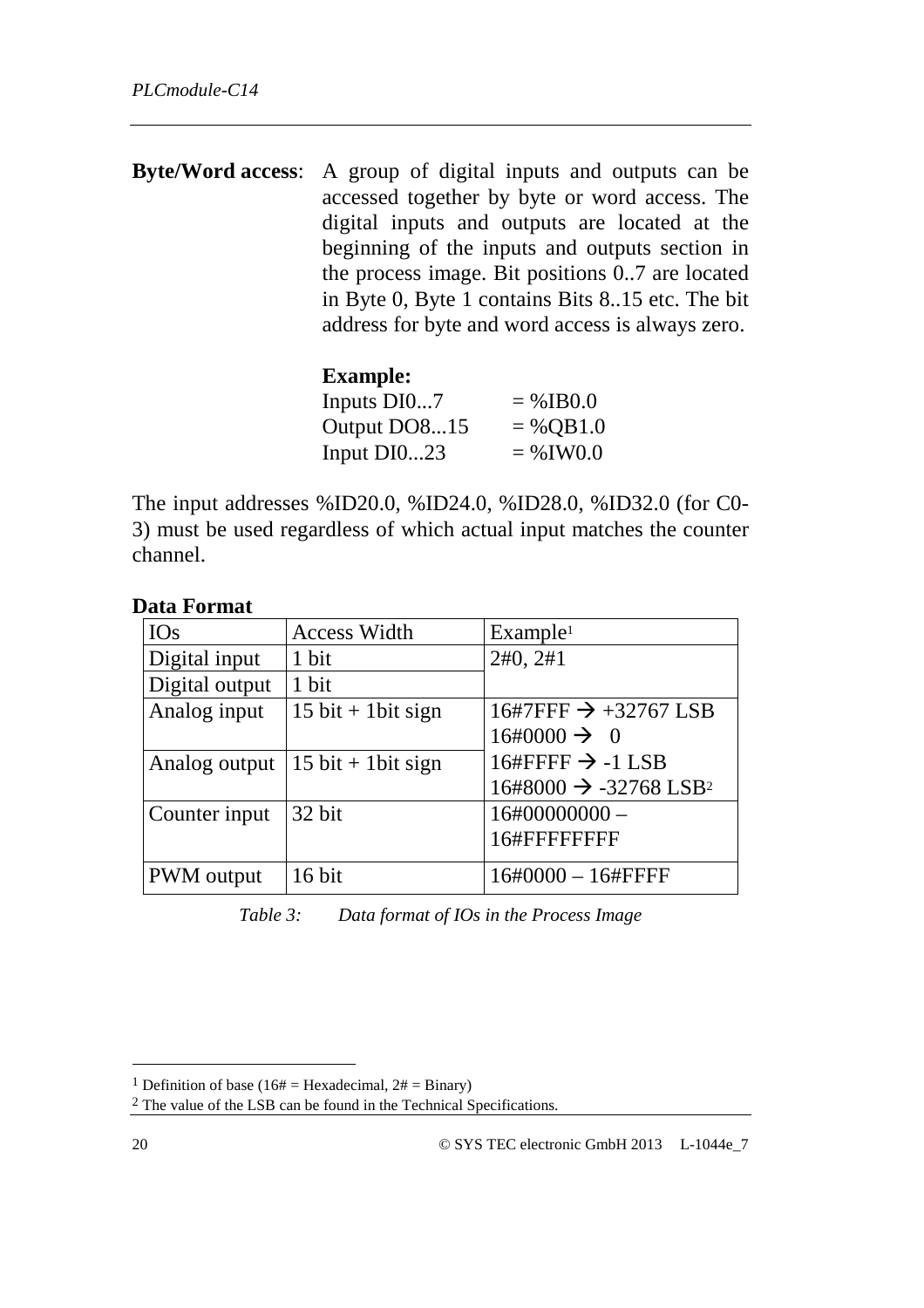**Byte/Word access**: A group of digital inputs and outputs can be accessed together by byte or word access. The digital inputs and outputs are located at the beginning of the inputs and outputs section in the process image. Bit positions 0..7 are located in Byte 0, Byte 1 contains Bits 8..15 etc. The bit address for byte and word access is always zero.

**Example:**

Inputs DI0...7 = %IB0.0
Output DO8...15 = %QB1.0
Input DI0...23 = %IW0.0

The input addresses %ID20.0, %ID24.0, %ID28.0, %ID32.0 (for C0-3) must be used regardless of which actual input matches the counter channel.

**Data Format**

| IOs | Access Width | Example[1] |
|---|---|---|
| Digital input | 1 bit | 2#0, 2#1 |
| Digital output | 1 bit | |
| Analog input | 15 bit + 1bit sign | 16#7FFF → +32767 LSB<br>16#0000 → 0 |
| Analog output | 15 bit + 1bit sign | 16#FFFF → -1 LSB<br>16#8000 → -32768 LSB[2] |
| Counter input | 32 bit | 16#00000000 – 16#FFFFFFFF |
| PWM output | 16 bit | 16#0000 – 16#FFFF |

*Table 3: Data format of IOs in the Process Image*

[1] Definition of base (16# = Hexadecimal, 2# = Binary)

[2] The value of the LSB can be found in the Technical Specifications.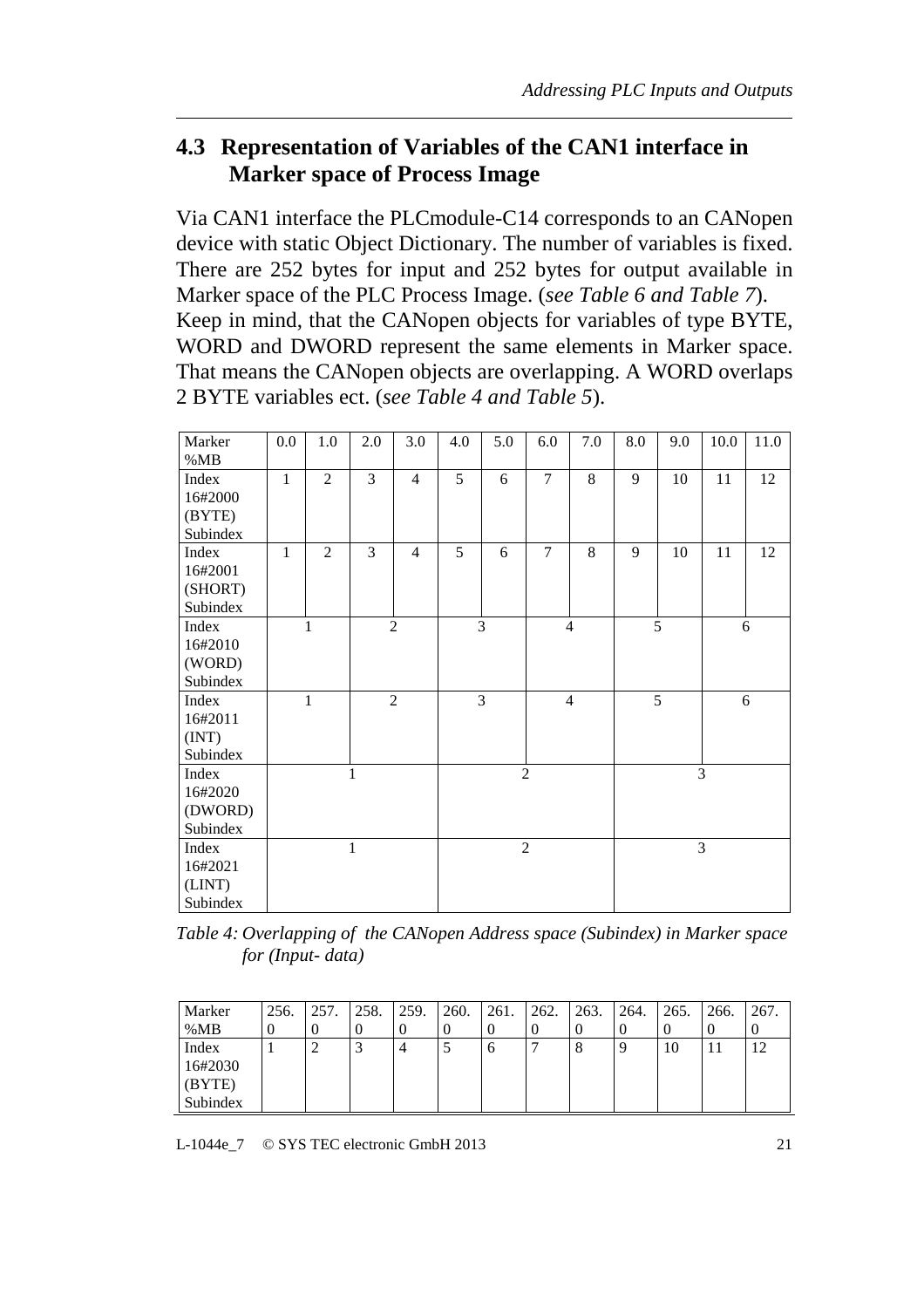## 4.3 Representation of Variables of the CAN1 interface in Marker space of Process Image

Via CAN1 interface the PLCmodule-C14 corresponds to an CANopen device with static Object Dictionary. The number of variables is fixed. There are 252 bytes for input and 252 bytes for output available in Marker space of the PLC Process Image. (*see Table 6 and Table 7*).
Keep in mind, that the CANopen objects for variables of type BYTE, WORD and DWORD represent the same elements in Marker space. That means the CANopen objects are overlapping. A WORD overlaps 2 BYTE variables ect. (*see Table 4 and Table 5*).

| Marker %MB | 0.0 | 1.0 | 2.0 | 3.0 | 4.0 | 5.0 | 6.0 | 7.0 | 8.0 | 9.0 | 10.0 | 11.0 |
|---|---|---|---|---|---|---|---|---|---|---|---|---|
| Index 16#2000 (BYTE) Subindex | 1 | 2 | 3 | 4 | 5 | 6 | 7 | 8 | 9 | 10 | 11 | 12 |
| Index 16#2001 (SHORT) Subindex | 1 | 2 | 3 | 4 | 5 | 6 | 7 | 8 | 9 | 10 | 11 | 12 |
| Index 16#2010 (WORD) Subindex | 1 | | 2 | | 3 | | 4 | | 5 | | 6 | |
| Index 16#2011 (INT) Subindex | 1 | | 2 | | 3 | | 4 | | 5 | | 6 | |
| Index 16#2020 (DWORD) Subindex | 1 | | | | 2 | | | | 3 | | | |
| Index 16#2021 (LINT) Subindex | 1 | | | | 2 | | | | 3 | | | |

*Table 4: Overlapping of the CANopen Address space (Subindex) in Marker space for (Input- data)*

| Marker %MB | 256.0 | 257.0 | 258.0 | 259.0 | 260.0 | 261.0 | 262.0 | 263.0 | 264.0 | 265.0 | 266.0 | 267.0 |
|---|---|---|---|---|---|---|---|---|---|---|---|---|
| Index 16#2030 (BYTE) Subindex | 1 | 2 | 3 | 4 | 5 | 6 | 7 | 8 | 9 | 10 | 11 | 12 |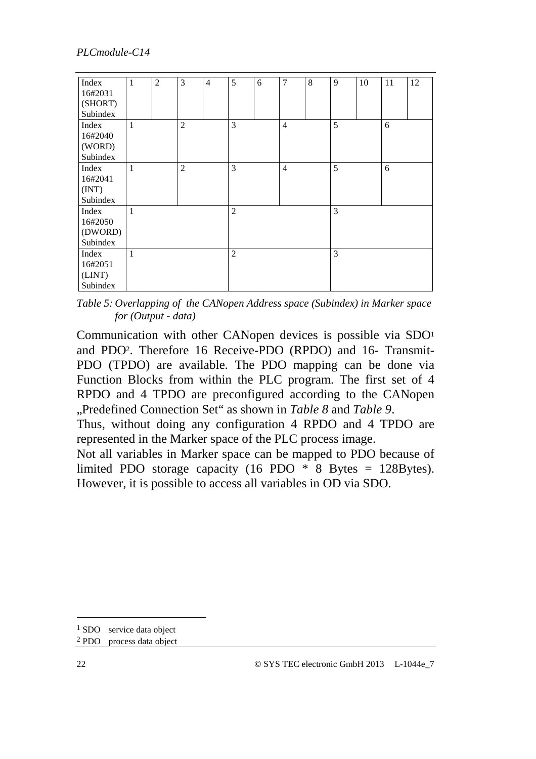| Index 16#2031 (SHORT) Subindex | 1 | 2 | 3 | 4 | 5 | 6 | 7 | 8 | 9 | 10 | 11 | 12 |
|---|---|---|---|---|---|---|---|---|---|---|---|---|
| Index 16#2040 (WORD) Subindex | 1 | | 2 | | 3 | | 4 | | 5 | | 6 | |
| Index 16#2041 (INT) Subindex | 1 | | 2 | | 3 | | 4 | | 5 | | 6 | |
| Index 16#2050 (DWORD) Subindex | 1 | | | | 2 | | | | 3 | | | |
| Index 16#2051 (LINT) Subindex | 1 | | | | 2 | | | | 3 | | | |

*Table 5: Overlapping of the CANopen Address space (Subindex) in Marker space for (Output - data)*

Communication with other CANopen devices is possible via SDO[1] and PDO[2]. Therefore 16 Receive-PDO (RPDO) and 16- Transmit-PDO (TPDO) are available. The PDO mapping can be done via Function Blocks from within the PLC program. The first set of 4 RPDO and 4 TPDO are preconfigured according to the CANopen „Predefined Connection Set“ as shown in *Table 8* and *Table 9*.

Thus, without doing any configuration 4 RPDO and 4 TPDO are represented in the Marker space of the PLC process image.

Not all variables in Marker space can be mapped to PDO because of limited PDO storage capacity (16 PDO * 8 Bytes = 128Bytes). However, it is possible to access all variables in OD via SDO.

---

[1] SDO service data object

[2] PDO process data object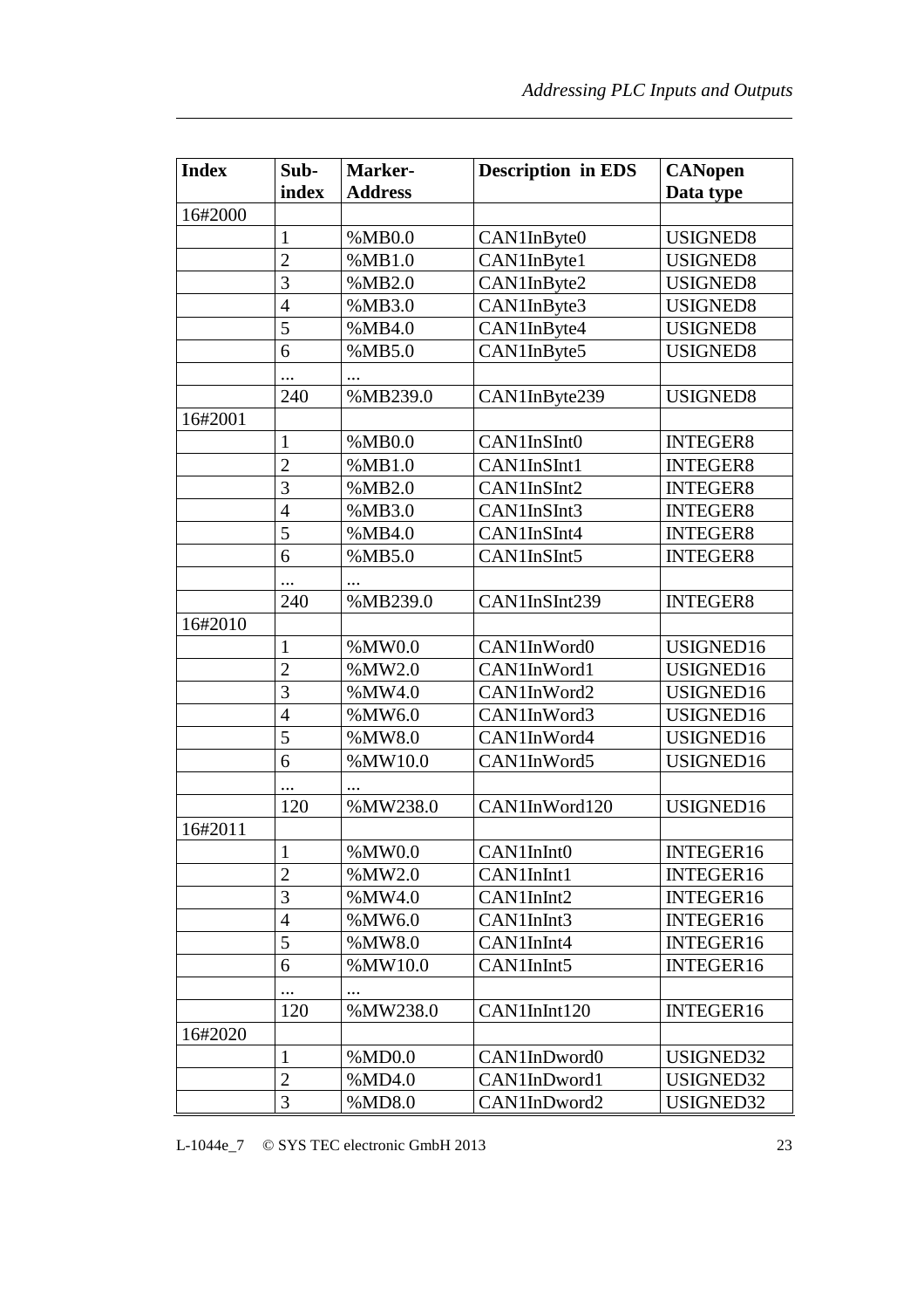| Index | Sub-index | Marker-Address | Description in EDS | CANopen Data type |
|---|---|---|---|---|
| 16#2000 | | | | |
| | 1 | %MB0.0 | CAN1InByte0 | USIGNED8 |
| | 2 | %MB1.0 | CAN1InByte1 | USIGNED8 |
| | 3 | %MB2.0 | CAN1InByte2 | USIGNED8 |
| | 4 | %MB3.0 | CAN1InByte3 | USIGNED8 |
| | 5 | %MB4.0 | CAN1InByte4 | USIGNED8 |
| | 6 | %MB5.0 | CAN1InByte5 | USIGNED8 |
| | ... | ... | | |
| | 240 | %MB239.0 | CAN1InByte239 | USIGNED8 |
| 16#2001 | | | | |
| | 1 | %MB0.0 | CAN1InSInt0 | INTEGER8 |
| | 2 | %MB1.0 | CAN1InSInt1 | INTEGER8 |
| | 3 | %MB2.0 | CAN1InSInt2 | INTEGER8 |
| | 4 | %MB3.0 | CAN1InSInt3 | INTEGER8 |
| | 5 | %MB4.0 | CAN1InSInt4 | INTEGER8 |
| | 6 | %MB5.0 | CAN1InSInt5 | INTEGER8 |
| | ... | ... | | |
| | 240 | %MB239.0 | CAN1InSInt239 | INTEGER8 |
| 16#2010 | | | | |
| | 1 | %MW0.0 | CAN1InWord0 | USIGNED16 |
| | 2 | %MW2.0 | CAN1InWord1 | USIGNED16 |
| | 3 | %MW4.0 | CAN1InWord2 | USIGNED16 |
| | 4 | %MW6.0 | CAN1InWord3 | USIGNED16 |
| | 5 | %MW8.0 | CAN1InWord4 | USIGNED16 |
| | 6 | %MW10.0 | CAN1InWord5 | USIGNED16 |
| | ... | ... | | |
| | 120 | %MW238.0 | CAN1InWord120 | USIGNED16 |
| 16#2011 | | | | |
| | 1 | %MW0.0 | CAN1InInt0 | INTEGER16 |
| | 2 | %MW2.0 | CAN1InInt1 | INTEGER16 |
| | 3 | %MW4.0 | CAN1InInt2 | INTEGER16 |
| | 4 | %MW6.0 | CAN1InInt3 | INTEGER16 |
| | 5 | %MW8.0 | CAN1InInt4 | INTEGER16 |
| | 6 | %MW10.0 | CAN1InInt5 | INTEGER16 |
| | ... | ... | | |
| | 120 | %MW238.0 | CAN1InInt120 | INTEGER16 |
| 16#2020 | | | | |
| | 1 | %MD0.0 | CAN1InDword0 | USIGNED32 |
| | 2 | %MD4.0 | CAN1InDword1 | USIGNED32 |
| | 3 | %MD8.0 | CAN1InDword2 | USIGNED32 |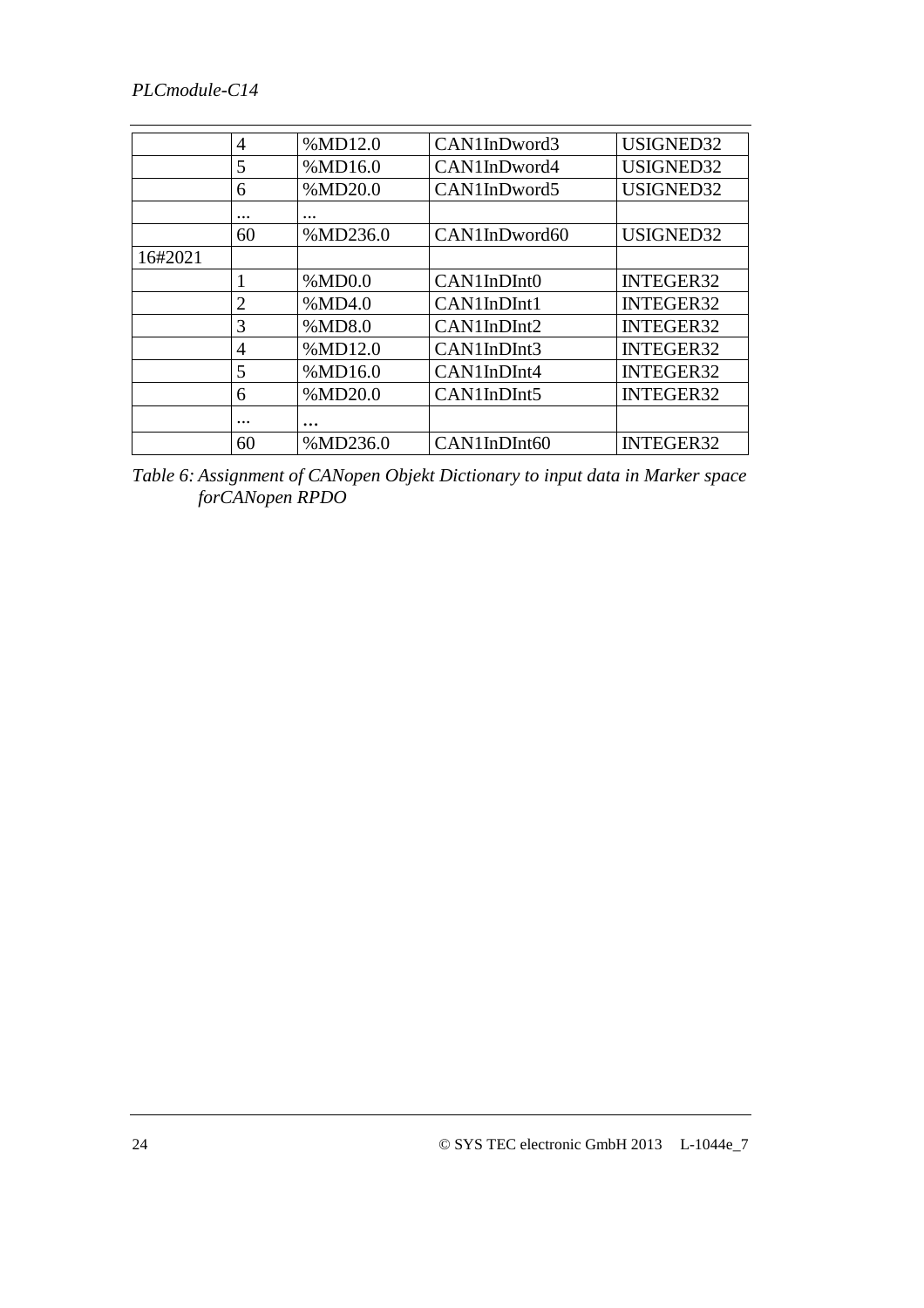|  | 4 | %MD12.0 | CAN1InDword3 | USIGNED32 |
|---|---|---|---|---|
|  | 5 | %MD16.0 | CAN1InDword4 | USIGNED32 |
|  | 6 | %MD20.0 | CAN1InDword5 | USIGNED32 |
|  | ... | ... |  |  |
|  | 60 | %MD236.0 | CAN1InDword60 | USIGNED32 |
| 16#2021 |  |  |  |  |
|  | 1 | %MD0.0 | CAN1InDInt0 | INTEGER32 |
|  | 2 | %MD4.0 | CAN1InDInt1 | INTEGER32 |
|  | 3 | %MD8.0 | CAN1InDInt2 | INTEGER32 |
|  | 4 | %MD12.0 | CAN1InDInt3 | INTEGER32 |
|  | 5 | %MD16.0 | CAN1InDInt4 | INTEGER32 |
|  | 6 | %MD20.0 | CAN1InDInt5 | INTEGER32 |
|  | ... | ... |  |  |
|  | 60 | %MD236.0 | CAN1InDInt60 | INTEGER32 |

*Table 6: Assignment of CANopen Objekt Dictionary to input data in Marker space forCANopen RPDO*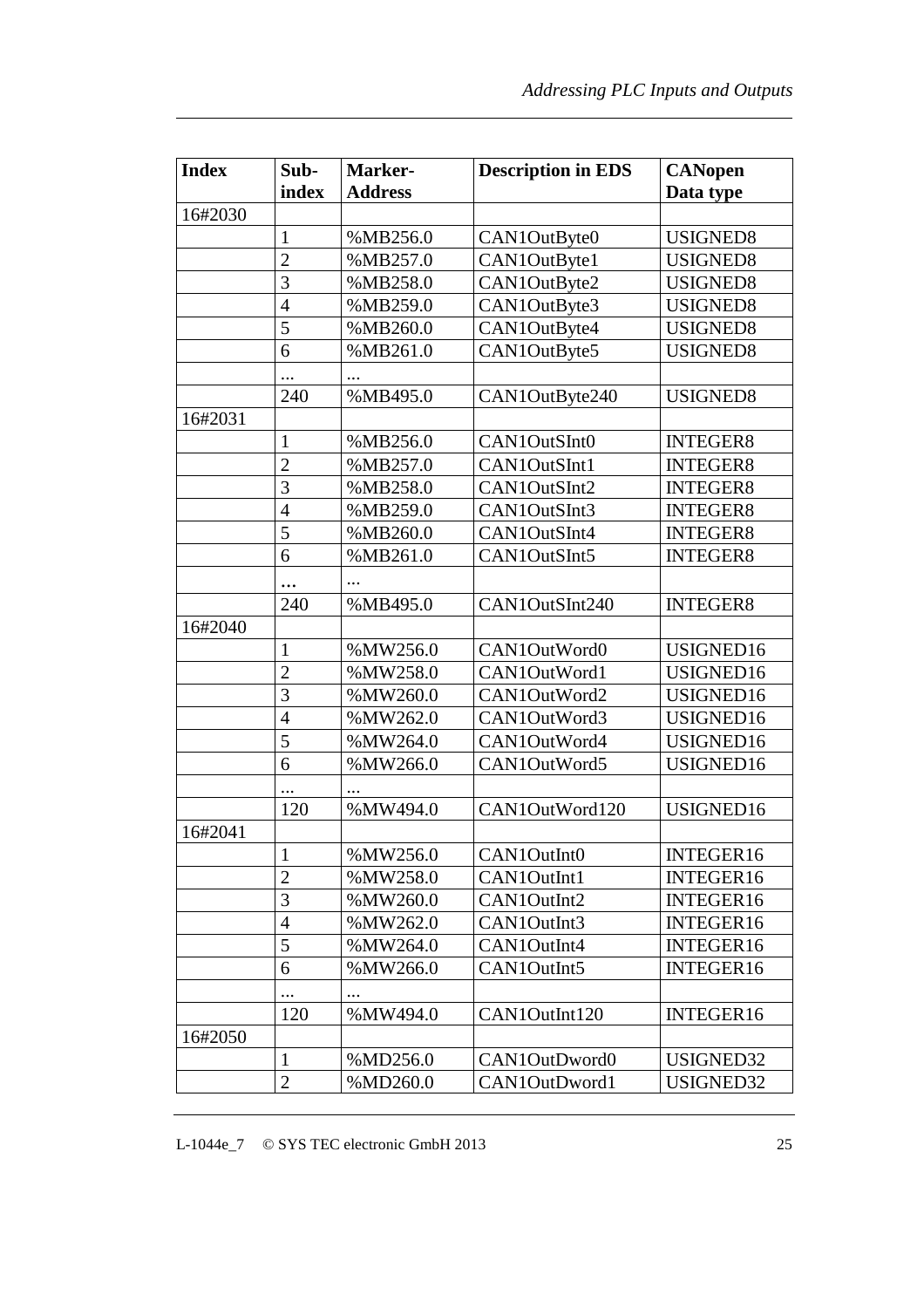| Index | Sub-index | Marker-Address | Description in EDS | CANopen Data type |
|---|---|---|---|---|
| 16#2030 | | | | |
| | 1 | %MB256.0 | CAN1OutByte0 | USIGNED8 |
| | 2 | %MB257.0 | CAN1OutByte1 | USIGNED8 |
| | 3 | %MB258.0 | CAN1OutByte2 | USIGNED8 |
| | 4 | %MB259.0 | CAN1OutByte3 | USIGNED8 |
| | 5 | %MB260.0 | CAN1OutByte4 | USIGNED8 |
| | 6 | %MB261.0 | CAN1OutByte5 | USIGNED8 |
| | ... | ... | | |
| | 240 | %MB495.0 | CAN1OutByte240 | USIGNED8 |
| 16#2031 | | | | |
| | 1 | %MB256.0 | CAN1OutSInt0 | INTEGER8 |
| | 2 | %MB257.0 | CAN1OutSInt1 | INTEGER8 |
| | 3 | %MB258.0 | CAN1OutSInt2 | INTEGER8 |
| | 4 | %MB259.0 | CAN1OutSInt3 | INTEGER8 |
| | 5 | %MB260.0 | CAN1OutSInt4 | INTEGER8 |
| | 6 | %MB261.0 | CAN1OutSInt5 | INTEGER8 |
| | ... | ... | | |
| | 240 | %MB495.0 | CAN1OutSInt240 | INTEGER8 |
| 16#2040 | | | | |
| | 1 | %MW256.0 | CAN1OutWord0 | USIGNED16 |
| | 2 | %MW258.0 | CAN1OutWord1 | USIGNED16 |
| | 3 | %MW260.0 | CAN1OutWord2 | USIGNED16 |
| | 4 | %MW262.0 | CAN1OutWord3 | USIGNED16 |
| | 5 | %MW264.0 | CAN1OutWord4 | USIGNED16 |
| | 6 | %MW266.0 | CAN1OutWord5 | USIGNED16 |
| | ... | ... | | |
| | 120 | %MW494.0 | CAN1OutWord120 | USIGNED16 |
| 16#2041 | | | | |
| | 1 | %MW256.0 | CAN1OutInt0 | INTEGER16 |
| | 2 | %MW258.0 | CAN1OutInt1 | INTEGER16 |
| | 3 | %MW260.0 | CAN1OutInt2 | INTEGER16 |
| | 4 | %MW262.0 | CAN1OutInt3 | INTEGER16 |
| | 5 | %MW264.0 | CAN1OutInt4 | INTEGER16 |
| | 6 | %MW266.0 | CAN1OutInt5 | INTEGER16 |
| | ... | ... | | |
| | 120 | %MW494.0 | CAN1OutInt120 | INTEGER16 |
| 16#2050 | | | | |
| | 1 | %MD256.0 | CAN1OutDword0 | USIGNED32 |
| | 2 | %MD260.0 | CAN1OutDword1 | USIGNED32 |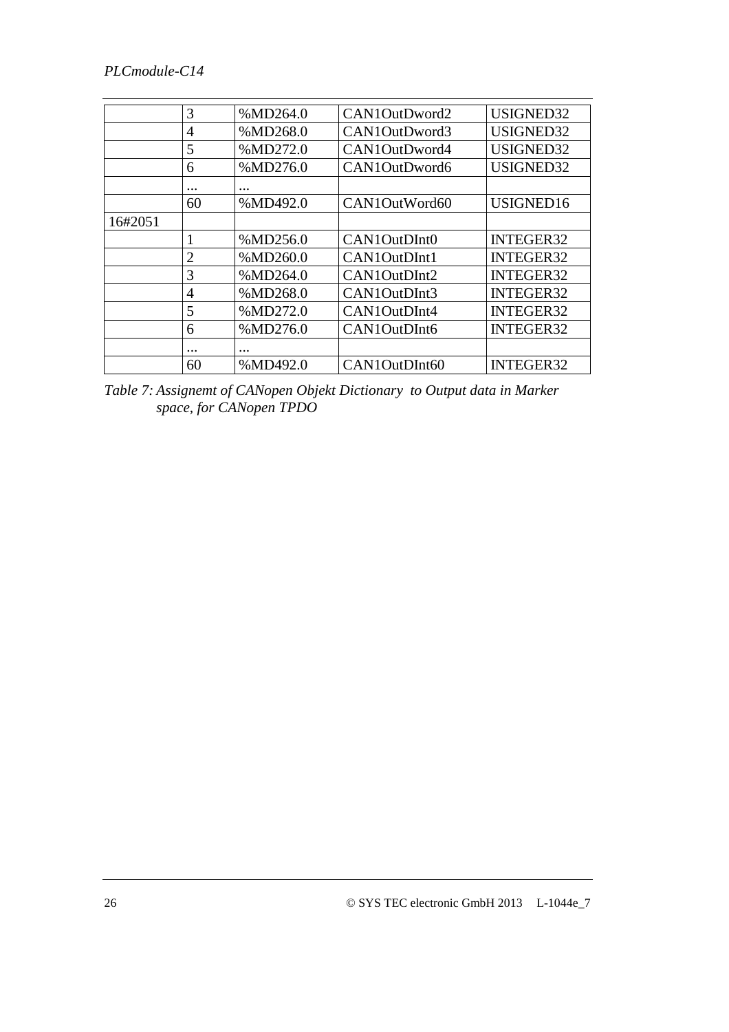| | | | | |
|---|---|---|---|---|
| | 3 | %MD264.0 | CAN1OutDword2 | USIGNED32 |
| | 4 | %MD268.0 | CAN1OutDword3 | USIGNED32 |
| | 5 | %MD272.0 | CAN1OutDword4 | USIGNED32 |
| | 6 | %MD276.0 | CAN1OutDword6 | USIGNED32 |
| | ... | ... | | |
| | 60 | %MD492.0 | CAN1OutWord60 | USIGNED16 |
| 16#2051 | | | | |
| | 1 | %MD256.0 | CAN1OutDInt0 | INTEGER32 |
| | 2 | %MD260.0 | CAN1OutDInt1 | INTEGER32 |
| | 3 | %MD264.0 | CAN1OutDInt2 | INTEGER32 |
| | 4 | %MD268.0 | CAN1OutDInt3 | INTEGER32 |
| | 5 | %MD272.0 | CAN1OutDInt4 | INTEGER32 |
| | 6 | %MD276.0 | CAN1OutDInt6 | INTEGER32 |
| | ... | ... | | |
| | 60 | %MD492.0 | CAN1OutDInt60 | INTEGER32 |

*Table 7: Assignemt of CANopen Objekt Dictionary to Output data in Marker space, for CANopen TPDO*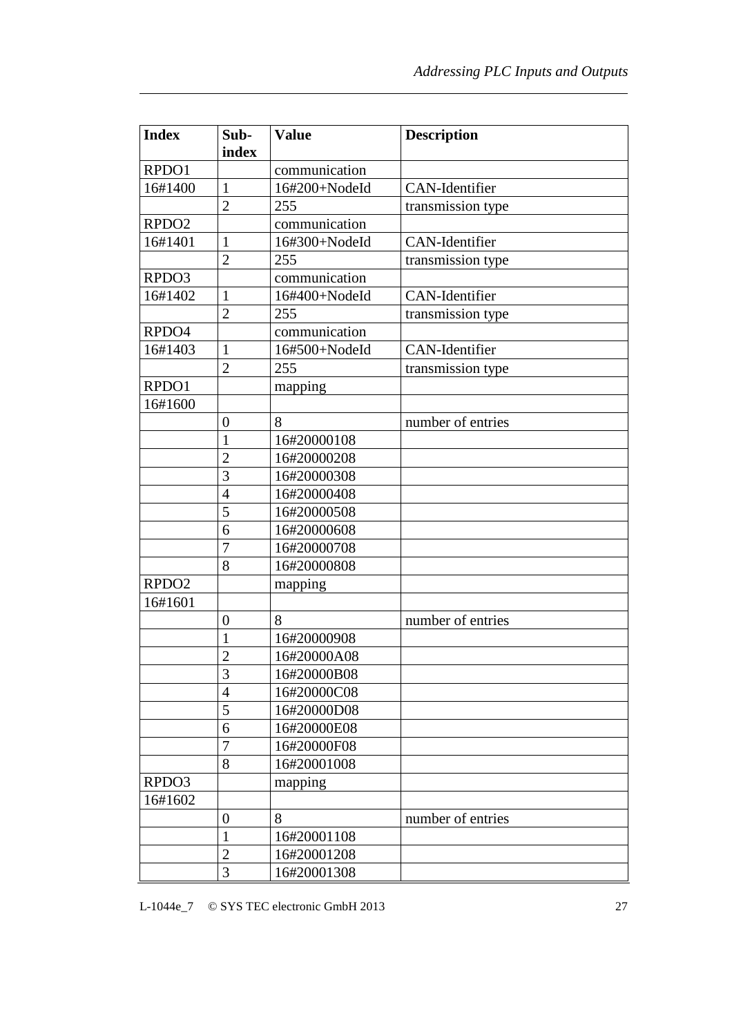| Index | Sub-index | Value | Description |
|---|---|---|---|
| RPDO1 | | communication | |
| 16#1400 | 1 | 16#200+NodeId | CAN-Identifier |
| | 2 | 255 | transmission type |
| RPDO2 | | communication | |
| 16#1401 | 1 | 16#300+NodeId | CAN-Identifier |
| | 2 | 255 | transmission type |
| RPDO3 | | communication | |
| 16#1402 | 1 | 16#400+NodeId | CAN-Identifier |
| | 2 | 255 | transmission type |
| RPDO4 | | communication | |
| 16#1403 | 1 | 16#500+NodeId | CAN-Identifier |
| | 2 | 255 | transmission type |
| RPDO1 | | mapping | |
| 16#1600 | | | |
| | 0 | 8 | number of entries |
| | 1 | 16#20000108 | |
| | 2 | 16#20000208 | |
| | 3 | 16#20000308 | |
| | 4 | 16#20000408 | |
| | 5 | 16#20000508 | |
| | 6 | 16#20000608 | |
| | 7 | 16#20000708 | |
| | 8 | 16#20000808 | |
| RPDO2 | | mapping | |
| 16#1601 | | | |
| | 0 | 8 | number of entries |
| | 1 | 16#20000908 | |
| | 2 | 16#20000A08 | |
| | 3 | 16#20000B08 | |
| | 4 | 16#20000C08 | |
| | 5 | 16#20000D08 | |
| | 6 | 16#20000E08 | |
| | 7 | 16#20000F08 | |
| | 8 | 16#20001008 | |
| RPDO3 | | mapping | |
| 16#1602 | | | |
| | 0 | 8 | number of entries |
| | 1 | 16#20001108 | |
| | 2 | 16#20001208 | |
| | 3 | 16#20001308 | |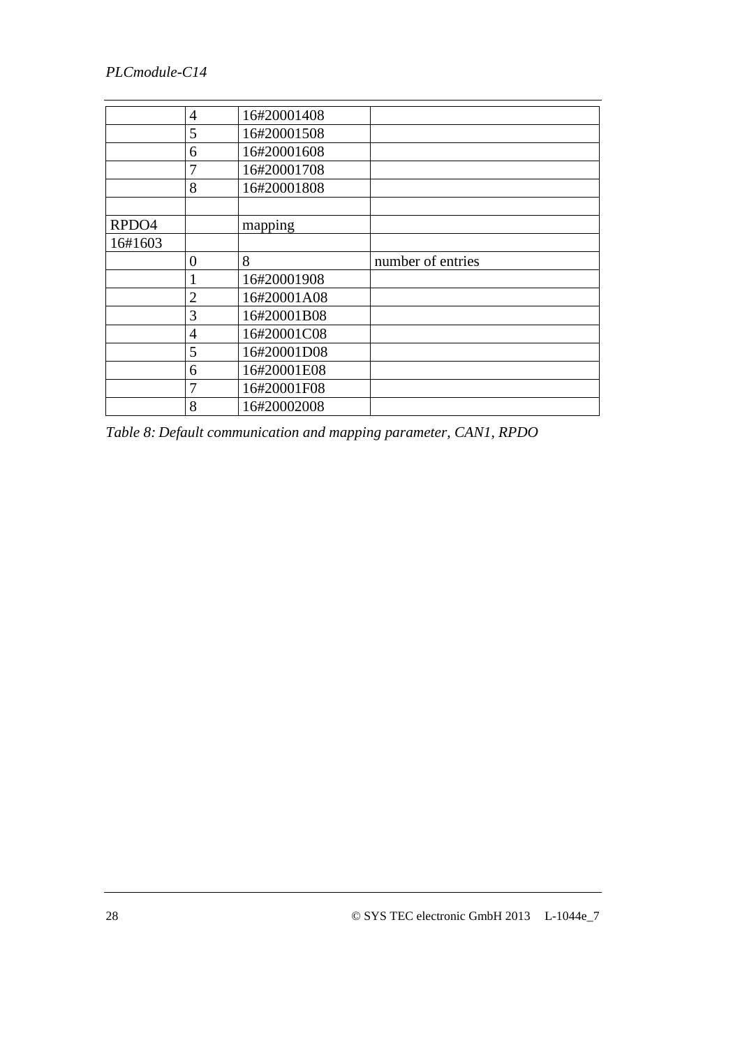| | | | |
|---|---|---|---|
| | 4 | 16#20001408 | |
| | 5 | 16#20001508 | |
| | 6 | 16#20001608 | |
| | 7 | 16#20001708 | |
| | 8 | 16#20001808 | |
| | | | |
| RPDO4 | | mapping | |
| 16#1603 | | | |
| | 0 | 8 | number of entries |
| | 1 | 16#20001908 | |
| | 2 | 16#20001A08 | |
| | 3 | 16#20001B08 | |
| | 4 | 16#20001C08 | |
| | 5 | 16#20001D08 | |
| | 6 | 16#20001E08 | |
| | 7 | 16#20001F08 | |
| | 8 | 16#20002008 | |

*Table 8: Default communication and mapping parameter, CAN1, RPDO*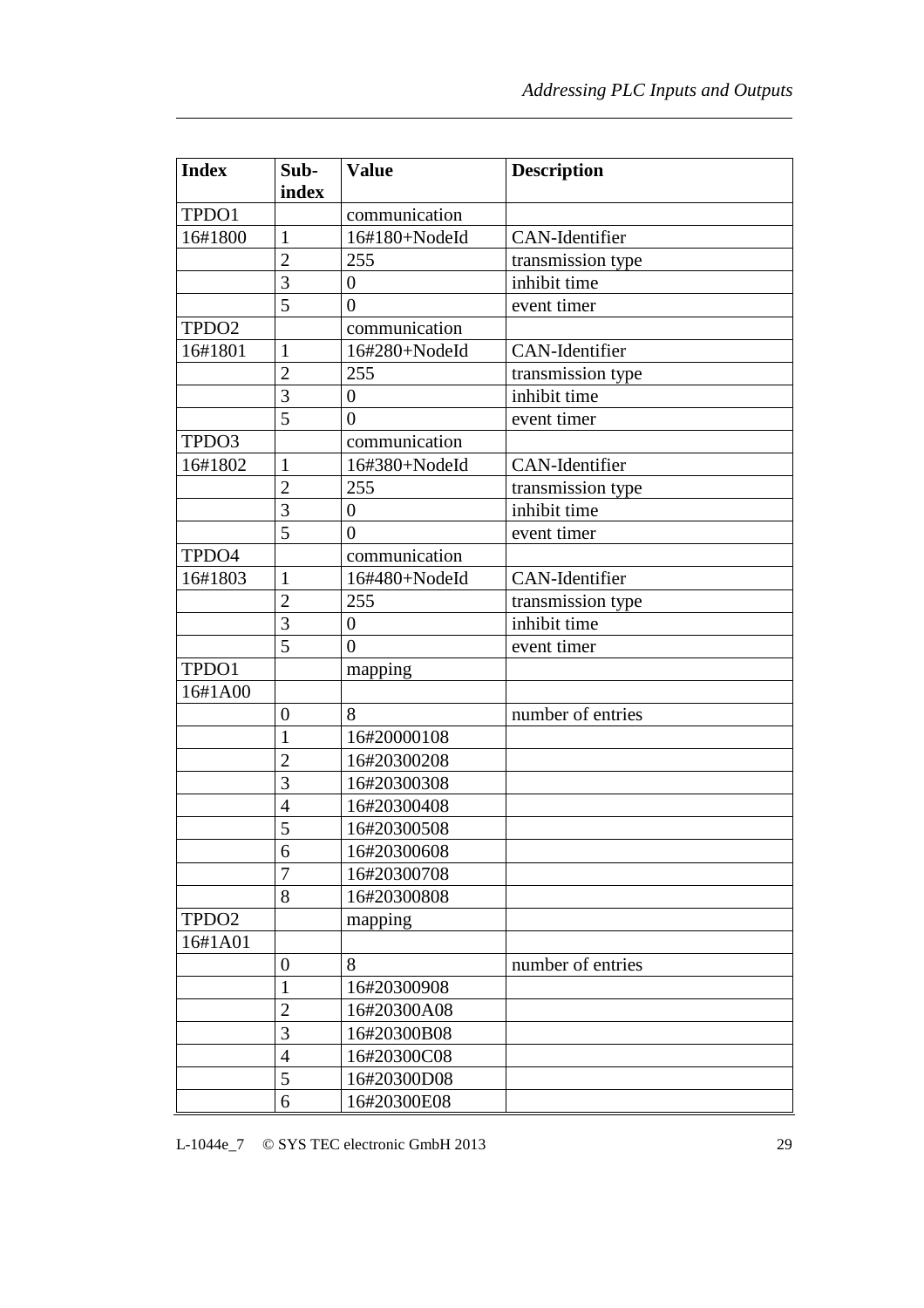| Index | Sub-index | Value | Description |
|---|---|---|---|
| TPDO1 | | communication | |
| 16#1800 | 1 | 16#180+NodeId | CAN-Identifier |
| | 2 | 255 | transmission type |
| | 3 | 0 | inhibit time |
| | 5 | 0 | event timer |
| TPDO2 | | communication | |
| 16#1801 | 1 | 16#280+NodeId | CAN-Identifier |
| | 2 | 255 | transmission type |
| | 3 | 0 | inhibit time |
| | 5 | 0 | event timer |
| TPDO3 | | communication | |
| 16#1802 | 1 | 16#380+NodeId | CAN-Identifier |
| | 2 | 255 | transmission type |
| | 3 | 0 | inhibit time |
| | 5 | 0 | event timer |
| TPDO4 | | communication | |
| 16#1803 | 1 | 16#480+NodeId | CAN-Identifier |
| | 2 | 255 | transmission type |
| | 3 | 0 | inhibit time |
| | 5 | 0 | event timer |
| TPDO1 | | mapping | |
| 16#1A00 | | | |
| | 0 | 8 | number of entries |
| | 1 | 16#20000108 | |
| | 2 | 16#20300208 | |
| | 3 | 16#20300308 | |
| | 4 | 16#20300408 | |
| | 5 | 16#20300508 | |
| | 6 | 16#20300608 | |
| | 7 | 16#20300708 | |
| | 8 | 16#20300808 | |
| TPDO2 | | mapping | |
| 16#1A01 | | | |
| | 0 | 8 | number of entries |
| | 1 | 16#20300908 | |
| | 2 | 16#20300A08 | |
| | 3 | 16#20300B08 | |
| | 4 | 16#20300C08 | |
| | 5 | 16#20300D08 | |
| | 6 | 16#20300E08 | |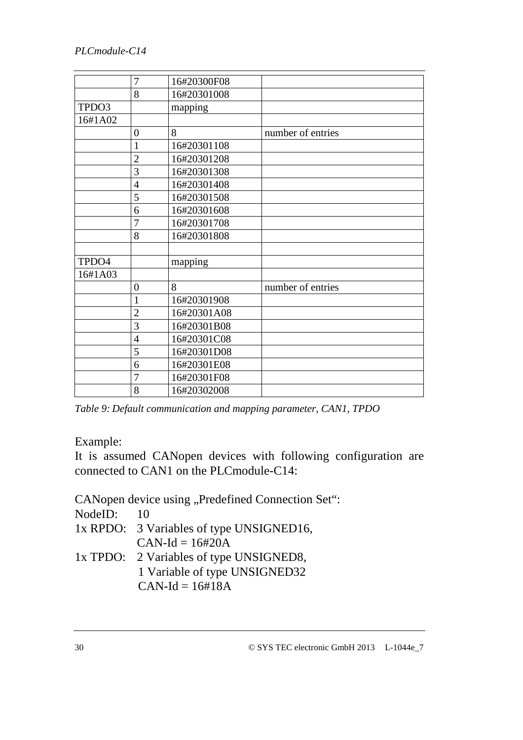| | | | |
|---|---|---|---|
| | 7 | 16#20300F08 | |
| | 8 | 16#20301008 | |
| TPDO3 | | mapping | |
| 16#1A02 | | | |
| | 0 | 8 | number of entries |
| | 1 | 16#20301108 | |
| | 2 | 16#20301208 | |
| | 3 | 16#20301308 | |
| | 4 | 16#20301408 | |
| | 5 | 16#20301508 | |
| | 6 | 16#20301608 | |
| | 7 | 16#20301708 | |
| | 8 | 16#20301808 | |
| | | | |
| TPDO4 | | mapping | |
| 16#1A03 | | | |
| | 0 | 8 | number of entries |
| | 1 | 16#20301908 | |
| | 2 | 16#20301A08 | |
| | 3 | 16#20301B08 | |
| | 4 | 16#20301C08 | |
| | 5 | 16#20301D08 | |
| | 6 | 16#20301E08 | |
| | 7 | 16#20301F08 | |
| | 8 | 16#20302008 | |

*Table 9: Default communication and mapping parameter, CAN1, TPDO*

Example:
It is assumed CANopen devices with following configuration are connected to CAN1 on the PLCmodule-C14:

CANopen device using „Predefined Connection Set“:
NodeID: 10
1x RPDO: 3 Variables of type UNSIGNED16,
CAN-Id = 16#20A
1x TPDO: 2 Variables of type UNSIGNED8,
1 Variable of type UNSIGNED32
CAN-Id = 16#18A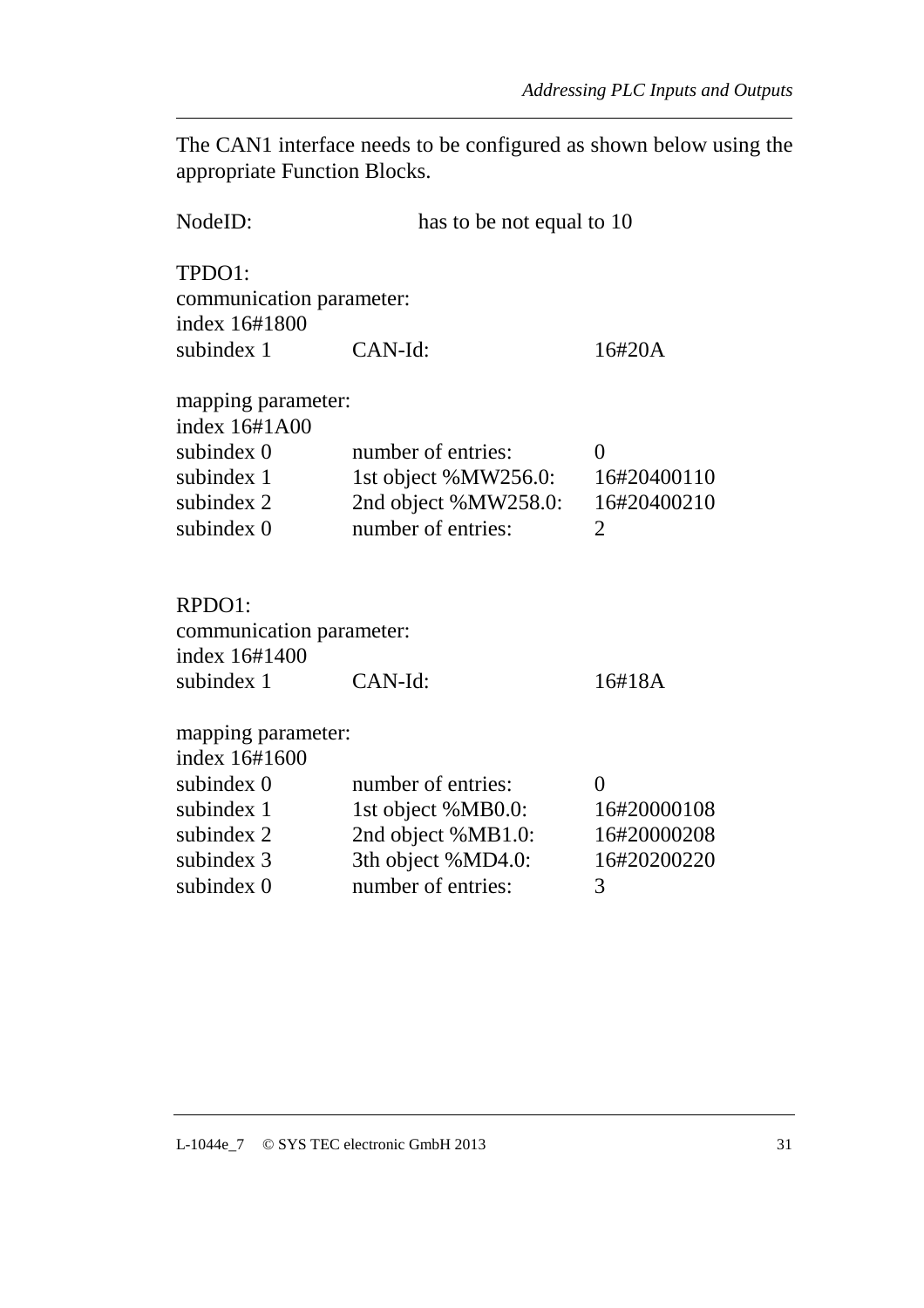The CAN1 interface needs to be configured as shown below using the appropriate Function Blocks.

NodeID: has to be not equal to 10

TPDO1:
communication parameter:
index 16#1800

| | | |
|---|---|---|
| subindex 1 | CAN-Id: | 16#20A |

mapping parameter:
index 16#1A00

| | | |
|---|---|---|
| subindex 0 | number of entries: | 0 |
| subindex 1 | 1st object %MW256.0: | 16#20400110 |
| subindex 2 | 2nd object %MW258.0: | 16#20400210 |
| subindex 0 | number of entries: | 2 |

RPDO1:
communication parameter:
index 16#1400

| | | |
|---|---|---|
| subindex 1 | CAN-Id: | 16#18A |

mapping parameter:
index 16#1600

| | | |
|---|---|---|
| subindex 0 | number of entries: | 0 |
| subindex 1 | 1st object %MB0.0: | 16#20000108 |
| subindex 2 | 2nd object %MB1.0: | 16#20000208 |
| subindex 3 | 3th object %MD4.0: | 16#20200220 |
| subindex 0 | number of entries: | 3 |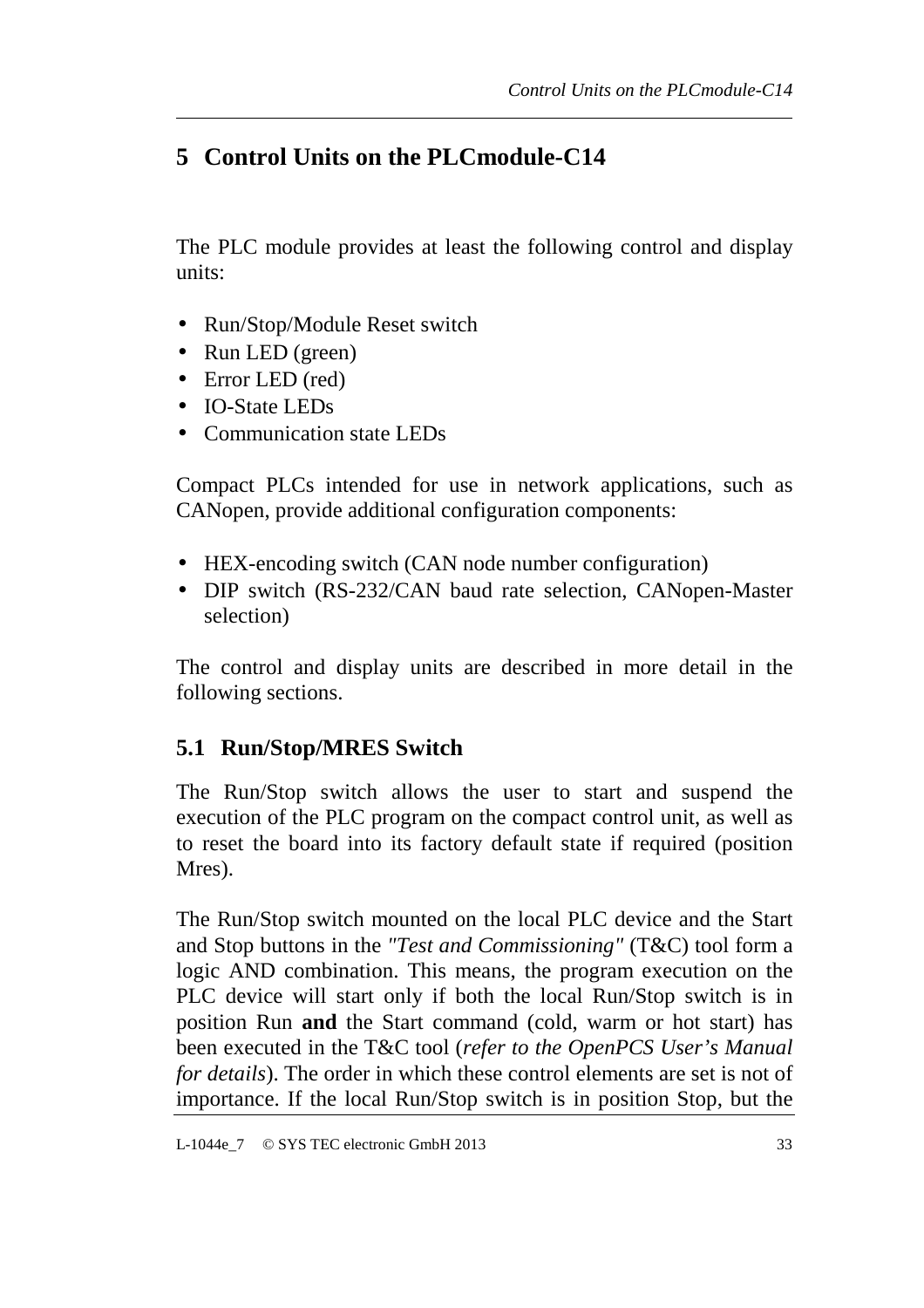# 5 Control Units on the PLCmodule-C14

The PLC module provides at least the following control and display units:

- Run/Stop/Module Reset switch
- Run LED (green)
- Error LED (red)
- IO-State LEDs
- Communication state LEDs

Compact PLCs intended for use in network applications, such as CANopen, provide additional configuration components:

- HEX-encoding switch (CAN node number configuration)
- DIP switch (RS-232/CAN baud rate selection, CANopen-Master selection)

The control and display units are described in more detail in the following sections.

## 5.1 Run/Stop/MRES Switch

The Run/Stop switch allows the user to start and suspend the execution of the PLC program on the compact control unit, as well as to reset the board into its factory default state if required (position Mres).

The Run/Stop switch mounted on the local PLC device and the Start and Stop buttons in the *"Test and Commissioning"* (T&C) tool form a logic AND combination. This means, the program execution on the PLC device will start only if both the local Run/Stop switch is in position Run **and** the Start command (cold, warm or hot start) has been executed in the T&C tool (*refer to the OpenPCS User's Manual for details*). The order in which these control elements are set is not of importance. If the local Run/Stop switch is in position Stop, but the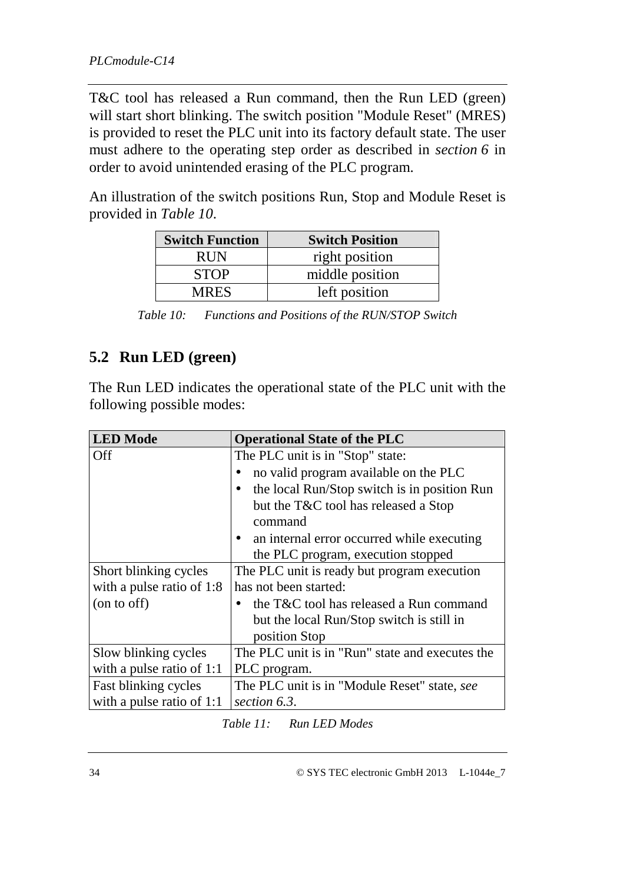T&C tool has released a Run command, then the Run LED (green) will start short blinking. The switch position "Module Reset" (MRES) is provided to reset the PLC unit into its factory default state. The user must adhere to the operating step order as described in *section 6* in order to avoid unintended erasing of the PLC program.

An illustration of the switch positions Run, Stop and Module Reset is provided in *Table 10*.

| Switch Function | Switch Position |
| --- | --- |
| RUN | right position |
| STOP | middle position |
| MRES | left position |

*Table 10: Functions and Positions of the RUN/STOP Switch*

## 5.2 Run LED (green)

The Run LED indicates the operational state of the PLC unit with the following possible modes:

| LED Mode | Operational State of the PLC |
| --- | --- |
| Off | The PLC unit is in "Stop" state:<br>• no valid program available on the PLC<br>• the local Run/Stop switch is in position Run but the T&C tool has released a Stop command<br>• an internal error occurred while executing the PLC program, execution stopped |
| Short blinking cycles with a pulse ratio of 1:8 (on to off) | The PLC unit is ready but program execution has not been started:<br>• the T&C tool has released a Run command but the local Run/Stop switch is still in position Stop |
| Slow blinking cycles with a pulse ratio of 1:1 | The PLC unit is in "Run" state and executes the PLC program. |
| Fast blinking cycles with a pulse ratio of 1:1 | The PLC unit is in "Module Reset" state, *see section 6.3*. |

*Table 11: Run LED Modes*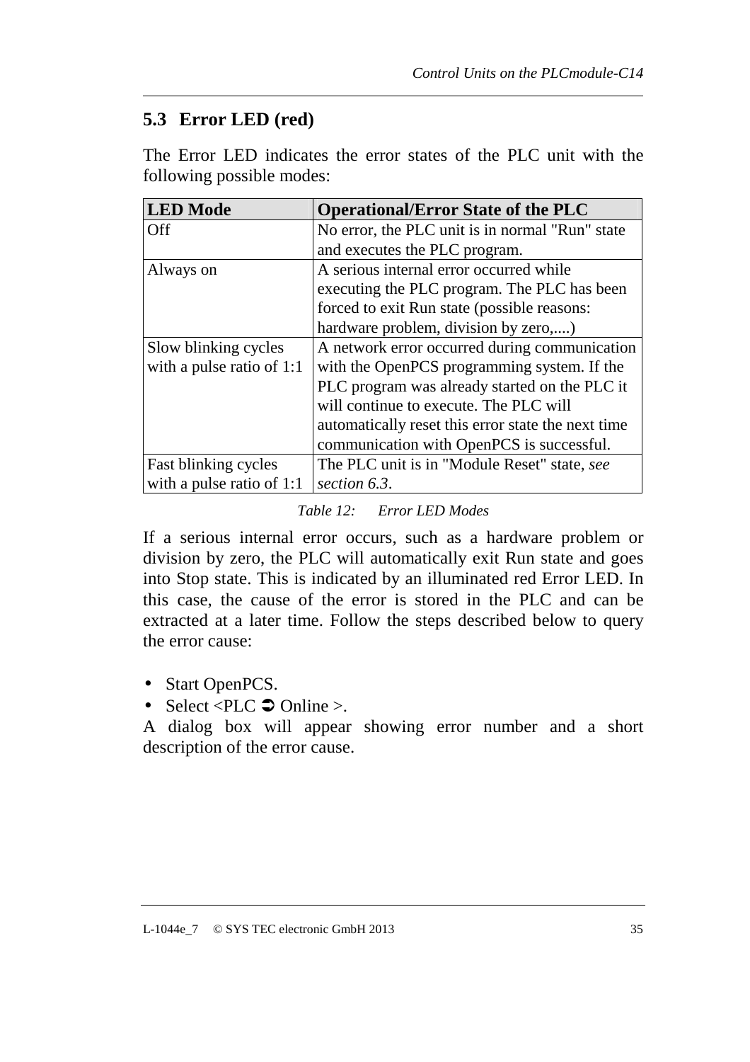## 5.3 Error LED (red)

The Error LED indicates the error states of the PLC unit with the following possible modes:

| LED Mode | Operational/Error State of the PLC |
|---|---|
| Off | No error, the PLC unit is in normal "Run" state and executes the PLC program. |
| Always on | A serious internal error occurred while executing the PLC program. The PLC has been forced to exit Run state (possible reasons: hardware problem, division by zero,....) |
| Slow blinking cycles with a pulse ratio of 1:1 | A network error occurred during communication with the OpenPCS programming system. If the PLC program was already started on the PLC it will continue to execute. The PLC will automatically reset this error state the next time communication with OpenPCS is successful. |
| Fast blinking cycles with a pulse ratio of 1:1 | The PLC unit is in "Module Reset" state, *see section 6.3*. |

*Table 12: Error LED Modes*

If a serious internal error occurs, such as a hardware problem or division by zero, the PLC will automatically exit Run state and goes into Stop state. This is indicated by an illuminated red Error LED. In this case, the cause of the error is stored in the PLC and can be extracted at a later time. Follow the steps described below to query the error cause:

- Start OpenPCS.
- Select <PLC ➲ Online >.

A dialog box will appear showing error number and a short description of the error cause.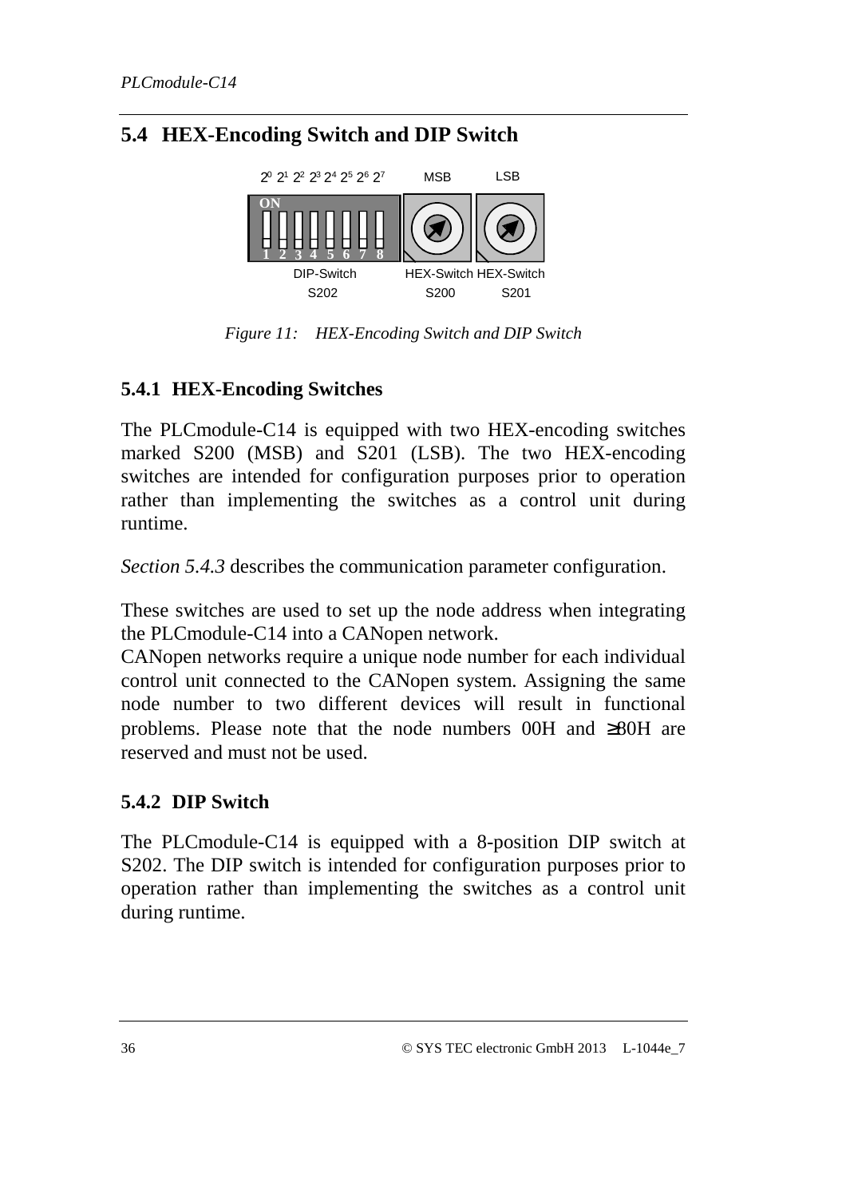## 5.4 HEX-Encoding Switch and DIP Switch

*Figure 11: HEX-Encoding Switch and DIP Switch*

### 5.4.1 HEX-Encoding Switches

The PLCmodule-C14 is equipped with two HEX-encoding switches marked S200 (MSB) and S201 (LSB). The two HEX-encoding switches are intended for configuration purposes prior to operation rather than implementing the switches as a control unit during runtime.

*Section 5.4.3* describes the communication parameter configuration.

These switches are used to set up the node address when integrating the PLCmodule-C14 into a CANopen network.
CANopen networks require a unique node number for each individual control unit connected to the CANopen system. Assigning the same node number to two different devices will result in functional problems. Please note that the node numbers 00H and ≥80H are reserved and must not be used.

### 5.4.2 DIP Switch

The PLCmodule-C14 is equipped with a 8-position DIP switch at S202. The DIP switch is intended for configuration purposes prior to operation rather than implementing the switches as a control unit during runtime.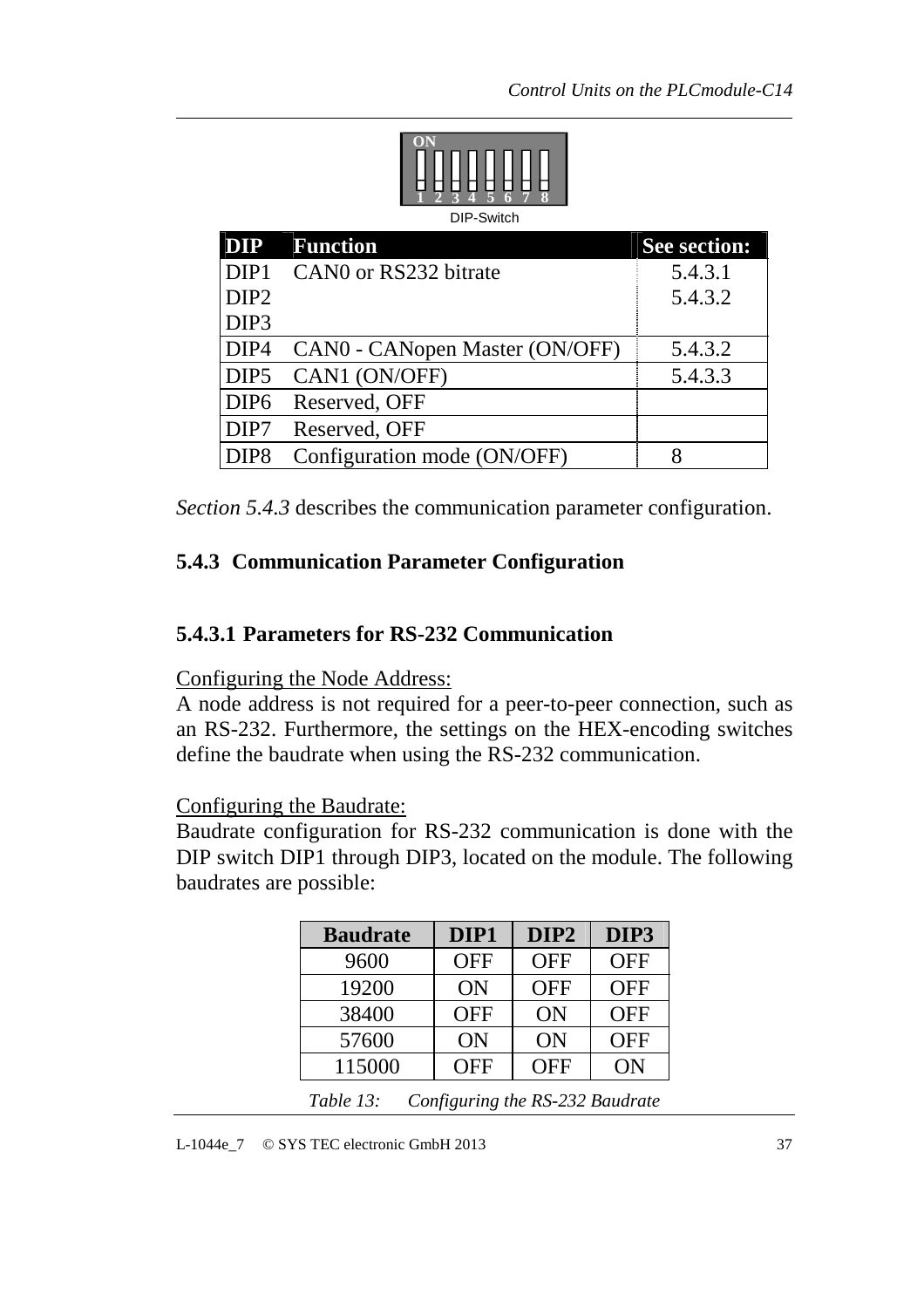ON
1 2 3 4 5 6 7 8

DIP-Switch

| DIP | Function | See section: |
|---|---|---|
| DIP1 | CAN0 or RS232 bitrate | 5.4.3.1 |
| DIP2 | | 5.4.3.2 |
| DIP3 | | |
| DIP4 | CAN0 - CANopen Master (ON/OFF) | 5.4.3.2 |
| DIP5 | CAN1 (ON/OFF) | 5.4.3.3 |
| DIP6 | Reserved, OFF | |
| DIP7 | Reserved, OFF | |
| DIP8 | Configuration mode (ON/OFF) | 8 |

*Section 5.4.3* describes the communication parameter configuration.

### 5.4.3 Communication Parameter Configuration

#### 5.4.3.1 Parameters for RS-232 Communication

Configuring the Node Address:
A node address is not required for a peer-to-peer connection, such as an RS-232. Furthermore, the settings on the HEX-encoding switches define the baudrate when using the RS-232 communication.

Configuring the Baudrate:
Baudrate configuration for RS-232 communication is done with the DIP switch DIP1 through DIP3, located on the module. The following baudrates are possible:

| Baudrate | DIP1 | DIP2 | DIP3 |
|---|---|---|---|
| 9600 | OFF | OFF | OFF |
| 19200 | ON | OFF | OFF |
| 38400 | OFF | ON | OFF |
| 57600 | ON | ON | OFF |
| 115000 | OFF | OFF | ON |

*Table 13: Configuring the RS-232 Baudrate*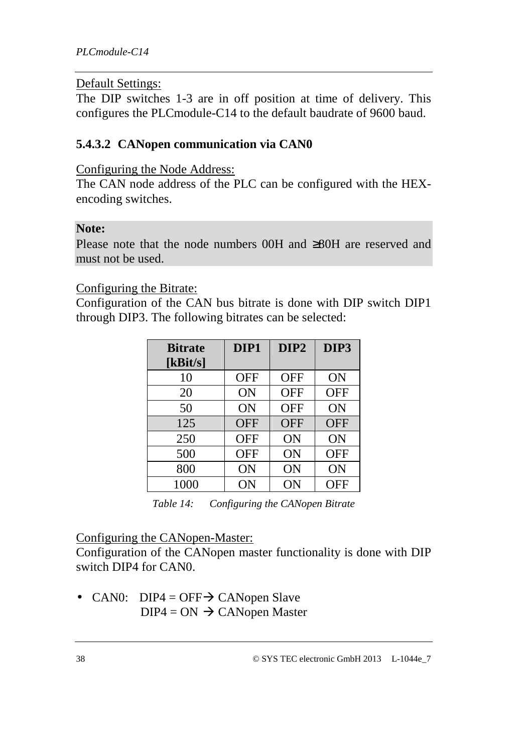Default Settings:
The DIP switches 1-3 are in off position at time of delivery. This configures the PLCmodule-C14 to the default baudrate of 9600 baud.

#### 5.4.3.2 CANopen communication via CAN0

Configuring the Node Address:
The CAN node address of the PLC can be configured with the HEX-encoding switches.

**Note:**
Please note that the node numbers 00H and ≥80H are reserved and must not be used.

Configuring the Bitrate:
Configuration of the CAN bus bitrate is done with DIP switch DIP1 through DIP3. The following bitrates can be selected:

| Bitrate [kBit/s] | DIP1 | DIP2 | DIP3 |
|---|---|---|---|
| 10 | OFF | OFF | ON |
| 20 | ON | OFF | OFF |
| 50 | ON | OFF | ON |
| 125 | OFF | OFF | OFF |
| 250 | OFF | ON | ON |
| 500 | OFF | ON | OFF |
| 800 | ON | ON | ON |
| 1000 | ON | ON | OFF |

*Table 14: Configuring the CANopen Bitrate*

Configuring the CANopen-Master:
Configuration of the CANopen master functionality is done with DIP switch DIP4 for CAN0.

- CAN0: DIP4 = OFF → CANopen Slave
  DIP4 = ON → CANopen Master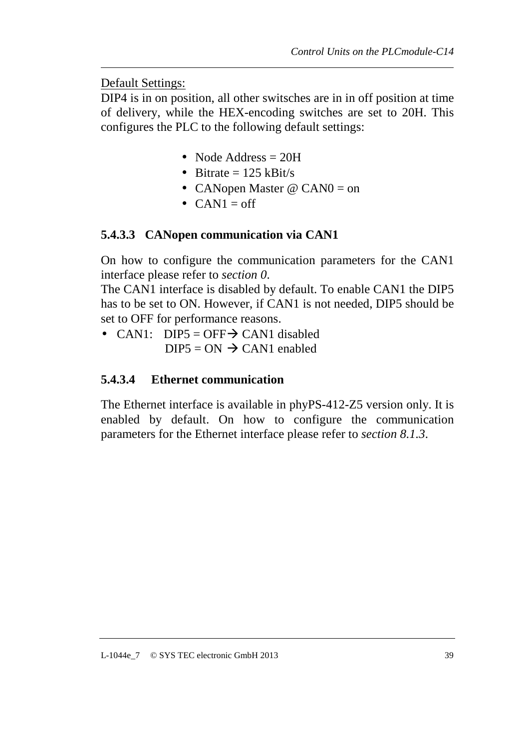Default Settings:
DIP4 is in on position, all other switsches are in in off position at time of delivery, while the HEX-encoding switches are set to 20H. This configures the PLC to the following default settings:

- Node Address = 20H
- Bitrate = 125 kBit/s
- CANopen Master @ CAN0 = on
- CAN1 = off

#### 5.4.3.3 CANopen communication via CAN1

On how to configure the communication parameters for the CAN1 interface please refer to *section 0*.
The CAN1 interface is disabled by default. To enable CAN1 the DIP5 has to be set to ON. However, if CAN1 is not needed, DIP5 should be set to OFF for performance reasons.

- CAN1: DIP5 = OFF→ CAN1 disabled
  DIP5 = ON → CAN1 enabled

#### 5.4.3.4 Ethernet communication

The Ethernet interface is available in phyPS-412-Z5 version only. It is enabled by default. On how to configure the communication parameters for the Ethernet interface please refer to *section 8.1.3*.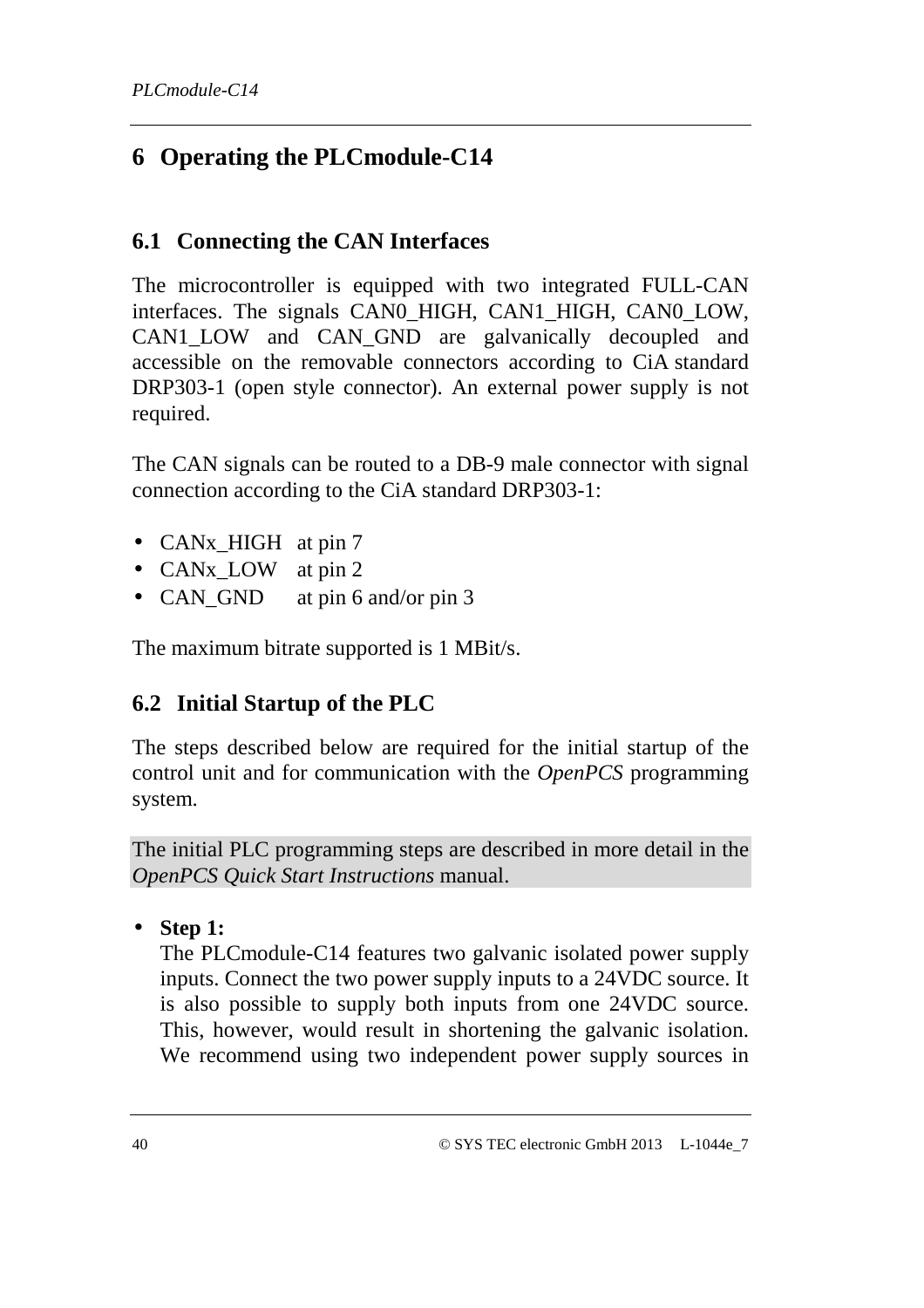# 6 Operating the PLCmodule-C14

## 6.1 Connecting the CAN Interfaces

The microcontroller is equipped with two integrated FULL-CAN interfaces. The signals CAN0_HIGH, CAN1_HIGH, CAN0_LOW, CAN1_LOW and CAN_GND are galvanically decoupled and accessible on the removable connectors according to CiA standard DRP303-1 (open style connector). An external power supply is not required.

The CAN signals can be routed to a DB-9 male connector with signal connection according to the CiA standard DRP303-1:

- CANx_HIGH at pin 7
- CANx_LOW at pin 2
- CAN_GND at pin 6 and/or pin 3

The maximum bitrate supported is 1 MBit/s.

## 6.2 Initial Startup of the PLC

The steps described below are required for the initial startup of the control unit and for communication with the *OpenPCS* programming system.

The initial PLC programming steps are described in more detail in the *OpenPCS Quick Start Instructions* manual.

- **Step 1:**
  The PLCmodule-C14 features two galvanic isolated power supply inputs. Connect the two power supply inputs to a 24VDC source. It is also possible to supply both inputs from one 24VDC source. This, however, would result in shortening the galvanic isolation. We recommend using two independent power supply sources in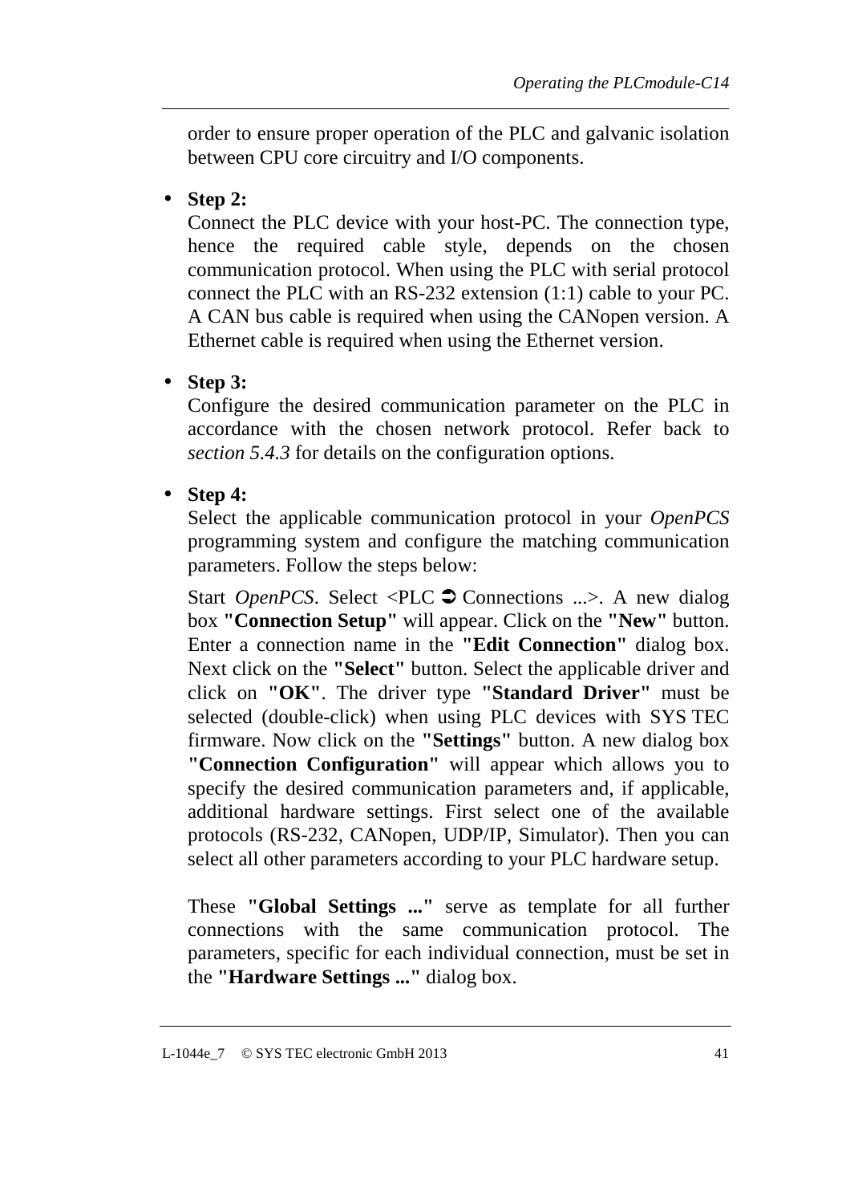order to ensure proper operation of the PLC and galvanic isolation between CPU core circuitry and I/O components.

- **Step 2:**
  Connect the PLC device with your host-PC. The connection type, hence the required cable style, depends on the chosen communication protocol. When using the PLC with serial protocol connect the PLC with an RS-232 extension (1:1) cable to your PC. A CAN bus cable is required when using the CANopen version. A Ethernet cable is required when using the Ethernet version.

- **Step 3:**
  Configure the desired communication parameter on the PLC in accordance with the chosen network protocol. Refer back to *section 5.4.3* for details on the configuration options.

- **Step 4:**
  Select the applicable communication protocol in your *OpenPCS* programming system and configure the matching communication parameters. Follow the steps below:

  Start *OpenPCS*. Select <PLC ➲ Connections ...>. A new dialog box **"Connection Setup"** will appear. Click on the **"New"** button. Enter a connection name in the **"Edit Connection"** dialog box. Next click on the **"Select"** button. Select the applicable driver and click on **"OK"**. The driver type **"Standard Driver"** must be selected (double-click) when using PLC devices with SYS TEC firmware. Now click on the **"Settings"** button. A new dialog box **"Connection Configuration"** will appear which allows you to specify the desired communication parameters and, if applicable, additional hardware settings. First select one of the available protocols (RS-232, CANopen, UDP/IP, Simulator). Then you can select all other parameters according to your PLC hardware setup.

  These **"Global Settings ..."** serve as template for all further connections with the same communication protocol. The parameters, specific for each individual connection, must be set in the **"Hardware Settings ..."** dialog box.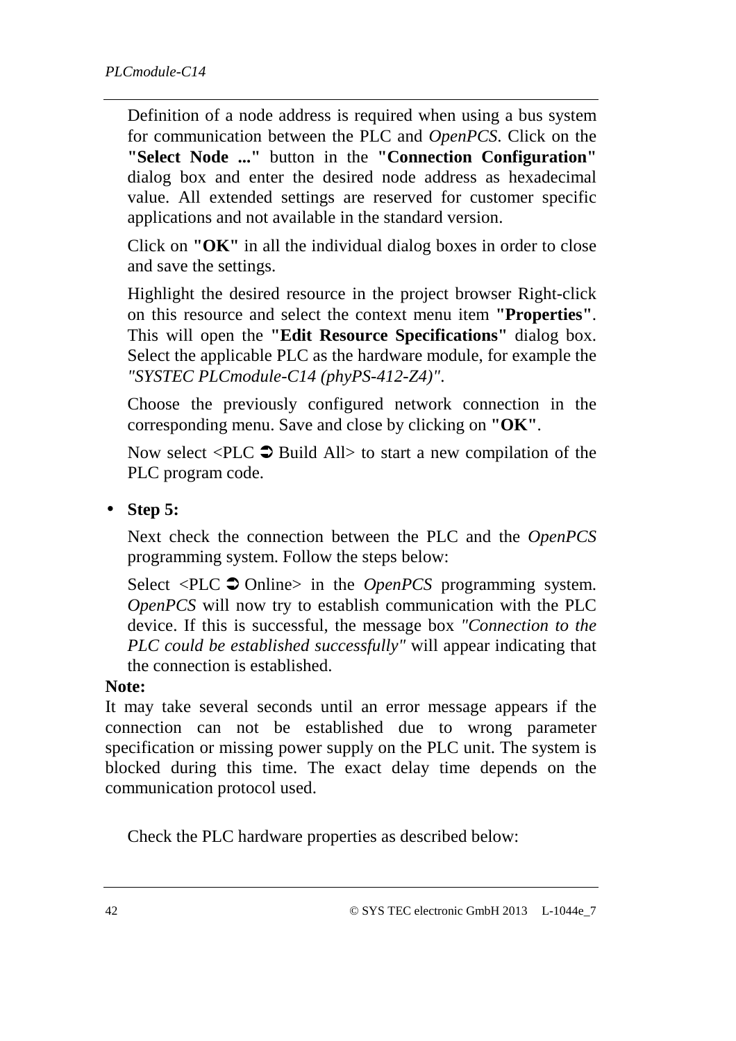Definition of a node address is required when using a bus system for communication between the PLC and *OpenPCS*. Click on the **"Select Node ..."** button in the **"Connection Configuration"** dialog box and enter the desired node address as hexadecimal value. All extended settings are reserved for customer specific applications and not available in the standard version.

Click on **"OK"** in all the individual dialog boxes in order to close and save the settings.

Highlight the desired resource in the project browser Right-click on this resource and select the context menu item **"Properties"**. This will open the **"Edit Resource Specifications"** dialog box. Select the applicable PLC as the hardware module, for example the *"SYSTEC PLCmodule-C14 (phyPS-412-Z4)"*.

Choose the previously configured network connection in the corresponding menu. Save and close by clicking on **"OK"**.

Now select <PLC ➲ Build All> to start a new compilation of the PLC program code.

- **Step 5:**

  Next check the connection between the PLC and the *OpenPCS* programming system. Follow the steps below:

  Select <PLC ➲ Online> in the *OpenPCS* programming system. *OpenPCS* will now try to establish communication with the PLC device. If this is successful, the message box *"Connection to the PLC could be established successfully"* will appear indicating that the connection is established.

**Note:**
It may take several seconds until an error message appears if the connection can not be established due to wrong parameter specification or missing power supply on the PLC unit. The system is blocked during this time. The exact delay time depends on the communication protocol used.

Check the PLC hardware properties as described below: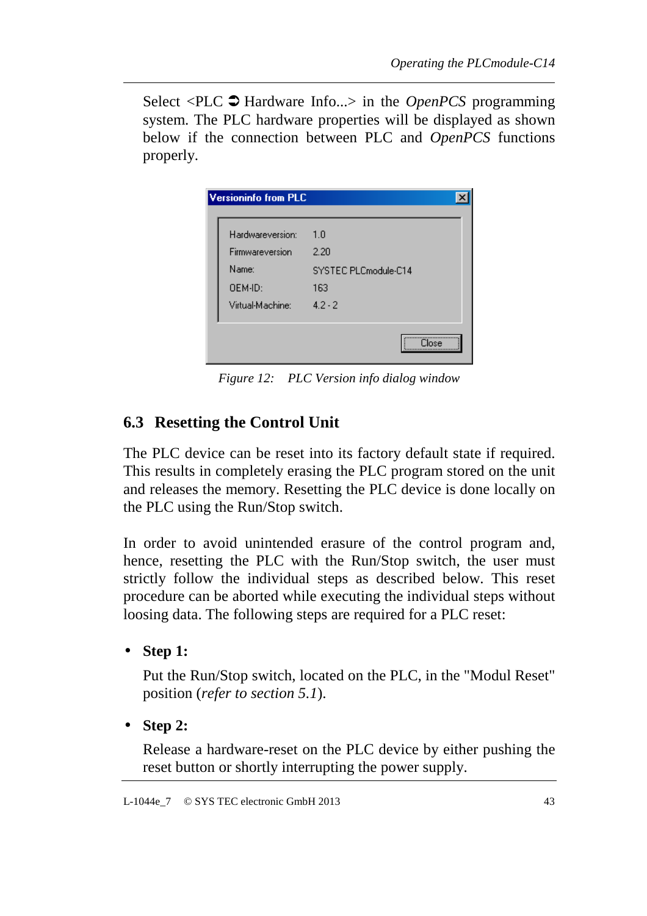Select <PLC ➲ Hardware Info...> in the *OpenPCS* programming system. The PLC hardware properties will be displayed as shown below if the connection between PLC and *OpenPCS* functions properly.

| Versioninfo from PLC | |
|---|---|
| Hardwareversion: | 1.0 |
| Firmwareversion | 2.20 |
| Name: | SYSTEC PLCmodule-C14 |
| OEM-ID: | 163 |
| Virtual-Machine: | 4.2 - 2 |

*Figure 12: PLC Version info dialog window*

## 6.3 Resetting the Control Unit

The PLC device can be reset into its factory default state if required. This results in completely erasing the PLC program stored on the unit and releases the memory. Resetting the PLC device is done locally on the PLC using the Run/Stop switch.

In order to avoid unintended erasure of the control program and, hence, resetting the PLC with the Run/Stop switch, the user must strictly follow the individual steps as described below. This reset procedure can be aborted while executing the individual steps without loosing data. The following steps are required for a PLC reset:

- **Step 1:**

  Put the Run/Stop switch, located on the PLC, in the "Modul Reset" position (*refer to section 5.1*).

- **Step 2:**

  Release a hardware-reset on the PLC device by either pushing the reset button or shortly interrupting the power supply.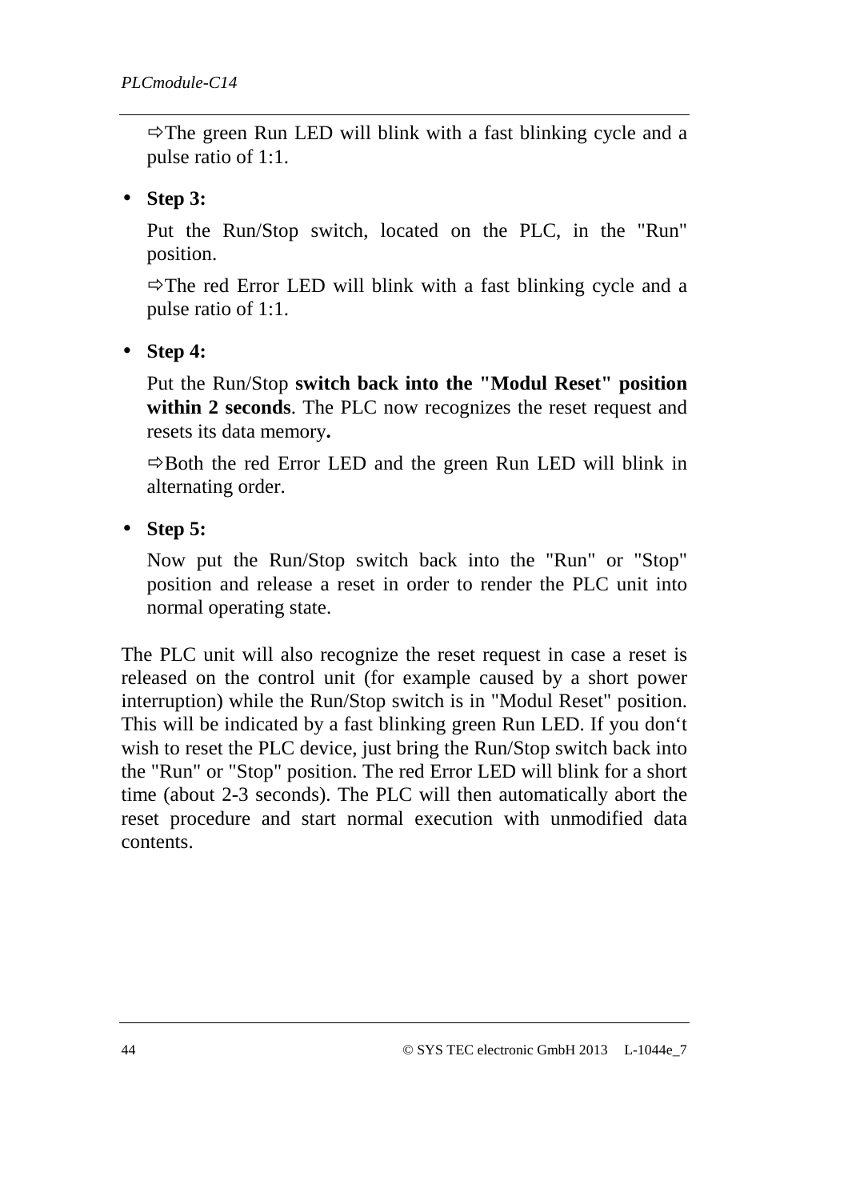⇨The green Run LED will blink with a fast blinking cycle and a pulse ratio of 1:1.

- **Step 3:**

  Put the Run/Stop switch, located on the PLC, in the "Run" position.

  ⇨The red Error LED will blink with a fast blinking cycle and a pulse ratio of 1:1.

- **Step 4:**

  Put the Run/Stop **switch back into the "Modul Reset" position within 2 seconds**. The PLC now recognizes the reset request and resets its data memory**.**

  ⇨Both the red Error LED and the green Run LED will blink in alternating order.

- **Step 5:**

  Now put the Run/Stop switch back into the "Run" or "Stop" position and release a reset in order to render the PLC unit into normal operating state.

The PLC unit will also recognize the reset request in case a reset is released on the control unit (for example caused by a short power interruption) while the Run/Stop switch is in "Modul Reset" position. This will be indicated by a fast blinking green Run LED. If you don‘t wish to reset the PLC device, just bring the Run/Stop switch back into the "Run" or "Stop" position. The red Error LED will blink for a short time (about 2-3 seconds). The PLC will then automatically abort the reset procedure and start normal execution with unmodified data contents.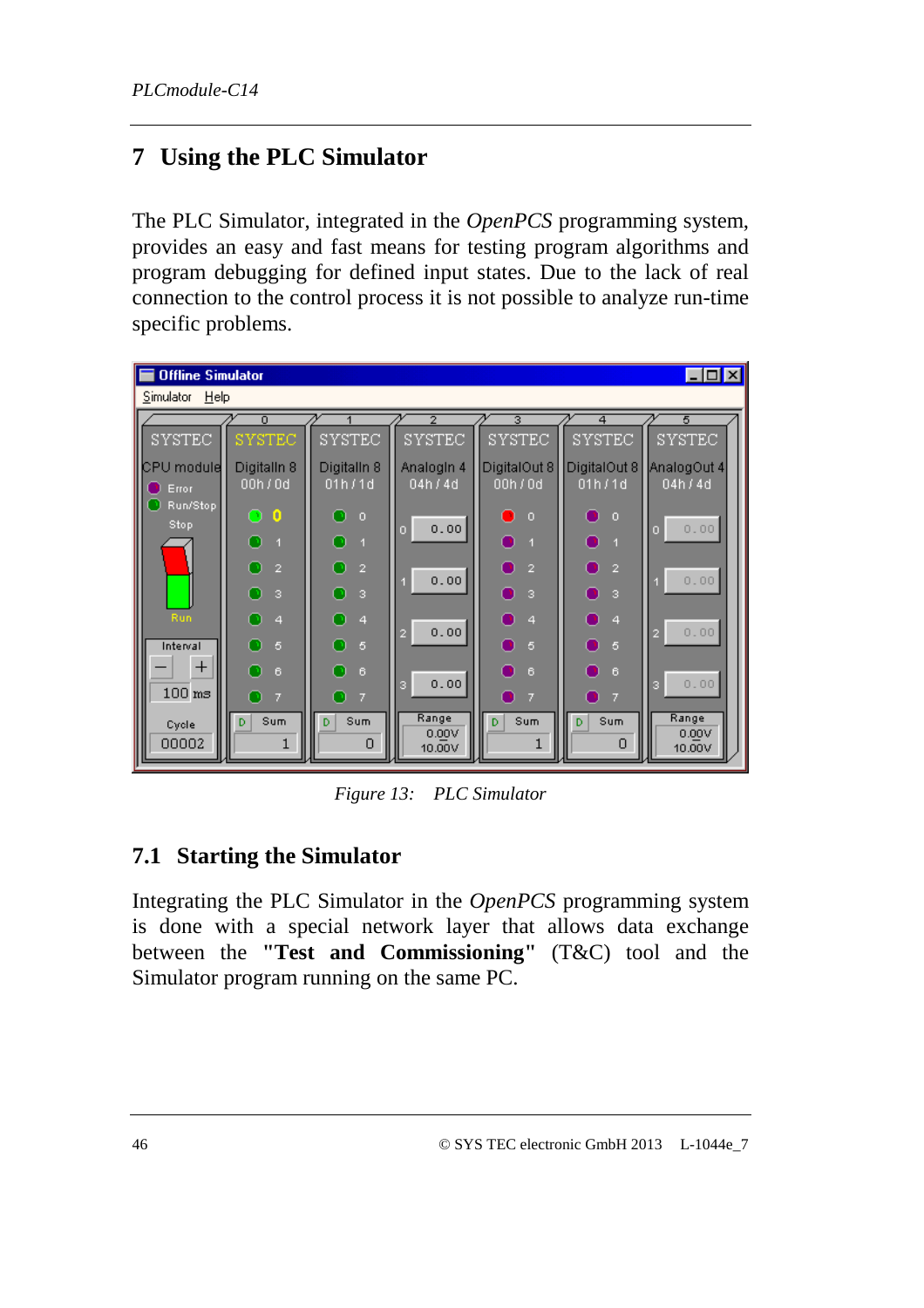# 7 Using the PLC Simulator

The PLC Simulator, integrated in the *OpenPCS* programming system, provides an easy and fast means for testing program algorithms and program debugging for defined input states. Due to the lack of real connection to the control process it is not possible to analyze run-time specific problems.

*Figure 13: PLC Simulator*

## 7.1 Starting the Simulator

Integrating the PLC Simulator in the *OpenPCS* programming system is done with a special network layer that allows data exchange between the **"Test and Commissioning"** (T&C) tool and the Simulator program running on the same PC.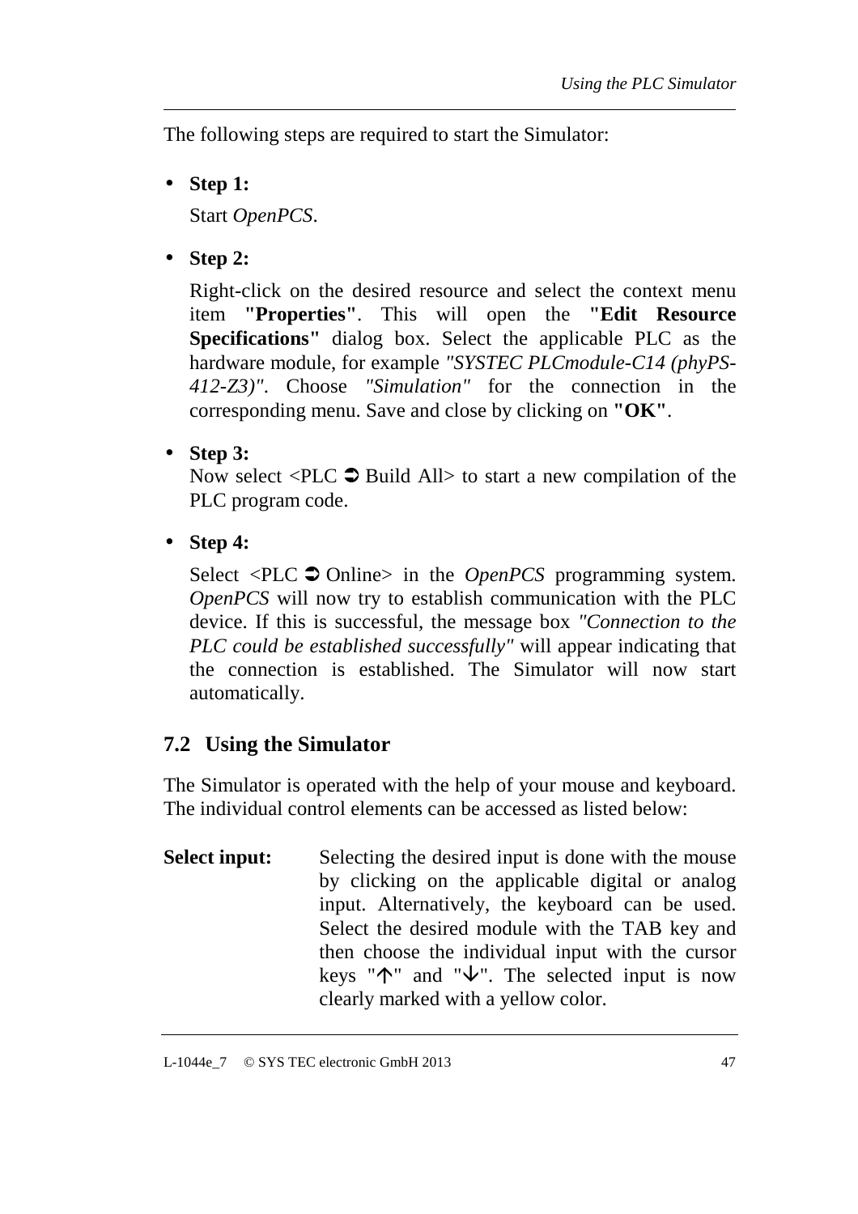The following steps are required to start the Simulator:

- **Step 1:**

  Start *OpenPCS*.

- **Step 2:**

  Right-click on the desired resource and select the context menu item **"Properties"**. This will open the **"Edit Resource Specifications"** dialog box. Select the applicable PLC as the hardware module, for example *"SYSTEC PLCmodule-C14 (phyPS-412-Z3)"*. Choose *"Simulation"* for the connection in the corresponding menu. Save and close by clicking on **"OK"**.

- **Step 3:**

  Now select <PLC ➲ Build All> to start a new compilation of the PLC program code.

- **Step 4:**

  Select <PLC ➲ Online> in the *OpenPCS* programming system. *OpenPCS* will now try to establish communication with the PLC device. If this is successful, the message box *"Connection to the PLC could be established successfully"* will appear indicating that the connection is established. The Simulator will now start automatically.

## 7.2 Using the Simulator

The Simulator is operated with the help of your mouse and keyboard. The individual control elements can be accessed as listed below:

**Select input:** Selecting the desired input is done with the mouse by clicking on the applicable digital or analog input. Alternatively, the keyboard can be used. Select the desired module with the TAB key and then choose the individual input with the cursor keys "↑" and "↓". The selected input is now clearly marked with a yellow color.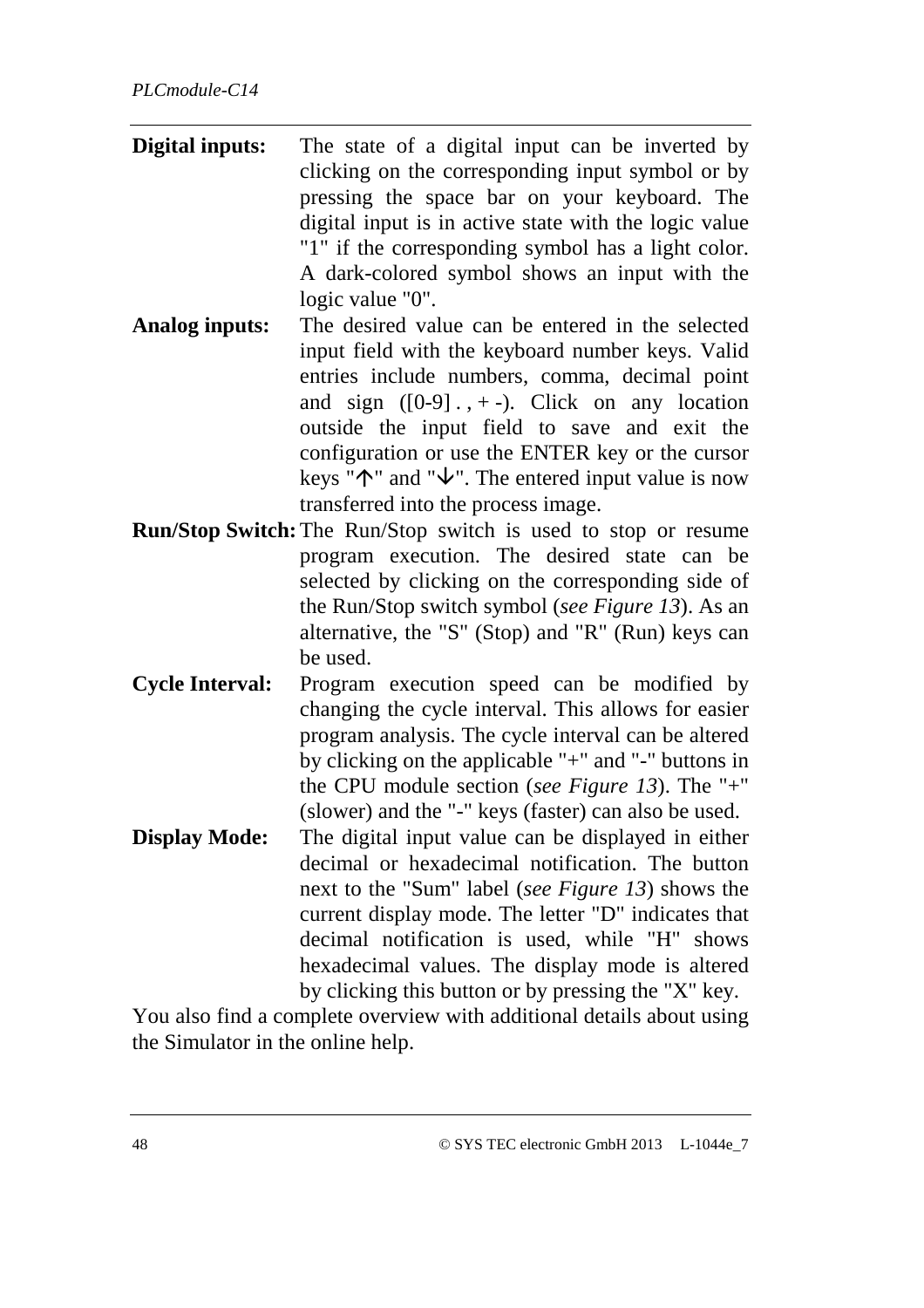**Digital inputs:** The state of a digital input can be inverted by clicking on the corresponding input symbol or by pressing the space bar on your keyboard. The digital input is in active state with the logic value "1" if the corresponding symbol has a light color. A dark-colored symbol shows an input with the logic value "0".

**Analog inputs:** The desired value can be entered in the selected input field with the keyboard number keys. Valid entries include numbers, comma, decimal point and sign ([0-9] . , + -). Click on any location outside the input field to save and exit the configuration or use the ENTER key or the cursor keys "↑" and "↓". The entered input value is now transferred into the process image.

**Run/Stop Switch:** The Run/Stop switch is used to stop or resume program execution. The desired state can be selected by clicking on the corresponding side of the Run/Stop switch symbol (*see Figure 13*). As an alternative, the "S" (Stop) and "R" (Run) keys can be used.

**Cycle Interval:** Program execution speed can be modified by changing the cycle interval. This allows for easier program analysis. The cycle interval can be altered by clicking on the applicable "+" and "-" buttons in the CPU module section (*see Figure 13*). The "+" (slower) and the "-" keys (faster) can also be used.

**Display Mode:** The digital input value can be displayed in either decimal or hexadecimal notification. The button next to the "Sum" label (*see Figure 13*) shows the current display mode. The letter "D" indicates that decimal notification is used, while "H" shows hexadecimal values. The display mode is altered by clicking this button or by pressing the "X" key.

You also find a complete overview with additional details about using the Simulator in the online help.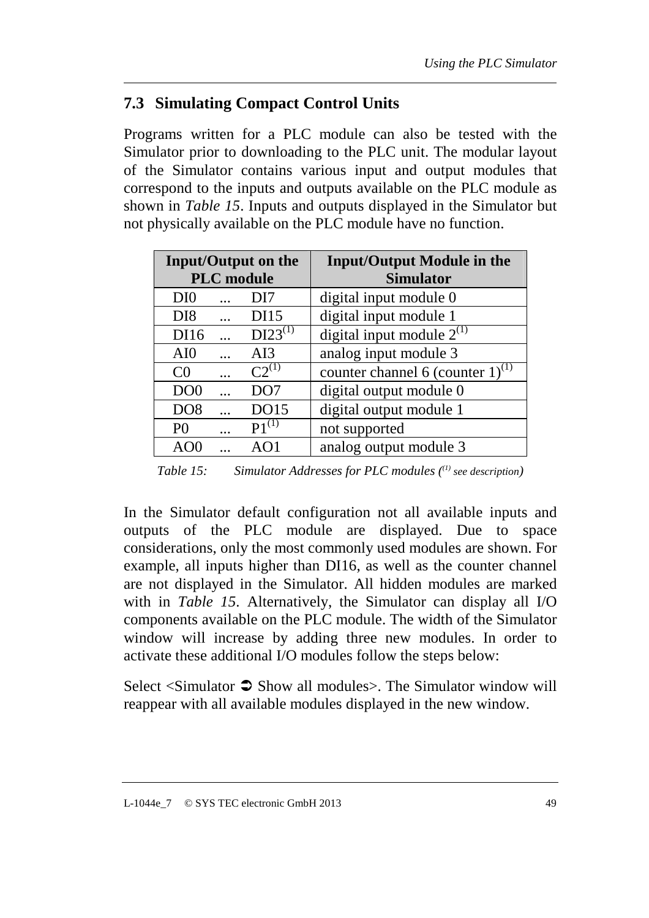## 7.3 Simulating Compact Control Units

Programs written for a PLC module can also be tested with the Simulator prior to downloading to the PLC unit. The modular layout of the Simulator contains various input and output modules that correspond to the inputs and outputs available on the PLC module as shown in *Table 15*. Inputs and outputs displayed in the Simulator but not physically available on the PLC module have no function.

| Input/Output on the PLC module | Input/Output Module in the Simulator |
|---|---|
| DI0 ... DI7 | digital input module 0 |
| DI8 ... DI15 | digital input module 1 |
| DI16 ... DI23[(1)] | digital input module 2[(1)] |
| AI0 ... AI3 | analog input module 3 |
| C0 ... C2[(1)] | counter channel 6 (counter 1)[(1)] |
| DO0 ... DO7 | digital output module 0 |
| DO8 ... DO15 | digital output module 1 |
| P0 ... P1[(1)] | not supported |
| AO0 ... AO1 | analog output module 3 |

*Table 15: Simulator Addresses for PLC modules ([(1)] see description)*

In the Simulator default configuration not all available inputs and outputs of the PLC module are displayed. Due to space considerations, only the most commonly used modules are shown. For example, all inputs higher than DI16, as well as the counter channel are not displayed in the Simulator. All hidden modules are marked with in *Table 15*. Alternatively, the Simulator can display all I/O components available on the PLC module. The width of the Simulator window will increase by adding three new modules. In order to activate these additional I/O modules follow the steps below:

Select <Simulator ➲ Show all modules>. The Simulator window will reappear with all available modules displayed in the new window.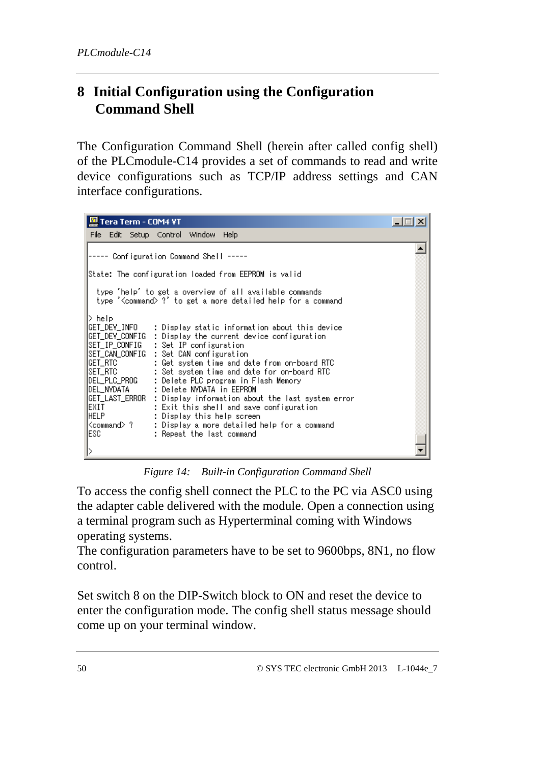# 8 Initial Configuration using the Configuration Command Shell

The Configuration Command Shell (herein after called config shell) of the PLCmodule-C14 provides a set of commands to read and write device configurations such as TCP/IP address settings and CAN interface configurations.

```
Tera Term - COM4 VT
File  Edit  Setup  Control  Window  Help

----- Configuration Command Shell -----

State: The configuration loaded from EEPROM is valid

  type 'help' to get a overview of all available commands
  type '<command> ?' to get a more detailed help for a command

> help
GET_DEV_INFO    : Display static information about this device
GET_DEV_CONFIG  : Display the current device configuration
SET_IP_CONFIG   : Set IP configuration
SET_CAN_CONFIG  : Set CAN configuration
GET_RTC         : Get system time and date from on-board RTC
SET_RTC         : Set system time and date for on-board RTC
DEL_PLC_PROG    : Delete PLC program in Flash Memory
DEL_NVDATA      : Delete NVDATA in EEPROM
GET_LAST_ERROR  : Display information about the last system error
EXIT            : Exit this shell and save configuration
HELP            : Display this help screen
<command> ?     : Display a more detailed help for a command
ESC             : Repeat the last command

>
```

*Figure 14: Built-in Configuration Command Shell*

To access the config shell connect the PLC to the PC via ASC0 using the adapter cable delivered with the module. Open a connection using a terminal program such as Hyperterminal coming with Windows operating systems.
The configuration parameters have to be set to 9600bps, 8N1, no flow control.

Set switch 8 on the DIP-Switch block to ON and reset the device to enter the configuration mode. The config shell status message should come up on your terminal window.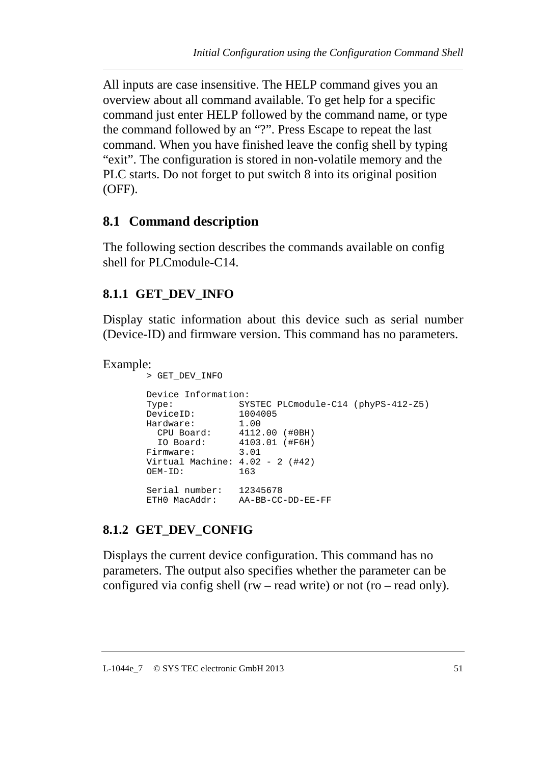All inputs are case insensitive. The HELP command gives you an overview about all command available. To get help for a specific command just enter HELP followed by the command name, or type the command followed by an "?". Press Escape to repeat the last command. When you have finished leave the config shell by typing "exit". The configuration is stored in non-volatile memory and the PLC starts. Do not forget to put switch 8 into its original position (OFF).

## 8.1 Command description

The following section describes the commands available on config shell for PLCmodule-C14.

### 8.1.1 GET_DEV_INFO

Display static information about this device such as serial number (Device-ID) and firmware version. This command has no parameters.

Example:

```
> GET_DEV_INFO

Device Information:
Type:            SYSTEC PLCmodule-C14 (phyPS-412-Z5)
DeviceID:        1004005
Hardware:        1.00
  CPU Board:     4112.00 (#0BH)
  IO Board:      4103.01 (#F6H)
Firmware:        3.01
Virtual Machine: 4.02 - 2 (#42)
OEM-ID:          163

Serial number:   12345678
ETH0 MacAddr:    AA-BB-CC-DD-EE-FF
```

### 8.1.2 GET_DEV_CONFIG

Displays the current device configuration. This command has no parameters. The output also specifies whether the parameter can be configured via config shell (rw – read write) or not (ro – read only).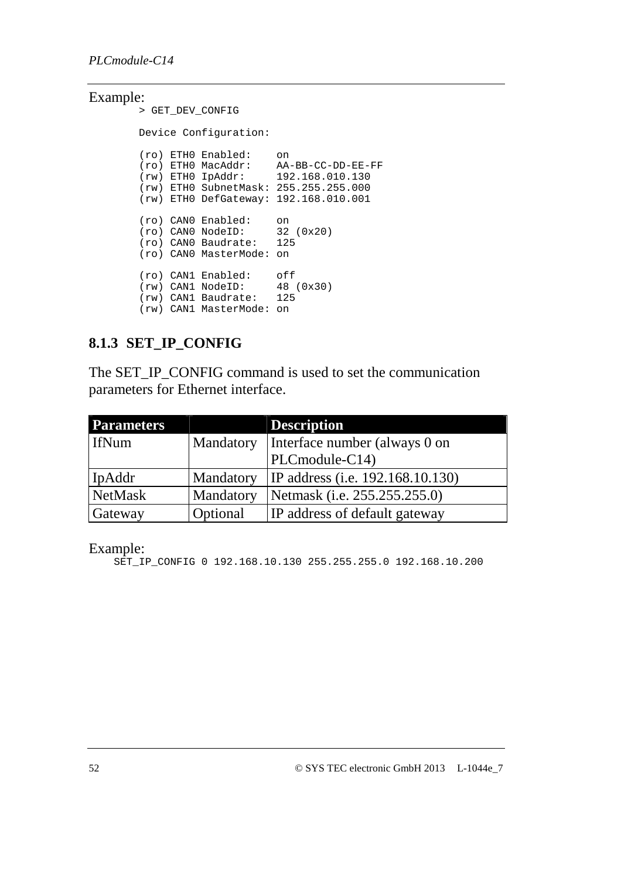Example:

```
> GET_DEV_CONFIG

Device Configuration:

(ro) ETH0 Enabled:    on
(ro) ETH0 MacAddr:    AA-BB-CC-DD-EE-FF
(rw) ETH0 IpAddr:     192.168.010.130
(rw) ETH0 SubnetMask: 255.255.255.000
(rw) ETH0 DefGateway: 192.168.010.001

(ro) CAN0 Enabled:    on
(ro) CAN0 NodeID:     32 (0x20)
(ro) CAN0 Baudrate:   125
(ro) CAN0 MasterMode: on

(ro) CAN1 Enabled:    off
(rw) CAN1 NodeID:     48 (0x30)
(rw) CAN1 Baudrate:   125
(rw) CAN1 MasterMode: on
```

### 8.1.3 SET_IP_CONFIG

The SET_IP_CONFIG command is used to set the communication parameters for Ethernet interface.

| Parameters | | Description |
|---|---|---|
| IfNum | Mandatory | Interface number (always 0 on PLCmodule-C14) |
| IpAddr | Mandatory | IP address (i.e. 192.168.10.130) |
| NetMask | Mandatory | Netmask (i.e. 255.255.255.0) |
| Gateway | Optional | IP address of default gateway |

Example:

```
SET_IP_CONFIG 0 192.168.10.130 255.255.255.0 192.168.10.200
```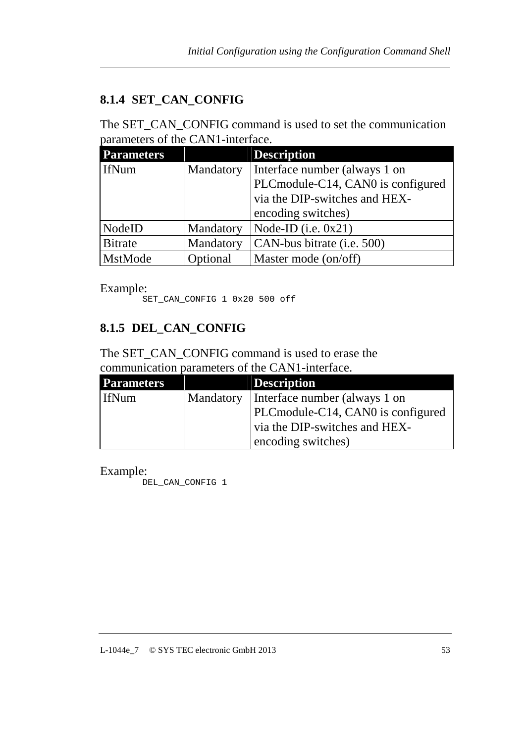### 8.1.4 SET_CAN_CONFIG

The SET_CAN_CONFIG command is used to set the communication parameters of the CAN1-interface.

| Parameters | | Description |
|---|---|---|
| IfNum | Mandatory | Interface number (always 1 on PLCmodule-C14, CAN0 is configured via the DIP-switches and HEX-encoding switches) |
| NodeID | Mandatory | Node-ID (i.e. 0x21) |
| Bitrate | Mandatory | CAN-bus bitrate (i.e. 500) |
| MstMode | Optional | Master mode (on/off) |

Example:

```
SET_CAN_CONFIG 1 0x20 500 off
```

### 8.1.5 DEL_CAN_CONFIG

The SET_CAN_CONFIG command is used to erase the communication parameters of the CAN1-interface.

| Parameters | | Description |
|---|---|---|
| IfNum | Mandatory | Interface number (always 1 on PLCmodule-C14, CAN0 is configured via the DIP-switches and HEX-encoding switches) |

Example:

```
DEL_CAN_CONFIG 1
```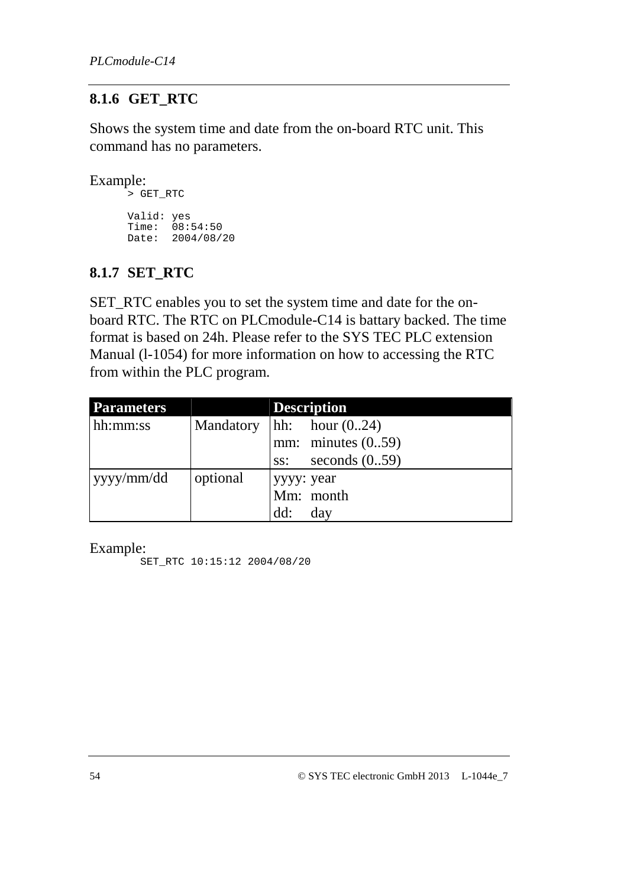### 8.1.6 GET_RTC

Shows the system time and date from the on-board RTC unit. This command has no parameters.

Example:

```
> GET_RTC

Valid: yes
Time:  08:54:50
Date:  2004/08/20
```

### 8.1.7 SET_RTC

SET_RTC enables you to set the system time and date for the on-board RTC. The RTC on PLCmodule-C14 is battary backed. The time format is based on 24h. Please refer to the SYS TEC PLC extension Manual (l-1054) for more information on how to accessing the RTC from within the PLC program.

| Parameters | | Description |
|---|---|---|
| hh:mm:ss | Mandatory | hh: hour (0..24)<br>mm: minutes (0..59)<br>ss: seconds (0..59) |
| yyyy/mm/dd | optional | yyyy: year<br>Mm: month<br>dd: day |

Example:

```
SET_RTC 10:15:12 2004/08/20
```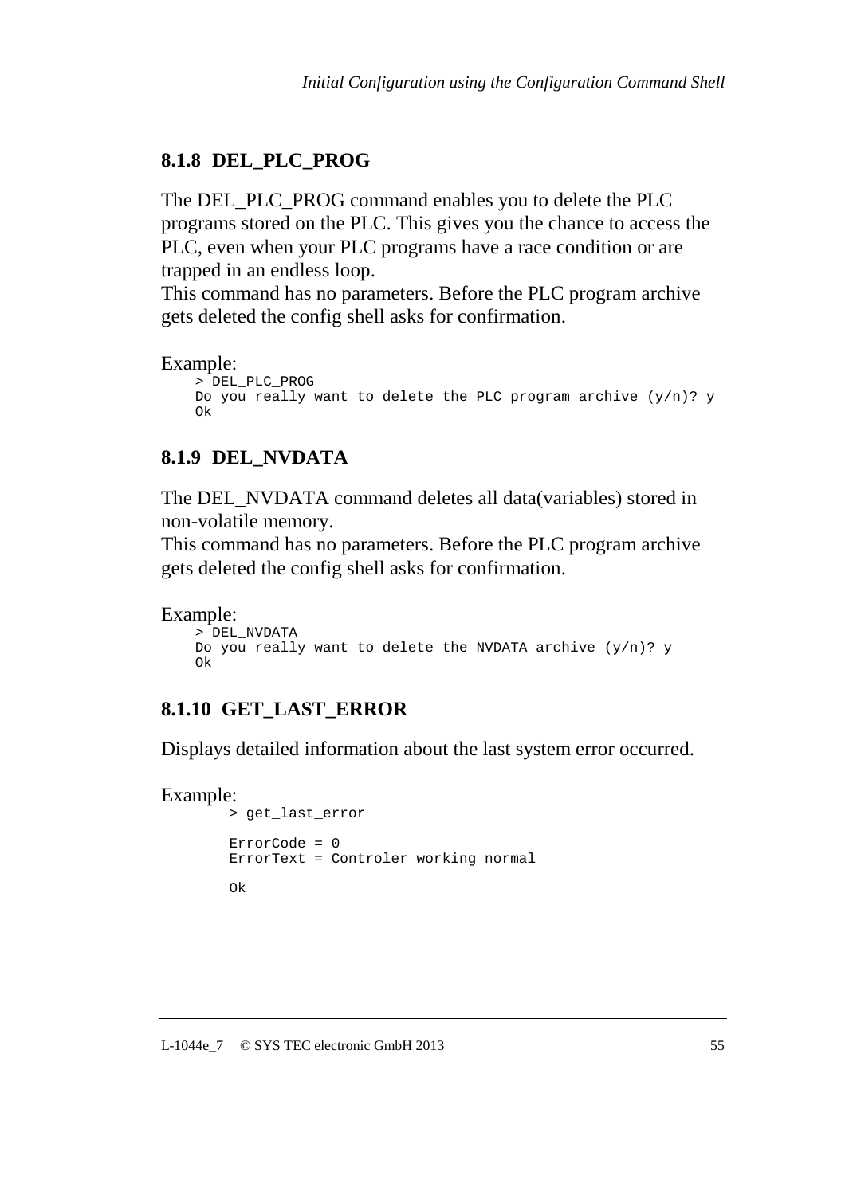### 8.1.8 DEL_PLC_PROG

The DEL_PLC_PROG command enables you to delete the PLC programs stored on the PLC. This gives you the chance to access the PLC, even when your PLC programs have a race condition or are trapped in an endless loop.
This command has no parameters. Before the PLC program archive gets deleted the config shell asks for confirmation.

Example:

```
> DEL_PLC_PROG
Do you really want to delete the PLC program archive (y/n)? y
Ok
```

### 8.1.9 DEL_NVDATA

The DEL_NVDATA command deletes all data(variables) stored in non-volatile memory.
This command has no parameters. Before the PLC program archive gets deleted the config shell asks for confirmation.

Example:

```
> DEL_NVDATA
Do you really want to delete the NVDATA archive (y/n)? y
Ok
```

### 8.1.10 GET_LAST_ERROR

Displays detailed information about the last system error occurred.

Example:

```
> get_last_error

ErrorCode = 0
ErrorText = Controler working normal

Ok
```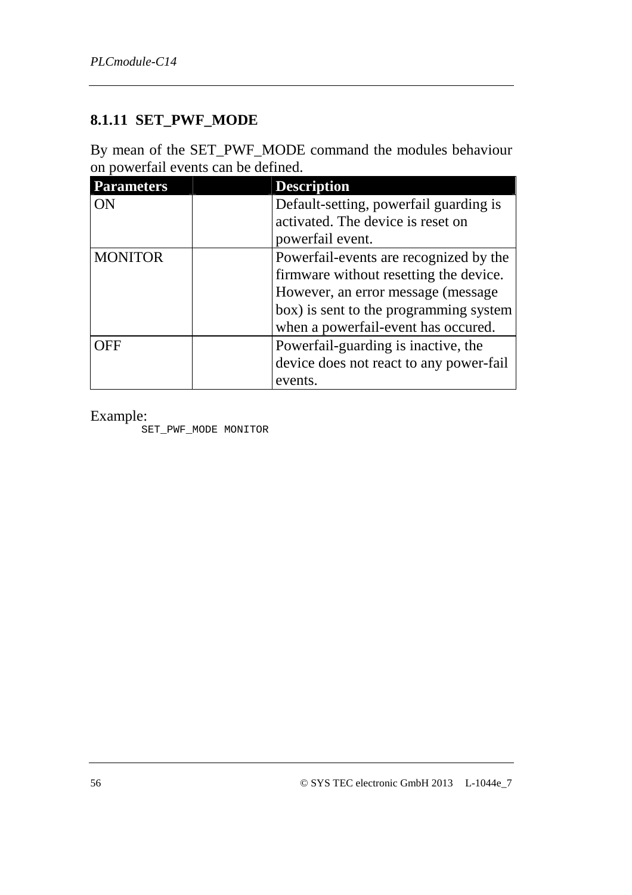### 8.1.11 SET_PWF_MODE

By mean of the SET_PWF_MODE command the modules behaviour on powerfail events can be defined.

| Parameters | | Description |
|---|---|---|
| ON | | Default-setting, powerfail guarding is activated. The device is reset on powerfail event. |
| MONITOR | | Powerfail-events are recognized by the firmware without resetting the device. However, an error message (message box) is sent to the programming system when a powerfail-event has occured. |
| OFF | | Powerfail-guarding is inactive, the device does not react to any power-fail events. |

Example:

```
SET_PWF_MODE MONITOR
```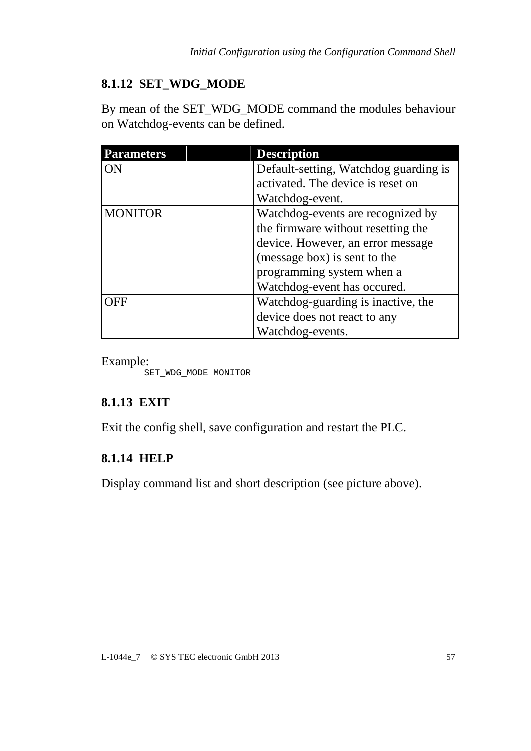### 8.1.12 SET_WDG_MODE

By mean of the SET_WDG_MODE command the modules behaviour on Watchdog-events can be defined.

| Parameters | | Description |
|---|---|---|
| ON | | Default-setting, Watchdog guarding is activated. The device is reset on Watchdog-event. |
| MONITOR | | Watchdog-events are recognized by the firmware without resetting the device. However, an error message (message box) is sent to the programming system when a Watchdog-event has occured. |
| OFF | | Watchdog-guarding is inactive, the device does not react to any Watchdog-events. |

Example:

```
SET_WDG_MODE MONITOR
```

### 8.1.13 EXIT

Exit the config shell, save configuration and restart the PLC.

### 8.1.14 HELP

Display command list and short description (see picture above).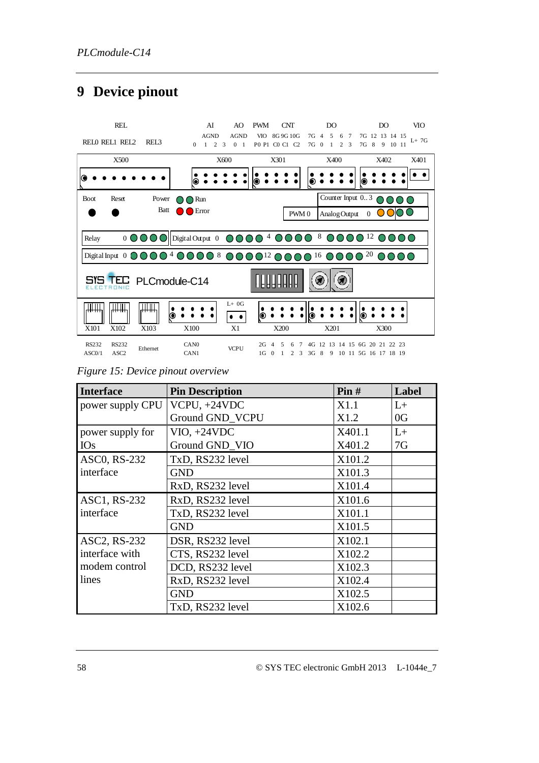# 9 Device pinout

*Figure 15: Device pinout overview*

| Interface | Pin Description | Pin # | Label |
|---|---|---|---|
| power supply CPU | VCPU, +24VDC | X1.1 | L+ |
| | Ground GND_VCPU | X1.2 | 0G |
| power supply for IOs | VIO, +24VDC | X401.1 | L+ |
| | Ground GND_VIO | X401.2 | 7G |
| ASC0, RS-232 interface | TxD, RS232 level | X101.2 | |
| | GND | X101.3 | |
| | RxD, RS232 level | X101.4 | |
| ASC1, RS-232 interface | RxD, RS232 level | X101.6 | |
| | TxD, RS232 level | X101.1 | |
| | GND | X101.5 | |
| ASC2, RS-232 interface with modem control lines | DSR, RS232 level | X102.1 | |
| | CTS, RS232 level | X102.2 | |
| | DCD, RS232 level | X102.3 | |
| | RxD, RS232 level | X102.4 | |
| | GND | X102.5 | |
| | TxD, RS232 level | X102.6 | |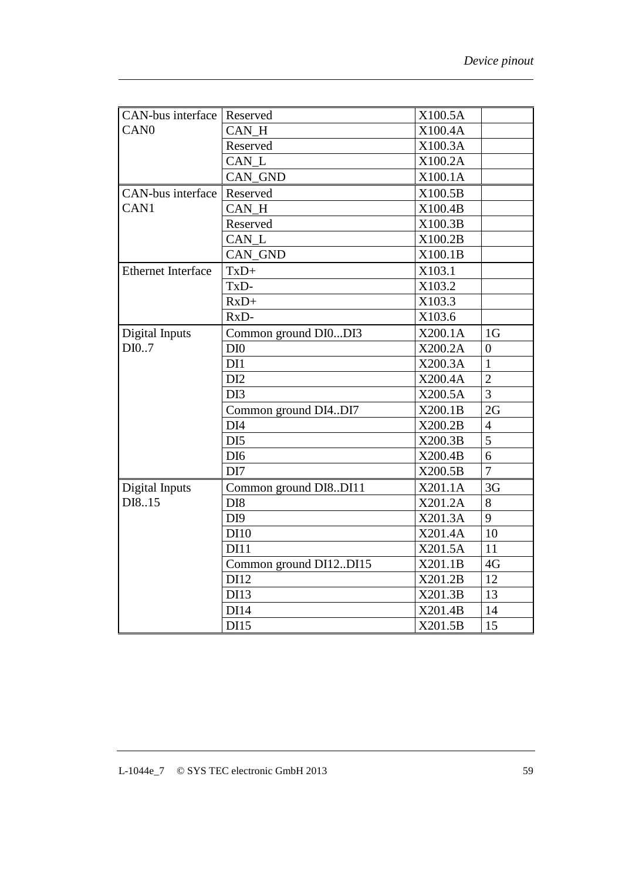| | | | |
|---|---|---|---|
| CAN-bus interface CAN0 | Reserved | X100.5A | |
| | CAN_H | X100.4A | |
| | Reserved | X100.3A | |
| | CAN_L | X100.2A | |
| | CAN_GND | X100.1A | |
| CAN-bus interface CAN1 | Reserved | X100.5B | |
| | CAN_H | X100.4B | |
| | Reserved | X100.3B | |
| | CAN_L | X100.2B | |
| | CAN_GND | X100.1B | |
| Ethernet Interface | TxD+ | X103.1 | |
| | TxD- | X103.2 | |
| | RxD+ | X103.3 | |
| | RxD- | X103.6 | |
| Digital Inputs DI0..7 | Common ground DI0...DI3 | X200.1A | 1G |
| | DI0 | X200.2A | 0 |
| | DI1 | X200.3A | 1 |
| | DI2 | X200.4A | 2 |
| | DI3 | X200.5A | 3 |
| | Common ground DI4..DI7 | X200.1B | 2G |
| | DI4 | X200.2B | 4 |
| | DI5 | X200.3B | 5 |
| | DI6 | X200.4B | 6 |
| | DI7 | X200.5B | 7 |
| Digital Inputs DI8..15 | Common ground DI8..DI11 | X201.1A | 3G |
| | DI8 | X201.2A | 8 |
| | DI9 | X201.3A | 9 |
| | DI10 | X201.4A | 10 |
| | DI11 | X201.5A | 11 |
| | Common ground DI12..DI15 | X201.1B | 4G |
| | DI12 | X201.2B | 12 |
| | DI13 | X201.3B | 13 |
| | DI14 | X201.4B | 14 |
| | DI15 | X201.5B | 15 |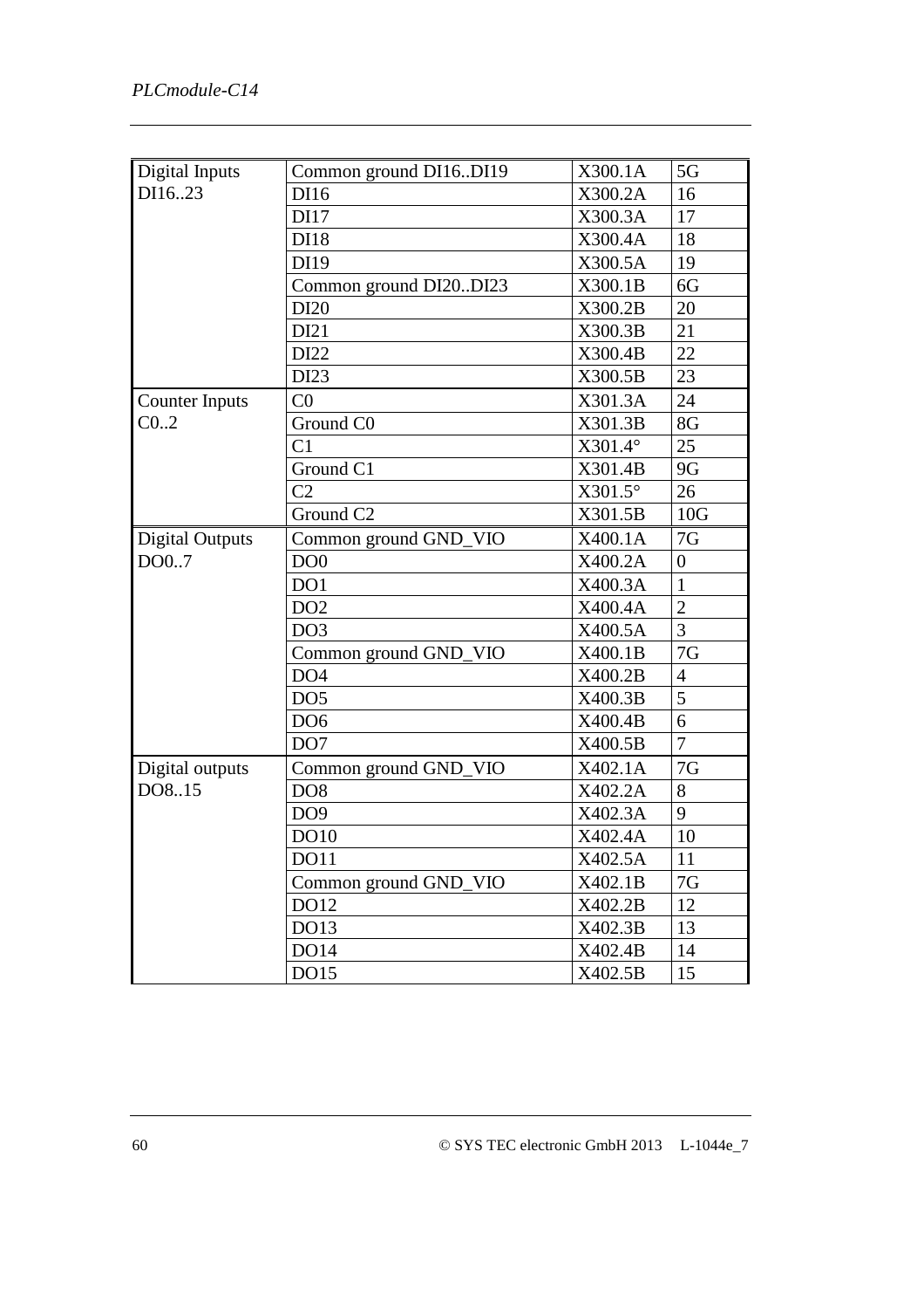| Digital Inputs DI16..23 | Common ground DI16..DI19 | X300.1A | 5G |
|---|---|---|---|
| | DI16 | X300.2A | 16 |
| | DI17 | X300.3A | 17 |
| | DI18 | X300.4A | 18 |
| | DI19 | X300.5A | 19 |
| | Common ground DI20..DI23 | X300.1B | 6G |
| | DI20 | X300.2B | 20 |
| | DI21 | X300.3B | 21 |
| | DI22 | X300.4B | 22 |
| | DI23 | X300.5B | 23 |
| Counter Inputs C0..2 | C0 | X301.3A | 24 |
| | Ground C0 | X301.3B | 8G |
| | C1 | X301.4° | 25 |
| | Ground C1 | X301.4B | 9G |
| | C2 | X301.5° | 26 |
| | Ground C2 | X301.5B | 10G |
| Digital Outputs DO0..7 | Common ground GND_VIO | X400.1A | 7G |
| | DO0 | X400.2A | 0 |
| | DO1 | X400.3A | 1 |
| | DO2 | X400.4A | 2 |
| | DO3 | X400.5A | 3 |
| | Common ground GND_VIO | X400.1B | 7G |
| | DO4 | X400.2B | 4 |
| | DO5 | X400.3B | 5 |
| | DO6 | X400.4B | 6 |
| | DO7 | X400.5B | 7 |
| Digital outputs DO8..15 | Common ground GND_VIO | X402.1A | 7G |
| | DO8 | X402.2A | 8 |
| | DO9 | X402.3A | 9 |
| | DO10 | X402.4A | 10 |
| | DO11 | X402.5A | 11 |
| | Common ground GND_VIO | X402.1B | 7G |
| | DO12 | X402.2B | 12 |
| | DO13 | X402.3B | 13 |
| | DO14 | X402.4B | 14 |
| | DO15 | X402.5B | 15 |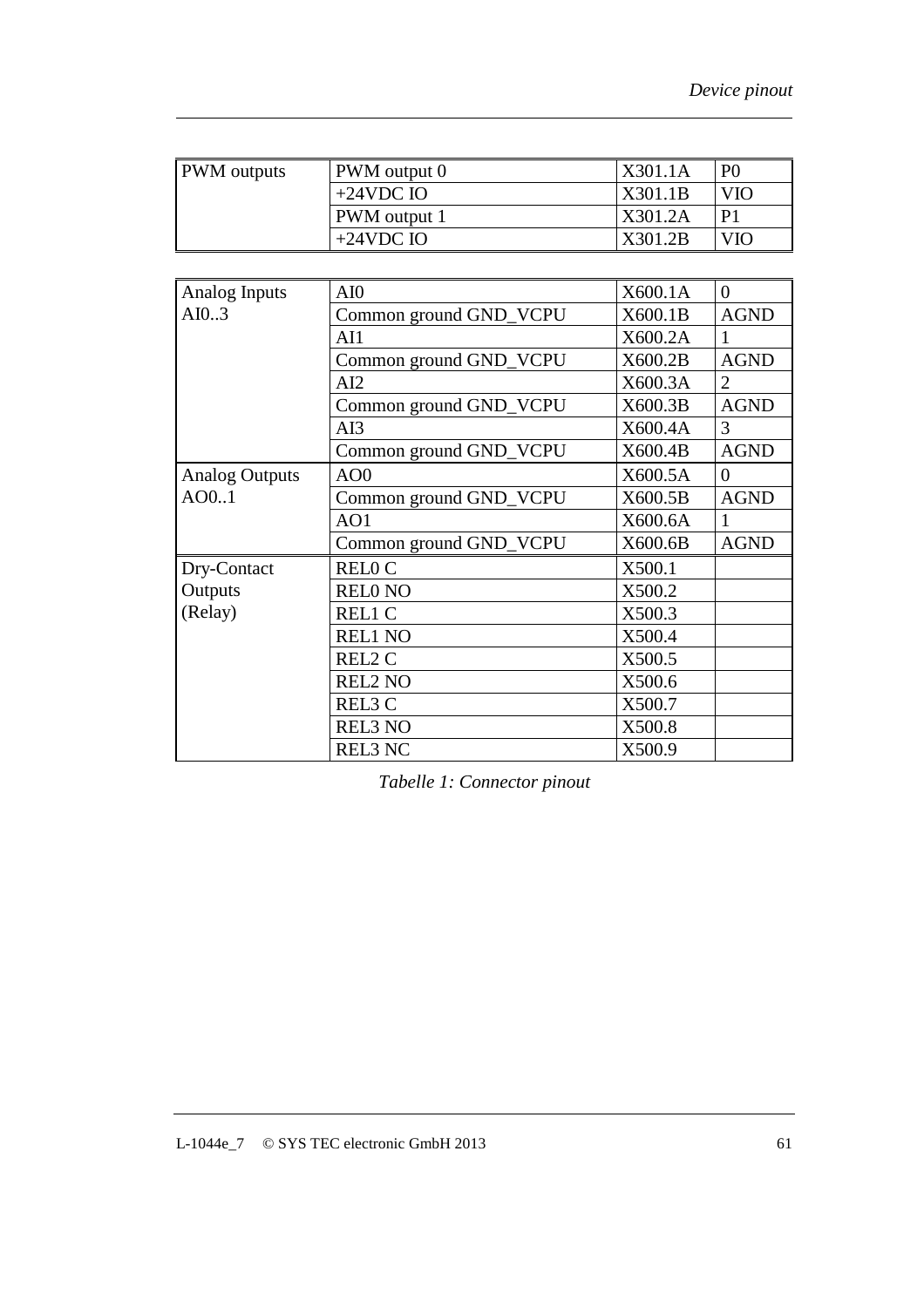| PWM outputs | PWM output 0 | X301.1A | P0 |
|---|---|---|---|
| | +24VDC IO | X301.1B | VIO |
| | PWM output 1 | X301.2A | P1 |
| | +24VDC IO | X301.2B | VIO |

| Analog Inputs AI0..3 | AI0 | X600.1A | 0 |
|---|---|---|---|
| | Common ground GND_VCPU | X600.1B | AGND |
| | AI1 | X600.2A | 1 |
| | Common ground GND_VCPU | X600.2B | AGND |
| | AI2 | X600.3A | 2 |
| | Common ground GND_VCPU | X600.3B | AGND |
| | AI3 | X600.4A | 3 |
| | Common ground GND_VCPU | X600.4B | AGND |
| Analog Outputs AO0..1 | AO0 | X600.5A | 0 |
| | Common ground GND_VCPU | X600.5B | AGND |
| | AO1 | X600.6A | 1 |
| | Common ground GND_VCPU | X600.6B | AGND |
| Dry-Contact Outputs (Relay) | REL0 C | X500.1 | |
| | REL0 NO | X500.2 | |
| | REL1 C | X500.3 | |
| | REL1 NO | X500.4 | |
| | REL2 C | X500.5 | |
| | REL2 NO | X500.6 | |
| | REL3 C | X500.7 | |
| | REL3 NO | X500.8 | |
| | REL3 NC | X500.9 | |

*Tabelle 1: Connector pinout*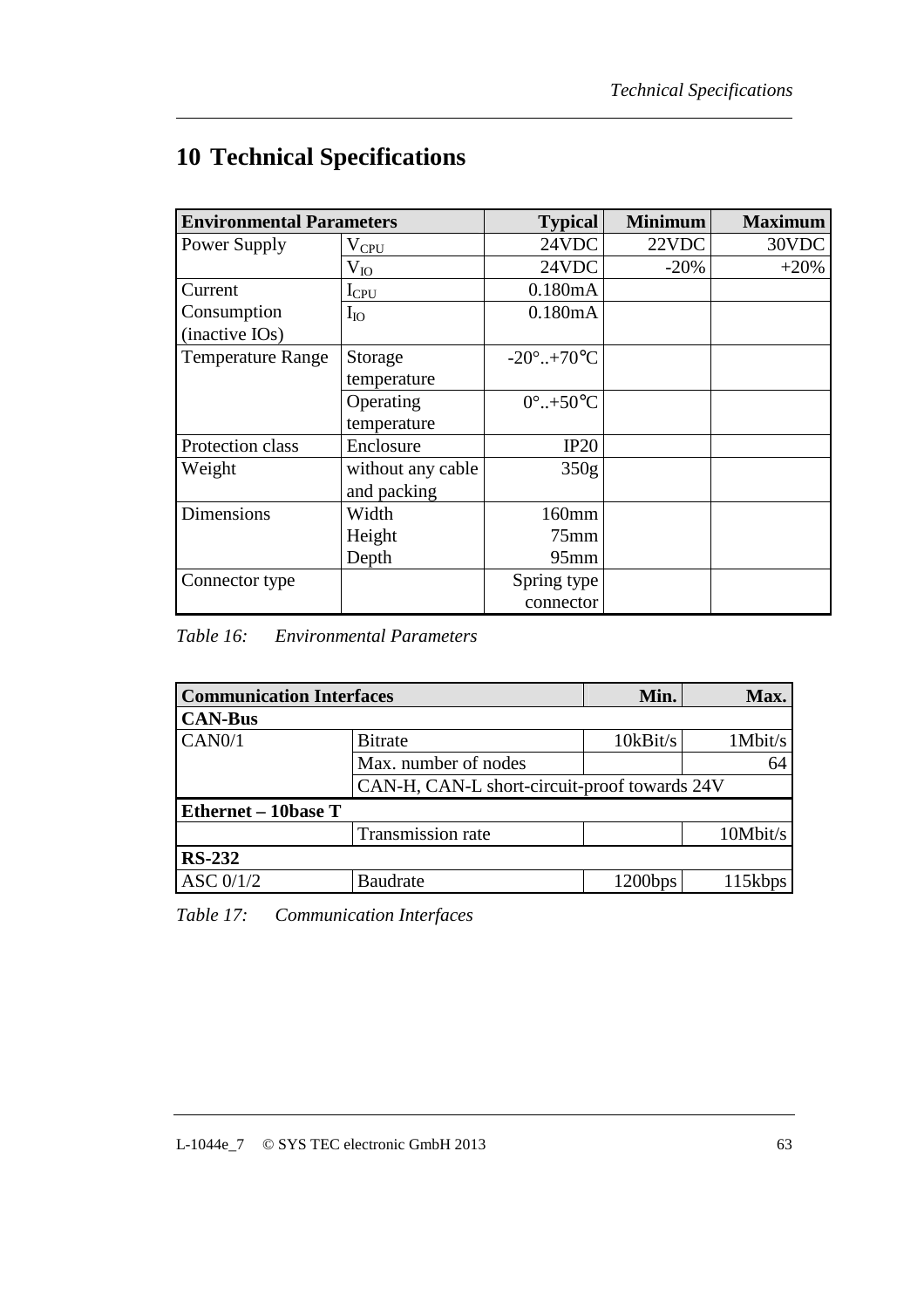# 10 Technical Specifications

| Environmental Parameters | | Typical | Minimum | Maximum |
|---|---|---|---|---|
| Power Supply | $V_{CPU}$ | 24VDC | 22VDC | 30VDC |
| | $V_{IO}$ | 24VDC | -20% | +20% |
| Current Consumption (inactive IOs) | $I_{CPU}$ | 0.180mA | | |
| | $I_{IO}$ | 0.180mA | | |
| Temperature Range | Storage temperature | -20°..+70°C | | |
| | Operating temperature | 0°..+50°C | | |
| Protection class | Enclosure | IP20 | | |
| Weight | without any cable and packing | 350g | | |
| Dimensions | Width<br>Height<br>Depth | 160mm<br>75mm<br>95mm | | |
| Connector type | | Spring type connector | | |

*Table 16: Environmental Parameters*

| Communication Interfaces | | Min. | Max. |
|---|---|---|---|
| **CAN-Bus** | | | |
| CAN0/1 | Bitrate | 10kBit/s | 1Mbit/s |
| | Max. number of nodes | | 64 |
| | CAN-H, CAN-L short-circuit-proof towards 24V | | |
| **Ethernet – 10base T** | | | |
| | Transmission rate | | 10Mbit/s |
| **RS-232** | | | |
| ASC 0/1/2 | Baudrate | 1200bps | 115kbps |

*Table 17: Communication Interfaces*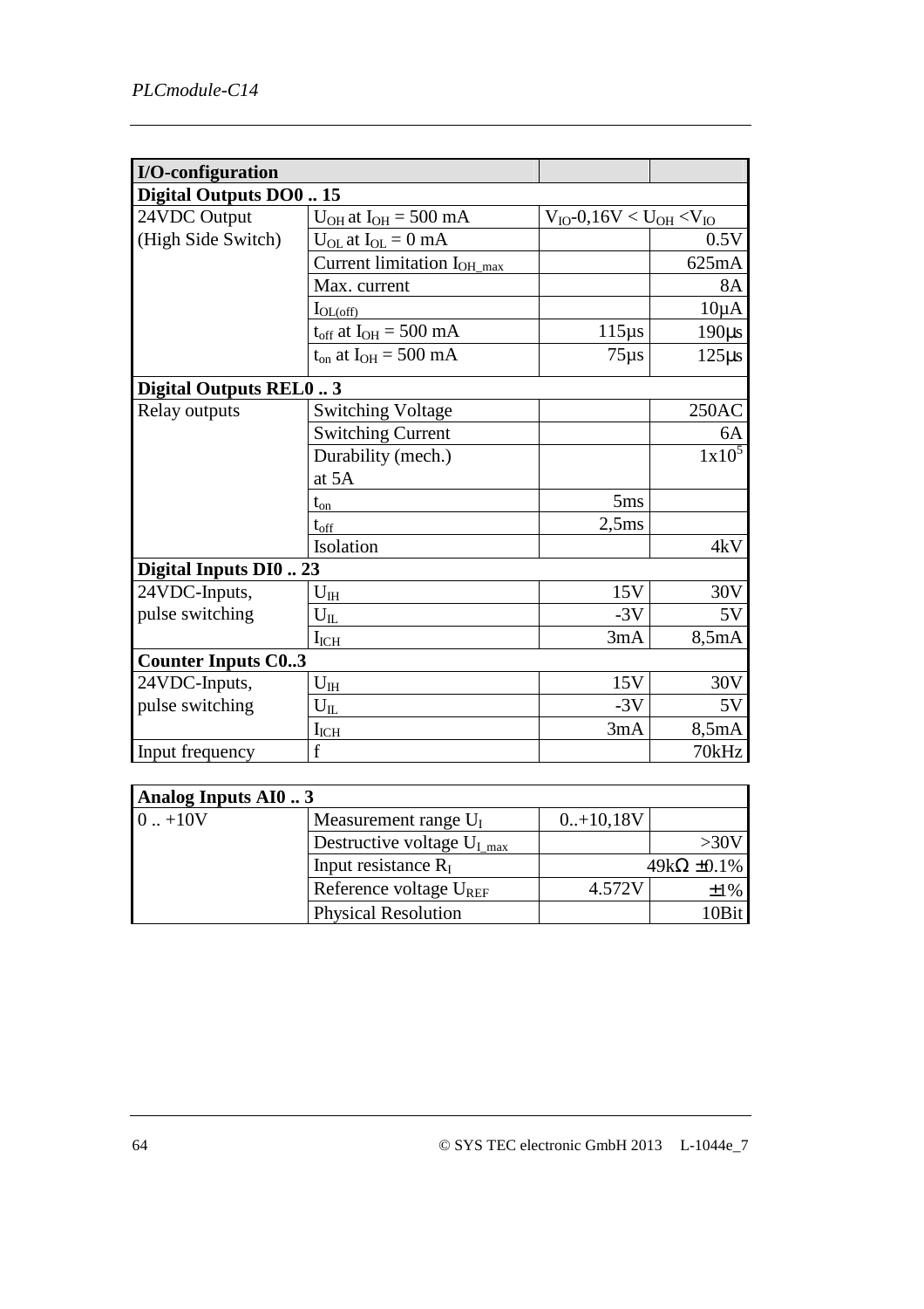| I/O-configuration | | | |
|---|---|---|---|
| **Digital Outputs DO0 .. 15** | | | |
| 24VDC Output (High Side Switch) | $U_{OH}$ at $I_{OH}$ = 500 mA | $V_{IO}$-0,16V < $U_{OH}$ <$V_{IO}$ | |
| | $U_{OL}$ at $I_{OL}$ = 0 mA | | 0.5V |
| | Current limitation $I_{OH\_max}$ | | 625mA |
| | Max. current | | 8A |
| | $I_{OL(off)}$ | | 10µA |
| | $t_{off}$ at $I_{OH}$ = 500 mA | 115µs | 190µs |
| | $t_{on}$ at $I_{OH}$ = 500 mA | 75µs | 125µs |
| **Digital Outputs REL0 .. 3** | | | |
| Relay outputs | Switching Voltage | | 250AC |
| | Switching Current | | 6A |
| | Durability (mech.) at 5A | | $1x10^5$ |
| | $t_{on}$ | 5ms | |
| | $t_{off}$ | 2,5ms | |
| | Isolation | | 4kV |
| **Digital Inputs DI0 .. 23** | | | |
| 24VDC-Inputs, pulse switching | $U_{IH}$ | 15V | 30V |
| | $U_{IL}$ | -3V | 5V |
| | $I_{ICH}$ | 3mA | 8,5mA |
| **Counter Inputs C0..3** | | | |
| 24VDC-Inputs, pulse switching | $U_{IH}$ | 15V | 30V |
| | $U_{IL}$ | -3V | 5V |
| | $I_{ICH}$ | 3mA | 8,5mA |
| Input frequency | f | | 70kHz |

| Analog Inputs AI0 .. 3 | | | |
|---|---|---|---|
| 0 .. +10V | Measurement range $U_I$ | 0..+10,18V | |
| | Destructive voltage $U_{I\_max}$ | | >30V |
| | Input resistance $R_I$ | 49kΩ ±0.1% | |
| | Reference voltage $U_{REF}$ | 4.572V | ±1% |
| | Physical Resolution | | 10Bit |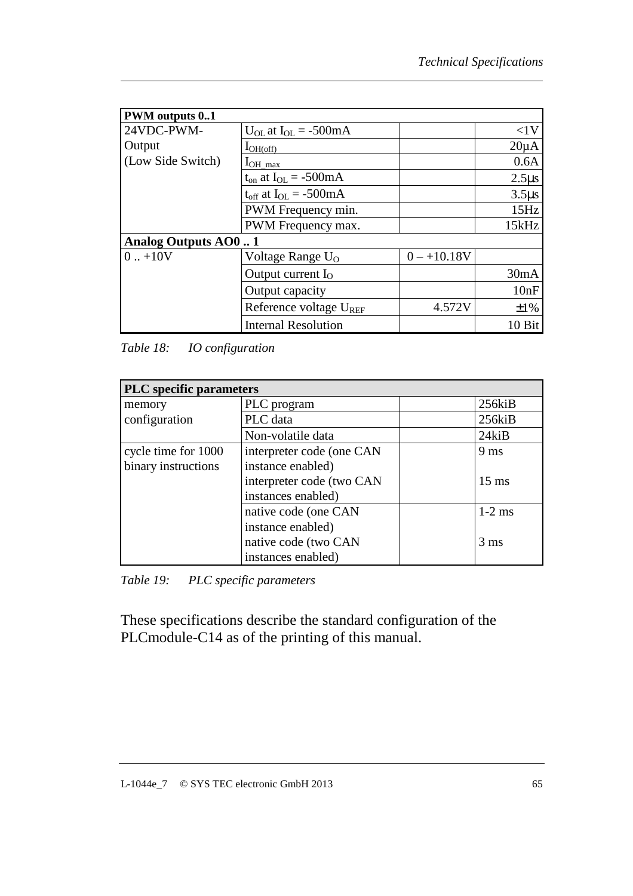| PWM outputs 0..1 | | | |
|---|---|---|---|
| 24VDC-PWM-Output (Low Side Switch) | $U_{OL}$ at $I_{OL}$ = -500mA | | <1V |
| | $I_{OH(off)}$ | | 20µA |
| | $I_{OH\_max}$ | | 0.6A |
| | $t_{on}$ at $I_{OL}$ = -500mA | | 2.5µs |
| | $t_{off}$ at $I_{OL}$ = -500mA | | 3.5µs |
| | PWM Frequency min. | | 15Hz |
| | PWM Frequency max. | | 15kHz |
| **Analog Outputs AO0 .. 1** | | | |
| 0 .. +10V | Voltage Range $U_O$ | 0 – +10.18V | |
| | Output current $I_O$ | | 30mA |
| | Output capacity | | 10nF |
| | Reference voltage $U_{REF}$ | 4.572V | ±1% |
| | Internal Resolution | | 10 Bit |

*Table 18: IO configuration*

| PLC specific parameters | | | |
|---|---|---|---|
| memory configuration | PLC program | | 256kiB |
| | PLC data | | 256kiB |
| | Non-volatile data | | 24kiB |
| cycle time for 1000 binary instructions | interpreter code (one CAN instance enabled) | | 9 ms |
| | interpreter code (two CAN instances enabled) | | 15 ms |
| | native code (one CAN instance enabled) | | 1-2 ms |
| | native code (two CAN instances enabled) | | 3 ms |

*Table 19: PLC specific parameters*

These specifications describe the standard configuration of the PLCmodule-C14 as of the printing of this manual.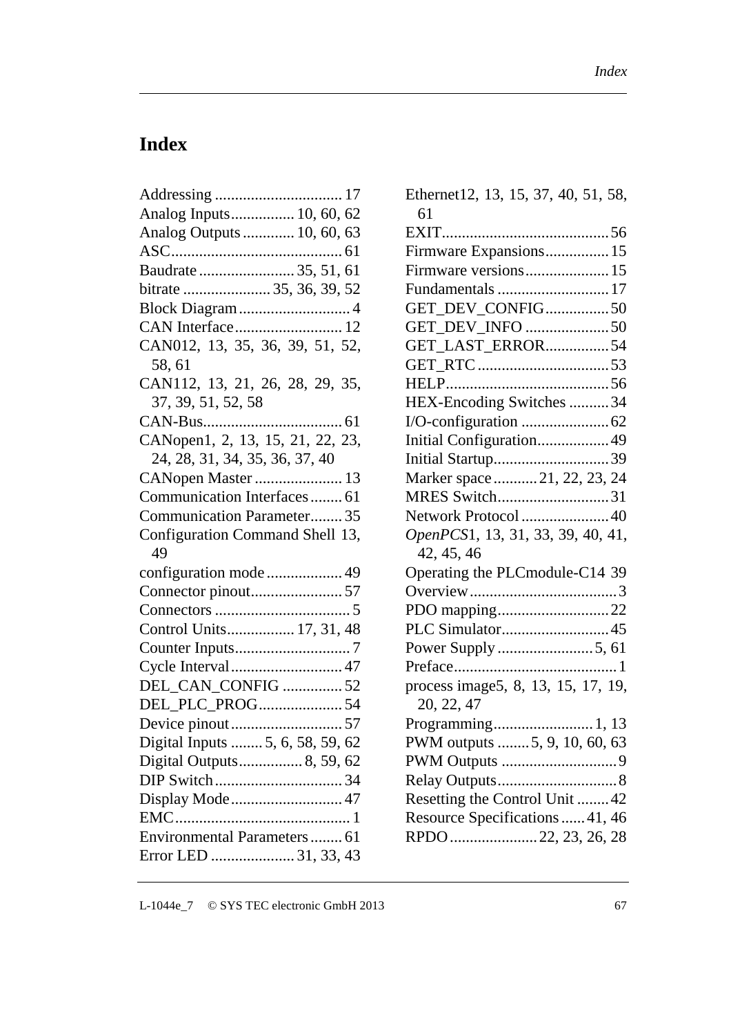# Index

Addressing ................................ 17
Analog Inputs................ 10, 60, 62
Analog Outputs............. 10, 60, 63
ASC........................................... 61
Baudrate ........................ 35, 51, 61
bitrate ...................... 35, 36, 39, 52
Block Diagram............................ 4
CAN Interface........................... 12
CAN012, 13, 35, 36, 39, 51, 52, 58, 61
CAN112, 13, 21, 26, 28, 29, 35, 37, 39, 51, 52, 58
CAN-Bus................................... 61
CANopen1, 2, 13, 15, 21, 22, 23, 24, 28, 31, 34, 35, 36, 37, 40
CANopen Master ...................... 13
Communication Interfaces........ 61
Communication Parameter........ 35
Configuration Command Shell 13, 49
configuration mode ................... 49
Connector pinout....................... 57
Connectors .................................. 5
Control Units................. 17, 31, 48
Counter Inputs............................. 7
Cycle Interval............................ 47
DEL_CAN_CONFIG ............... 52
DEL_PLC_PROG..................... 54
Device pinout............................ 57
Digital Inputs ........ 5, 6, 58, 59, 62
Digital Outputs................ 8, 59, 62
DIP Switch................................ 34
Display Mode............................ 47
EMC............................................ 1
Environmental Parameters........ 61
Error LED ..................... 31, 33, 43
Ethernet12, 13, 15, 37, 40, 51, 58, 61
EXIT.......................................... 56
Firmware Expansions................ 15
Firmware versions..................... 15
Fundamentals ............................ 17
GET_DEV_CONFIG................ 50
GET_DEV_INFO ..................... 50
GET_LAST_ERROR................ 54
GET_RTC ................................. 53
HELP......................................... 56
HEX-Encoding Switches .......... 34
I/O-configuration ...................... 62
Initial Configuration.................. 49
Initial Startup............................. 39
Marker space ........... 21, 22, 23, 24
MRES Switch............................ 31
Network Protocol...................... 40
*OpenPCS*1, 13, 31, 33, 39, 40, 41, 42, 45, 46
Operating the PLCmodule-C14 39
Overview..................................... 3
PDO mapping............................ 22
PLC Simulator........................... 45
Power Supply ........................ 5, 61
Preface......................................... 1
process image5, 8, 13, 15, 17, 19, 20, 22, 47
Programming......................... 1, 13
PWM outputs ........ 5, 9, 10, 60, 63
PWM Outputs ............................. 9
Relay Outputs.............................. 8
Resetting the Control Unit ........ 42
Resource Specifications...... 41, 46
RPDO...................... 22, 23, 26, 28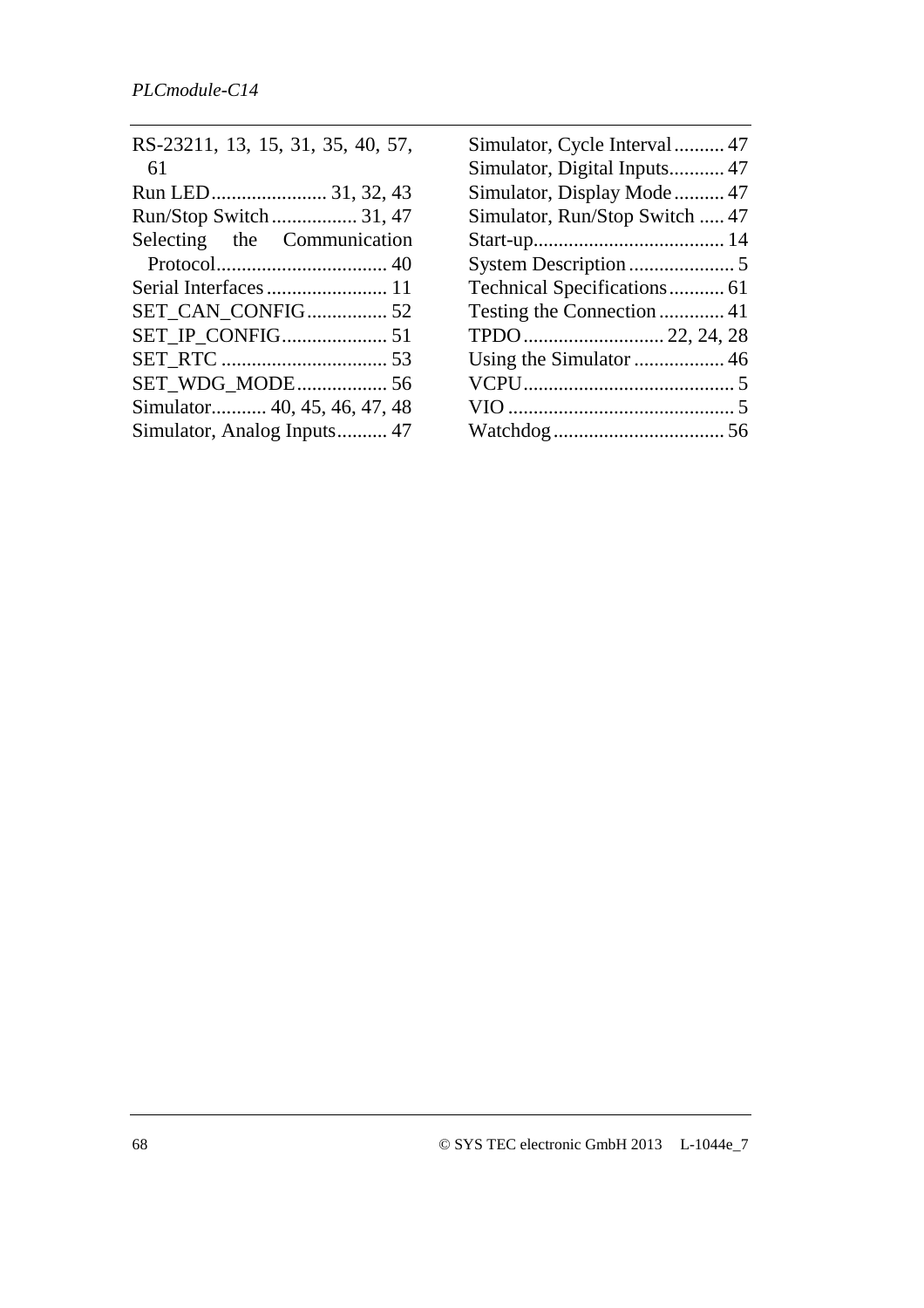RS-232 11, 13, 15, 31, 35, 40, 57, 61
Run LED ........................ 31, 32, 43
Run/Stop Switch ................. 31, 47
Selecting the Communication Protocol .................................. 40
Serial Interfaces ........................ 11
SET_CAN_CONFIG ................ 52
SET_IP_CONFIG ..................... 51
SET_RTC ................................. 53
SET_WDG_MODE .................. 56
Simulator........... 40, 45, 46, 47, 48
Simulator, Analog Inputs.......... 47
Simulator, Cycle Interval .......... 47
Simulator, Digital Inputs........... 47
Simulator, Display Mode .......... 47
Simulator, Run/Stop Switch ..... 47
Start-up...................................... 14
System Description ..................... 5
Technical Specifications ........... 61
Testing the Connection ............. 41
TPDO ............................ 22, 24, 28
Using the Simulator .................. 46
VCPU .......................................... 5
VIO ............................................. 5
Watchdog .................................. 56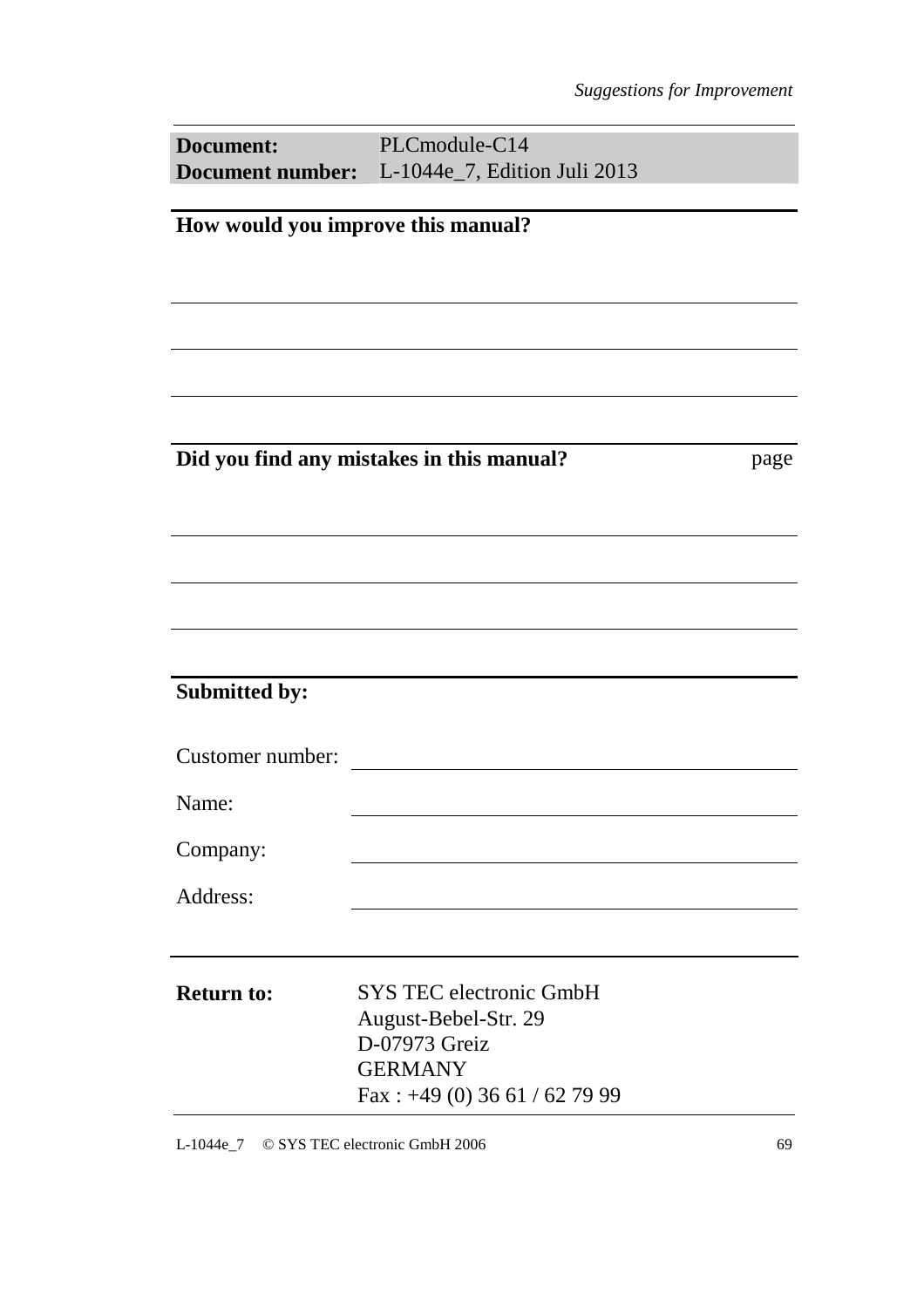| **Document:** | PLCmodule-C14 |
| --- | --- |
| **Document number:** | L-1044e_7, Edition Juli 2013 |

**How would you improve this manual?**

---

---

---

**Did you find any mistakes in this manual?** page

---

---

---

**Submitted by:**

Customer number: ____________________

Name: ____________________

Company: ____________________

Address: ____________________

**Return to:**

SYS TEC electronic GmbH
August-Bebel-Str. 29
D-07973 Greiz
GERMANY
Fax : +49 (0) 36 61 / 62 79 99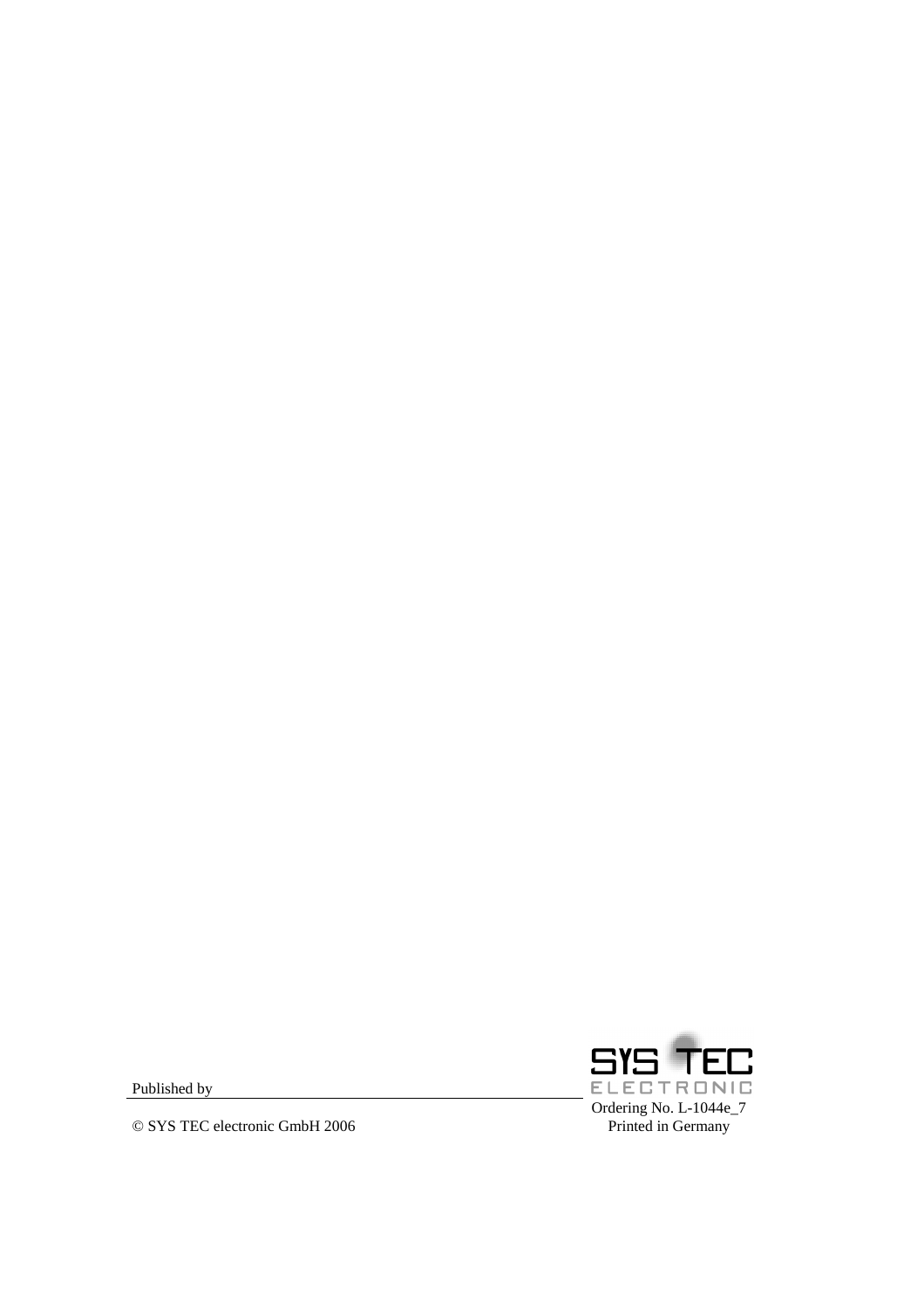Published by

SYS TEC ELECTRONIC

© SYS TEC electronic GmbH 2006

Ordering No. L-1044e_7
Printed in Germany